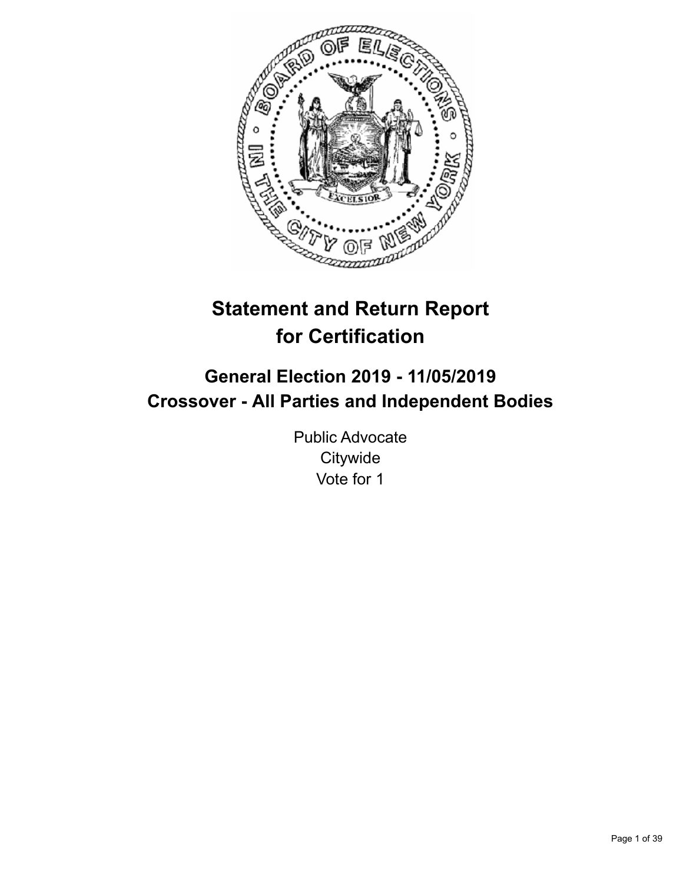# Statement and Return Report for Certification

## General Election 2019 - 11/05/2019

## Crossover - All Parties and Independent Bodies

Public Advocate
Citywide
Vote for 1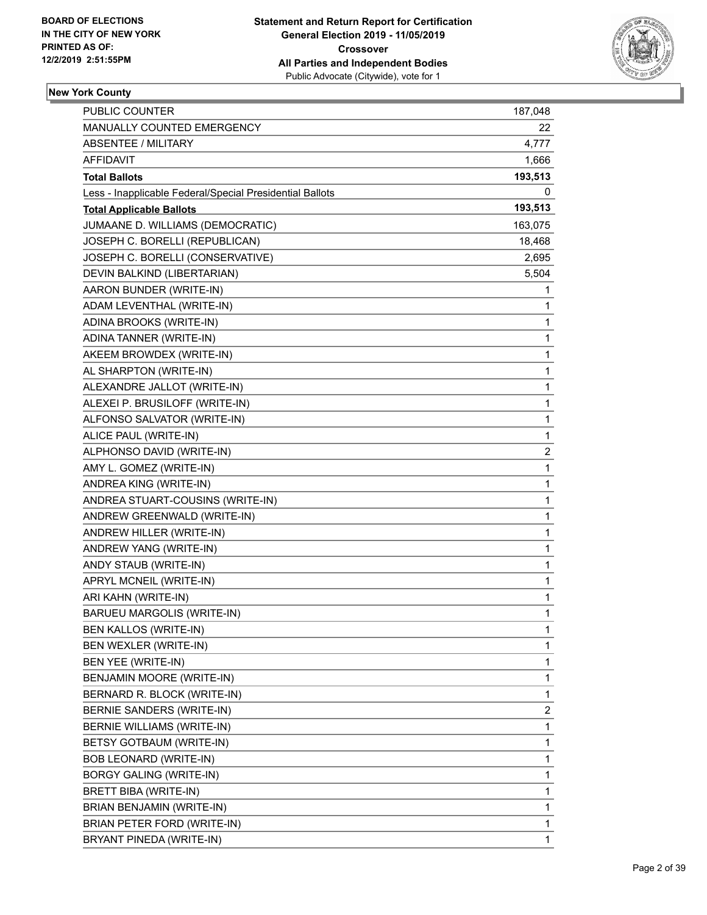**New York County**

| | |
|---|---|
| PUBLIC COUNTER | 187,048 |
| MANUALLY COUNTED EMERGENCY | 22 |
| ABSENTEE / MILITARY | 4,777 |
| AFFIDAVIT | 1,666 |
| **Total Ballots** | **193,513** |
| Less - Inapplicable Federal/Special Presidential Ballots | 0 |
| **Total Applicable Ballots** | **193,513** |
| JUMAANE D. WILLIAMS (DEMOCRATIC) | 163,075 |
| JOSEPH C. BORELLI (REPUBLICAN) | 18,468 |
| JOSEPH C. BORELLI (CONSERVATIVE) | 2,695 |
| DEVIN BALKIND (LIBERTARIAN) | 5,504 |
| AARON BUNDER (WRITE-IN) | 1 |
| ADAM LEVENTHAL (WRITE-IN) | 1 |
| ADINA BROOKS (WRITE-IN) | 1 |
| ADINA TANNER (WRITE-IN) | 1 |
| AKEEM BROWDEX (WRITE-IN) | 1 |
| AL SHARPTON (WRITE-IN) | 1 |
| ALEXANDRE JALLOT (WRITE-IN) | 1 |
| ALEXEI P. BRUSILOFF (WRITE-IN) | 1 |
| ALFONSO SALVATOR (WRITE-IN) | 1 |
| ALICE PAUL (WRITE-IN) | 1 |
| ALPHONSO DAVID (WRITE-IN) | 2 |
| AMY L. GOMEZ (WRITE-IN) | 1 |
| ANDREA KING (WRITE-IN) | 1 |
| ANDREA STUART-COUSINS (WRITE-IN) | 1 |
| ANDREW GREENWALD (WRITE-IN) | 1 |
| ANDREW HILLER (WRITE-IN) | 1 |
| ANDREW YANG (WRITE-IN) | 1 |
| ANDY STAUB (WRITE-IN) | 1 |
| APRYL MCNEIL (WRITE-IN) | 1 |
| ARI KAHN (WRITE-IN) | 1 |
| BARUEU MARGOLIS (WRITE-IN) | 1 |
| BEN KALLOS (WRITE-IN) | 1 |
| BEN WEXLER (WRITE-IN) | 1 |
| BEN YEE (WRITE-IN) | 1 |
| BENJAMIN MOORE (WRITE-IN) | 1 |
| BERNARD R. BLOCK (WRITE-IN) | 1 |
| BERNIE SANDERS (WRITE-IN) | 2 |
| BERNIE WILLIAMS (WRITE-IN) | 1 |
| BETSY GOTBAUM (WRITE-IN) | 1 |
| BOB LEONARD (WRITE-IN) | 1 |
| BORGY GALING (WRITE-IN) | 1 |
| BRETT BIBA (WRITE-IN) | 1 |
| BRIAN BENJAMIN (WRITE-IN) | 1 |
| BRIAN PETER FORD (WRITE-IN) | 1 |
| BRYANT PINEDA (WRITE-IN) | 1 |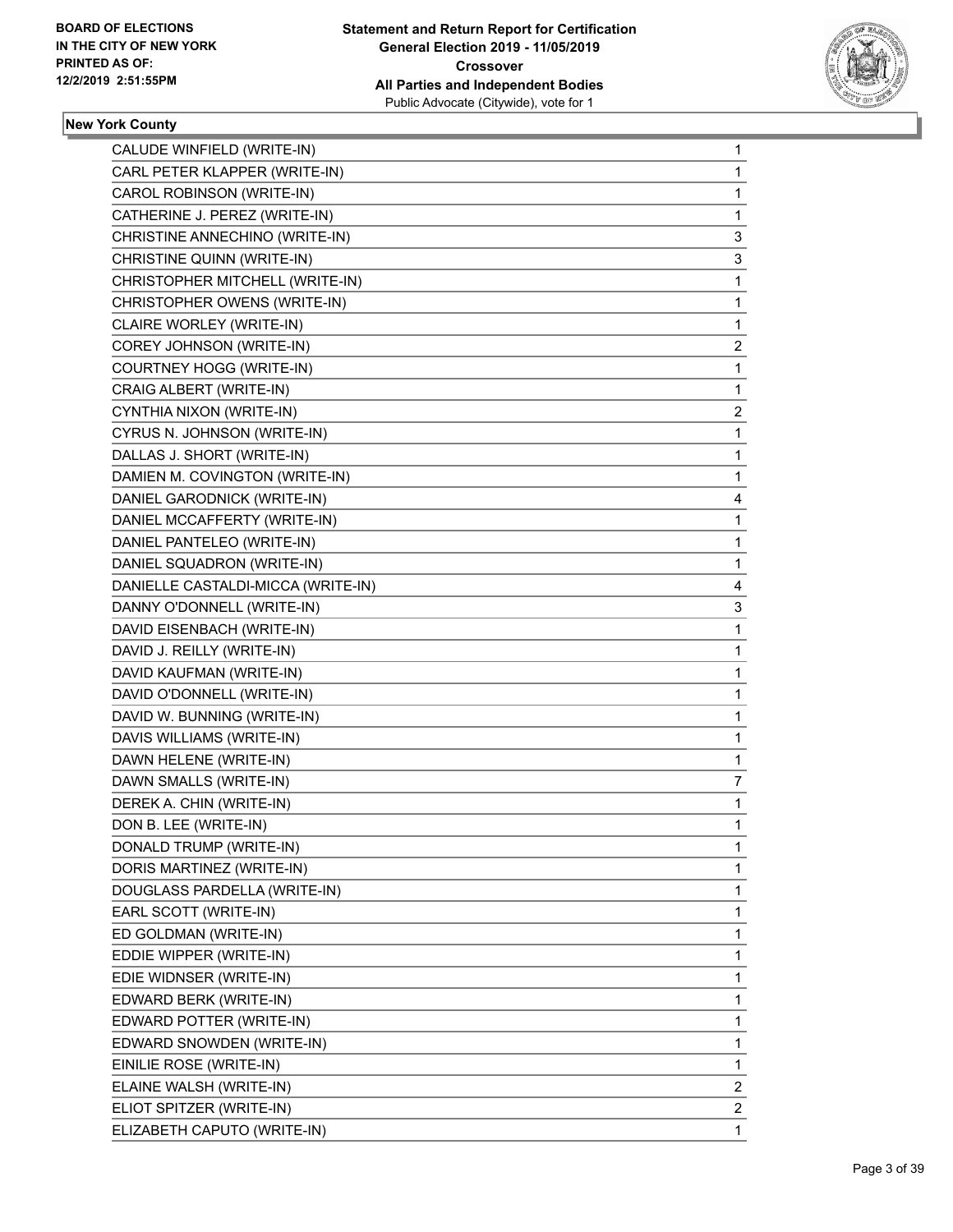## New York County

| | |
|---|---|
| CALUDE WINFIELD (WRITE-IN) | 1 |
| CARL PETER KLAPPER (WRITE-IN) | 1 |
| CAROL ROBINSON (WRITE-IN) | 1 |
| CATHERINE J. PEREZ (WRITE-IN) | 1 |
| CHRISTINE ANNECHINO (WRITE-IN) | 3 |
| CHRISTINE QUINN (WRITE-IN) | 3 |
| CHRISTOPHER MITCHELL (WRITE-IN) | 1 |
| CHRISTOPHER OWENS (WRITE-IN) | 1 |
| CLAIRE WORLEY (WRITE-IN) | 1 |
| COREY JOHNSON (WRITE-IN) | 2 |
| COURTNEY HOGG (WRITE-IN) | 1 |
| CRAIG ALBERT (WRITE-IN) | 1 |
| CYNTHIA NIXON (WRITE-IN) | 2 |
| CYRUS N. JOHNSON (WRITE-IN) | 1 |
| DALLAS J. SHORT (WRITE-IN) | 1 |
| DAMIEN M. COVINGTON (WRITE-IN) | 1 |
| DANIEL GARODNICK (WRITE-IN) | 4 |
| DANIEL MCCAFFERTY (WRITE-IN) | 1 |
| DANIEL PANTELEO (WRITE-IN) | 1 |
| DANIEL SQUADRON (WRITE-IN) | 1 |
| DANIELLE CASTALDI-MICCA (WRITE-IN) | 4 |
| DANNY O'DONNELL (WRITE-IN) | 3 |
| DAVID EISENBACH (WRITE-IN) | 1 |
| DAVID J. REILLY (WRITE-IN) | 1 |
| DAVID KAUFMAN (WRITE-IN) | 1 |
| DAVID O'DONNELL (WRITE-IN) | 1 |
| DAVID W. BUNNING (WRITE-IN) | 1 |
| DAVIS WILLIAMS (WRITE-IN) | 1 |
| DAWN HELENE (WRITE-IN) | 1 |
| DAWN SMALLS (WRITE-IN) | 7 |
| DEREK A. CHIN (WRITE-IN) | 1 |
| DON B. LEE (WRITE-IN) | 1 |
| DONALD TRUMP (WRITE-IN) | 1 |
| DORIS MARTINEZ (WRITE-IN) | 1 |
| DOUGLASS PARDELLA (WRITE-IN) | 1 |
| EARL SCOTT (WRITE-IN) | 1 |
| ED GOLDMAN (WRITE-IN) | 1 |
| EDDIE WIPPER (WRITE-IN) | 1 |
| EDIE WIDNSER (WRITE-IN) | 1 |
| EDWARD BERK (WRITE-IN) | 1 |
| EDWARD POTTER (WRITE-IN) | 1 |
| EDWARD SNOWDEN (WRITE-IN) | 1 |
| EINILIE ROSE (WRITE-IN) | 1 |
| ELAINE WALSH (WRITE-IN) | 2 |
| ELIOT SPITZER (WRITE-IN) | 2 |
| ELIZABETH CAPUTO (WRITE-IN) | 1 |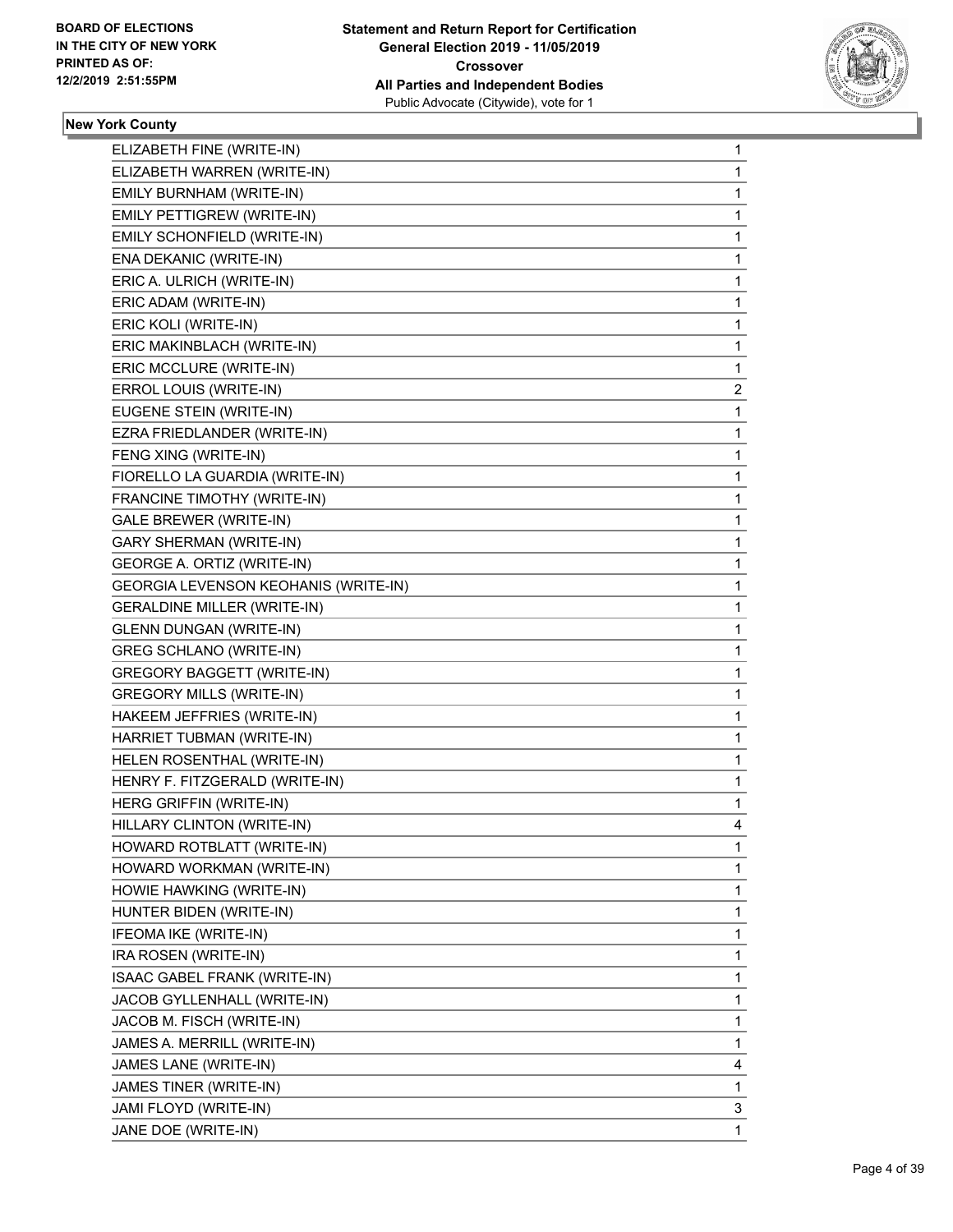### New York County

| Candidate | Votes |
|---|---|
| ELIZABETH FINE (WRITE-IN) | 1 |
| ELIZABETH WARREN (WRITE-IN) | 1 |
| EMILY BURNHAM (WRITE-IN) | 1 |
| EMILY PETTIGREW (WRITE-IN) | 1 |
| EMILY SCHONFIELD (WRITE-IN) | 1 |
| ENA DEKANIC (WRITE-IN) | 1 |
| ERIC A. ULRICH (WRITE-IN) | 1 |
| ERIC ADAM (WRITE-IN) | 1 |
| ERIC KOLI (WRITE-IN) | 1 |
| ERIC MAKINBLACH (WRITE-IN) | 1 |
| ERIC MCCLURE (WRITE-IN) | 1 |
| ERROL LOUIS (WRITE-IN) | 2 |
| EUGENE STEIN (WRITE-IN) | 1 |
| EZRA FRIEDLANDER (WRITE-IN) | 1 |
| FENG XING (WRITE-IN) | 1 |
| FIORELLO LA GUARDIA (WRITE-IN) | 1 |
| FRANCINE TIMOTHY (WRITE-IN) | 1 |
| GALE BREWER (WRITE-IN) | 1 |
| GARY SHERMAN (WRITE-IN) | 1 |
| GEORGE A. ORTIZ (WRITE-IN) | 1 |
| GEORGIA LEVENSON KEOHANIS (WRITE-IN) | 1 |
| GERALDINE MILLER (WRITE-IN) | 1 |
| GLENN DUNGAN (WRITE-IN) | 1 |
| GREG SCHLANO (WRITE-IN) | 1 |
| GREGORY BAGGETT (WRITE-IN) | 1 |
| GREGORY MILLS (WRITE-IN) | 1 |
| HAKEEM JEFFRIES (WRITE-IN) | 1 |
| HARRIET TUBMAN (WRITE-IN) | 1 |
| HELEN ROSENTHAL (WRITE-IN) | 1 |
| HENRY F. FITZGERALD (WRITE-IN) | 1 |
| HERG GRIFFIN (WRITE-IN) | 1 |
| HILLARY CLINTON (WRITE-IN) | 4 |
| HOWARD ROTBLATT (WRITE-IN) | 1 |
| HOWARD WORKMAN (WRITE-IN) | 1 |
| HOWIE HAWKING (WRITE-IN) | 1 |
| HUNTER BIDEN (WRITE-IN) | 1 |
| IFEOMA IKE (WRITE-IN) | 1 |
| IRA ROSEN (WRITE-IN) | 1 |
| ISAAC GABEL FRANK (WRITE-IN) | 1 |
| JACOB GYLLENHALL (WRITE-IN) | 1 |
| JACOB M. FISCH (WRITE-IN) | 1 |
| JAMES A. MERRILL (WRITE-IN) | 1 |
| JAMES LANE (WRITE-IN) | 4 |
| JAMES TINER (WRITE-IN) | 1 |
| JAMI FLOYD (WRITE-IN) | 3 |
| JANE DOE (WRITE-IN) | 1 |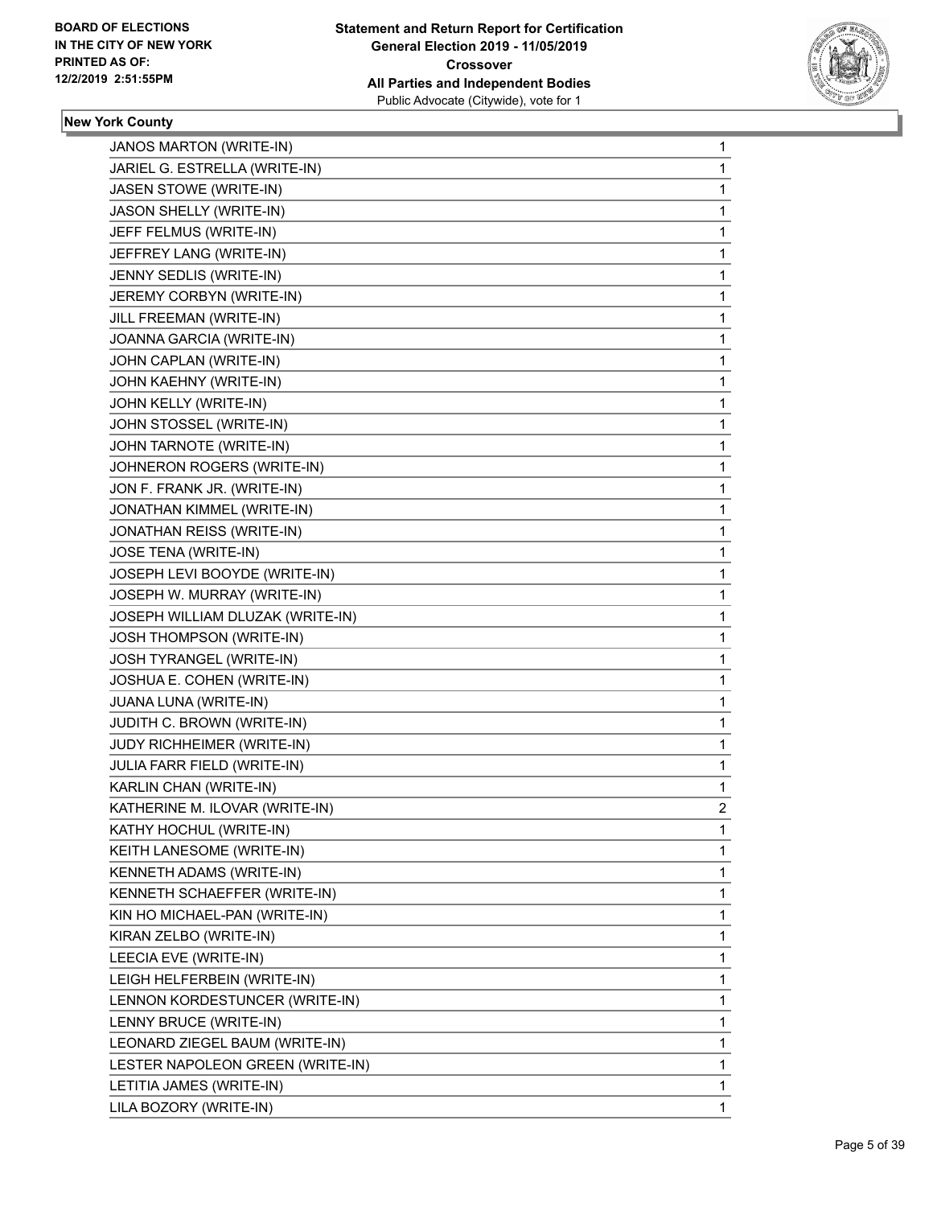**BOARD OF ELECTIONS IN THE CITY OF NEW YORK PRINTED AS OF: 12/2/2019 2:51:55PM**

**Statement and Return Report for Certification General Election 2019 - 11/05/2019 Crossover All Parties and Independent Bodies**

Public Advocate (Citywide), vote for 1

### New York County

| | |
|---|---|
| JANOS MARTON (WRITE-IN) | 1 |
| JARIEL G. ESTRELLA (WRITE-IN) | 1 |
| JASEN STOWE (WRITE-IN) | 1 |
| JASON SHELLY (WRITE-IN) | 1 |
| JEFF FELMUS (WRITE-IN) | 1 |
| JEFFREY LANG (WRITE-IN) | 1 |
| JENNY SEDLIS (WRITE-IN) | 1 |
| JEREMY CORBYN (WRITE-IN) | 1 |
| JILL FREEMAN (WRITE-IN) | 1 |
| JOANNA GARCIA (WRITE-IN) | 1 |
| JOHN CAPLAN (WRITE-IN) | 1 |
| JOHN KAEHNY (WRITE-IN) | 1 |
| JOHN KELLY (WRITE-IN) | 1 |
| JOHN STOSSEL (WRITE-IN) | 1 |
| JOHN TARNOTE (WRITE-IN) | 1 |
| JOHNERON ROGERS (WRITE-IN) | 1 |
| JON F. FRANK JR. (WRITE-IN) | 1 |
| JONATHAN KIMMEL (WRITE-IN) | 1 |
| JONATHAN REISS (WRITE-IN) | 1 |
| JOSE TENA (WRITE-IN) | 1 |
| JOSEPH LEVI BOOYDE (WRITE-IN) | 1 |
| JOSEPH W. MURRAY (WRITE-IN) | 1 |
| JOSEPH WILLIAM DLUZAK (WRITE-IN) | 1 |
| JOSH THOMPSON (WRITE-IN) | 1 |
| JOSH TYRANGEL (WRITE-IN) | 1 |
| JOSHUA E. COHEN (WRITE-IN) | 1 |
| JUANA LUNA (WRITE-IN) | 1 |
| JUDITH C. BROWN (WRITE-IN) | 1 |
| JUDY RICHHEIMER (WRITE-IN) | 1 |
| JULIA FARR FIELD (WRITE-IN) | 1 |
| KARLIN CHAN (WRITE-IN) | 1 |
| KATHERINE M. ILOVAR (WRITE-IN) | 2 |
| KATHY HOCHUL (WRITE-IN) | 1 |
| KEITH LANESOME (WRITE-IN) | 1 |
| KENNETH ADAMS (WRITE-IN) | 1 |
| KENNETH SCHAEFFER (WRITE-IN) | 1 |
| KIN HO MICHAEL-PAN (WRITE-IN) | 1 |
| KIRAN ZELBO (WRITE-IN) | 1 |
| LEECIA EVE (WRITE-IN) | 1 |
| LEIGH HELFERBEIN (WRITE-IN) | 1 |
| LENNON KORDESTUNCER (WRITE-IN) | 1 |
| LENNY BRUCE (WRITE-IN) | 1 |
| LEONARD ZIEGEL BAUM (WRITE-IN) | 1 |
| LESTER NAPOLEON GREEN (WRITE-IN) | 1 |
| LETITIA JAMES (WRITE-IN) | 1 |
| LILA BOZORY (WRITE-IN) | 1 |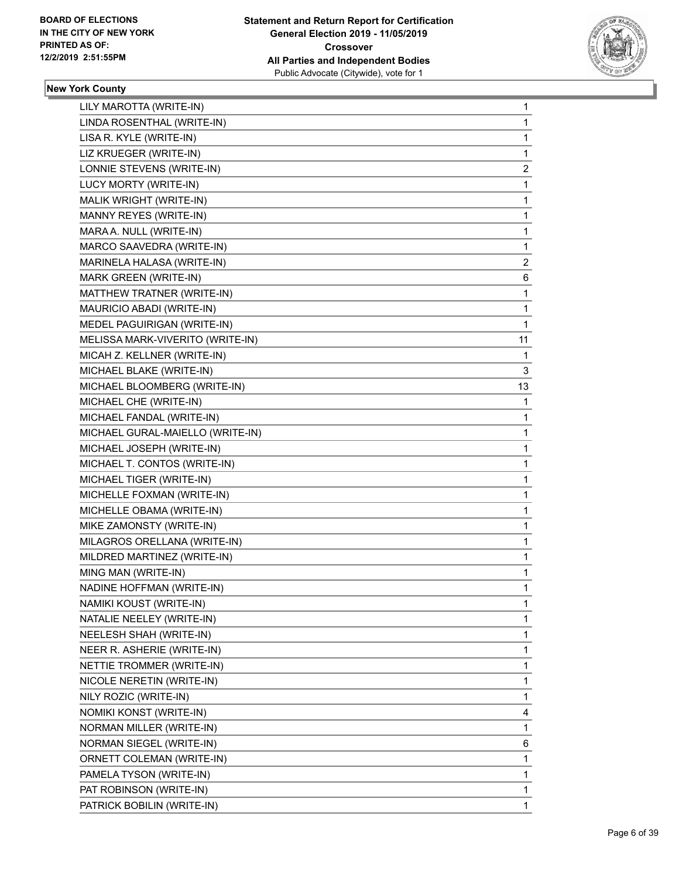BOARD OF ELECTIONS
IN THE CITY OF NEW YORK
PRINTED AS OF:
12/2/2019 2:51:55PM

**Statement and Return Report for Certification**
**General Election 2019 - 11/05/2019**
**Crossover**
**All Parties and Independent Bodies**
Public Advocate (Citywide), vote for 1

**New York County**

| | |
|---|---|
| LILY MAROTTA (WRITE-IN) | 1 |
| LINDA ROSENTHAL (WRITE-IN) | 1 |
| LISA R. KYLE (WRITE-IN) | 1 |
| LIZ KRUEGER (WRITE-IN) | 1 |
| LONNIE STEVENS (WRITE-IN) | 2 |
| LUCY MORTY (WRITE-IN) | 1 |
| MALIK WRIGHT (WRITE-IN) | 1 |
| MANNY REYES (WRITE-IN) | 1 |
| MARA A. NULL (WRITE-IN) | 1 |
| MARCO SAAVEDRA (WRITE-IN) | 1 |
| MARINELA HALASA (WRITE-IN) | 2 |
| MARK GREEN (WRITE-IN) | 6 |
| MATTHEW TRATNER (WRITE-IN) | 1 |
| MAURICIO ABADI (WRITE-IN) | 1 |
| MEDEL PAGUIRIGAN (WRITE-IN) | 1 |
| MELISSA MARK-VIVERITO (WRITE-IN) | 11 |
| MICAH Z. KELLNER (WRITE-IN) | 1 |
| MICHAEL BLAKE (WRITE-IN) | 3 |
| MICHAEL BLOOMBERG (WRITE-IN) | 13 |
| MICHAEL CHE (WRITE-IN) | 1 |
| MICHAEL FANDAL (WRITE-IN) | 1 |
| MICHAEL GURAL-MAIELLO (WRITE-IN) | 1 |
| MICHAEL JOSEPH (WRITE-IN) | 1 |
| MICHAEL T. CONTOS (WRITE-IN) | 1 |
| MICHAEL TIGER (WRITE-IN) | 1 |
| MICHELLE FOXMAN (WRITE-IN) | 1 |
| MICHELLE OBAMA (WRITE-IN) | 1 |
| MIKE ZAMONSTY (WRITE-IN) | 1 |
| MILAGROS ORELLANA (WRITE-IN) | 1 |
| MILDRED MARTINEZ (WRITE-IN) | 1 |
| MING MAN (WRITE-IN) | 1 |
| NADINE HOFFMAN (WRITE-IN) | 1 |
| NAMIKI KOUST (WRITE-IN) | 1 |
| NATALIE NEELEY (WRITE-IN) | 1 |
| NEELESH SHAH (WRITE-IN) | 1 |
| NEER R. ASHERIE (WRITE-IN) | 1 |
| NETTIE TROMMER (WRITE-IN) | 1 |
| NICOLE NERETIN (WRITE-IN) | 1 |
| NILY ROZIC (WRITE-IN) | 1 |
| NOMIKI KONST (WRITE-IN) | 4 |
| NORMAN MILLER (WRITE-IN) | 1 |
| NORMAN SIEGEL (WRITE-IN) | 6 |
| ORNETT COLEMAN (WRITE-IN) | 1 |
| PAMELA TYSON (WRITE-IN) | 1 |
| PAT ROBINSON (WRITE-IN) | 1 |
| PATRICK BOBILIN (WRITE-IN) | 1 |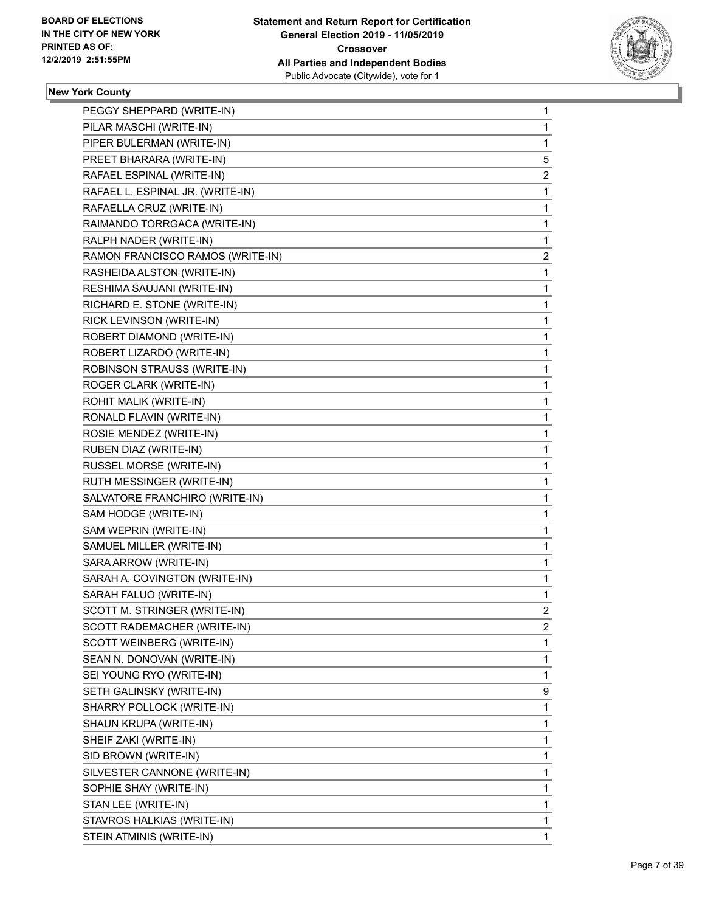**BOARD OF ELECTIONS IN THE CITY OF NEW YORK PRINTED AS OF: 12/2/2019 2:51:55PM**

**Statement and Return Report for Certification General Election 2019 - 11/05/2019 Crossover All Parties and Independent Bodies**
Public Advocate (Citywide), vote for 1

### New York County

| | |
|---|---|
| PEGGY SHEPPARD (WRITE-IN) | 1 |
| PILAR MASCHI (WRITE-IN) | 1 |
| PIPER BULERMAN (WRITE-IN) | 1 |
| PREET BHARARA (WRITE-IN) | 5 |
| RAFAEL ESPINAL (WRITE-IN) | 2 |
| RAFAEL L. ESPINAL JR. (WRITE-IN) | 1 |
| RAFAELLA CRUZ (WRITE-IN) | 1 |
| RAIMANDO TORRGACA (WRITE-IN) | 1 |
| RALPH NADER (WRITE-IN) | 1 |
| RAMON FRANCISCO RAMOS (WRITE-IN) | 2 |
| RASHEIDA ALSTON (WRITE-IN) | 1 |
| RESHIMA SAUJANI (WRITE-IN) | 1 |
| RICHARD E. STONE (WRITE-IN) | 1 |
| RICK LEVINSON (WRITE-IN) | 1 |
| ROBERT DIAMOND (WRITE-IN) | 1 |
| ROBERT LIZARDO (WRITE-IN) | 1 |
| ROBINSON STRAUSS (WRITE-IN) | 1 |
| ROGER CLARK (WRITE-IN) | 1 |
| ROHIT MALIK (WRITE-IN) | 1 |
| RONALD FLAVIN (WRITE-IN) | 1 |
| ROSIE MENDEZ (WRITE-IN) | 1 |
| RUBEN DIAZ (WRITE-IN) | 1 |
| RUSSEL MORSE (WRITE-IN) | 1 |
| RUTH MESSINGER (WRITE-IN) | 1 |
| SALVATORE FRANCHIRO (WRITE-IN) | 1 |
| SAM HODGE (WRITE-IN) | 1 |
| SAM WEPRIN (WRITE-IN) | 1 |
| SAMUEL MILLER (WRITE-IN) | 1 |
| SARA ARROW (WRITE-IN) | 1 |
| SARAH A. COVINGTON (WRITE-IN) | 1 |
| SARAH FALUO (WRITE-IN) | 1 |
| SCOTT M. STRINGER (WRITE-IN) | 2 |
| SCOTT RADEMACHER (WRITE-IN) | 2 |
| SCOTT WEINBERG (WRITE-IN) | 1 |
| SEAN N. DONOVAN (WRITE-IN) | 1 |
| SEI YOUNG RYO (WRITE-IN) | 1 |
| SETH GALINSKY (WRITE-IN) | 9 |
| SHARRY POLLOCK (WRITE-IN) | 1 |
| SHAUN KRUPA (WRITE-IN) | 1 |
| SHEIF ZAKI (WRITE-IN) | 1 |
| SID BROWN (WRITE-IN) | 1 |
| SILVESTER CANNONE (WRITE-IN) | 1 |
| SOPHIE SHAY (WRITE-IN) | 1 |
| STAN LEE (WRITE-IN) | 1 |
| STAVROS HALKIAS (WRITE-IN) | 1 |
| STEIN ATMINIS (WRITE-IN) | 1 |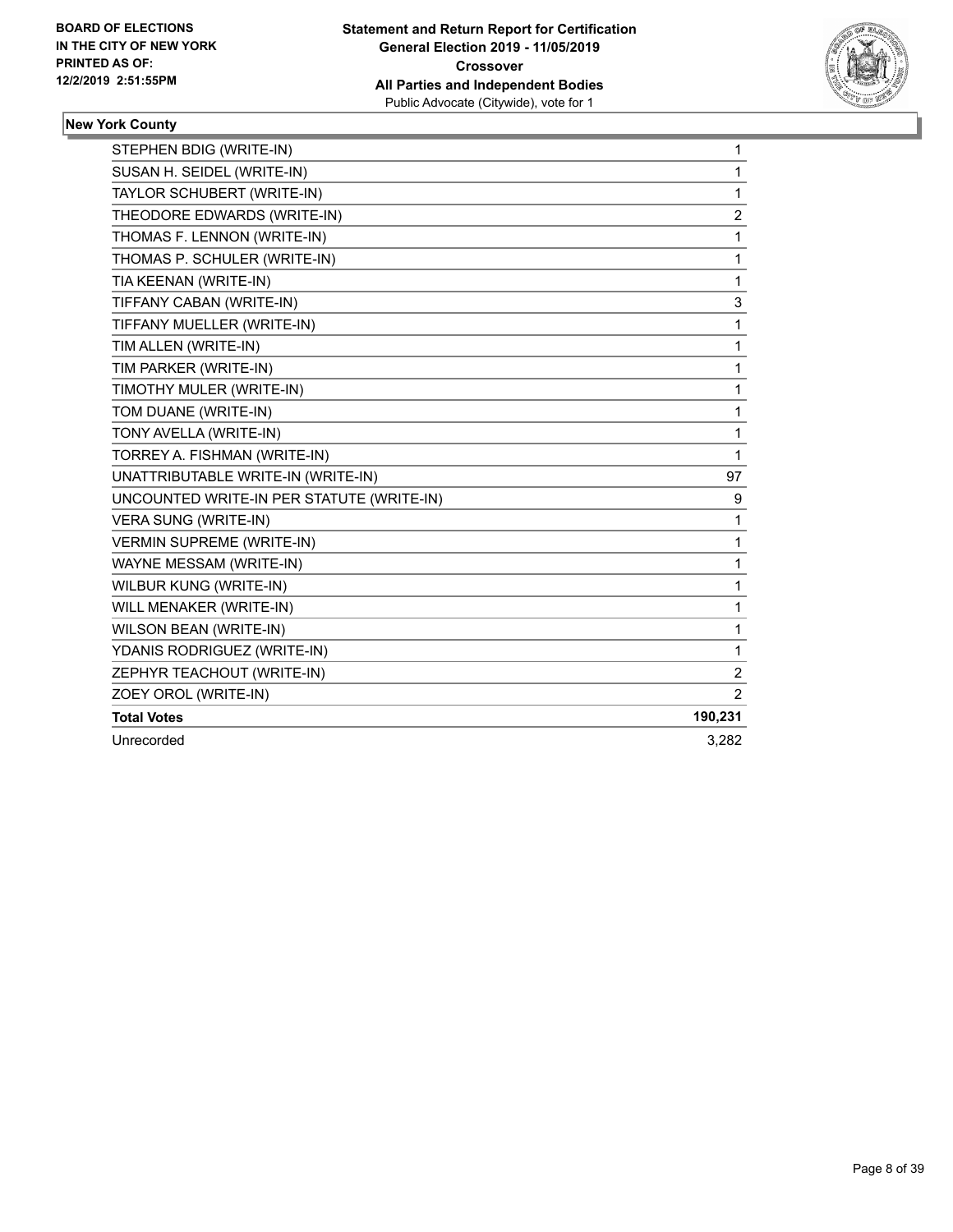**BOARD OF ELECTIONS IN THE CITY OF NEW YORK PRINTED AS OF: 12/2/2019 2:51:55PM**

**Statement and Return Report for Certification General Election 2019 - 11/05/2019 Crossover All Parties and Independent Bodies**
Public Advocate (Citywide), vote for 1

### New York County

| | |
|---|---|
| STEPHEN BDIG (WRITE-IN) | 1 |
| SUSAN H. SEIDEL (WRITE-IN) | 1 |
| TAYLOR SCHUBERT (WRITE-IN) | 1 |
| THEODORE EDWARDS (WRITE-IN) | 2 |
| THOMAS F. LENNON (WRITE-IN) | 1 |
| THOMAS P. SCHULER (WRITE-IN) | 1 |
| TIA KEENAN (WRITE-IN) | 1 |
| TIFFANY CABAN (WRITE-IN) | 3 |
| TIFFANY MUELLER (WRITE-IN) | 1 |
| TIM ALLEN (WRITE-IN) | 1 |
| TIM PARKER (WRITE-IN) | 1 |
| TIMOTHY MULER (WRITE-IN) | 1 |
| TOM DUANE (WRITE-IN) | 1 |
| TONY AVELLA (WRITE-IN) | 1 |
| TORREY A. FISHMAN (WRITE-IN) | 1 |
| UNATTRIBUTABLE WRITE-IN (WRITE-IN) | 97 |
| UNCOUNTED WRITE-IN PER STATUTE (WRITE-IN) | 9 |
| VERA SUNG (WRITE-IN) | 1 |
| VERMIN SUPREME (WRITE-IN) | 1 |
| WAYNE MESSAM (WRITE-IN) | 1 |
| WILBUR KUNG (WRITE-IN) | 1 |
| WILL MENAKER (WRITE-IN) | 1 |
| WILSON BEAN (WRITE-IN) | 1 |
| YDANIS RODRIGUEZ (WRITE-IN) | 1 |
| ZEPHYR TEACHOUT (WRITE-IN) | 2 |
| ZOEY OROL (WRITE-IN) | 2 |
| **Total Votes** | **190,231** |
| Unrecorded | 3,282 |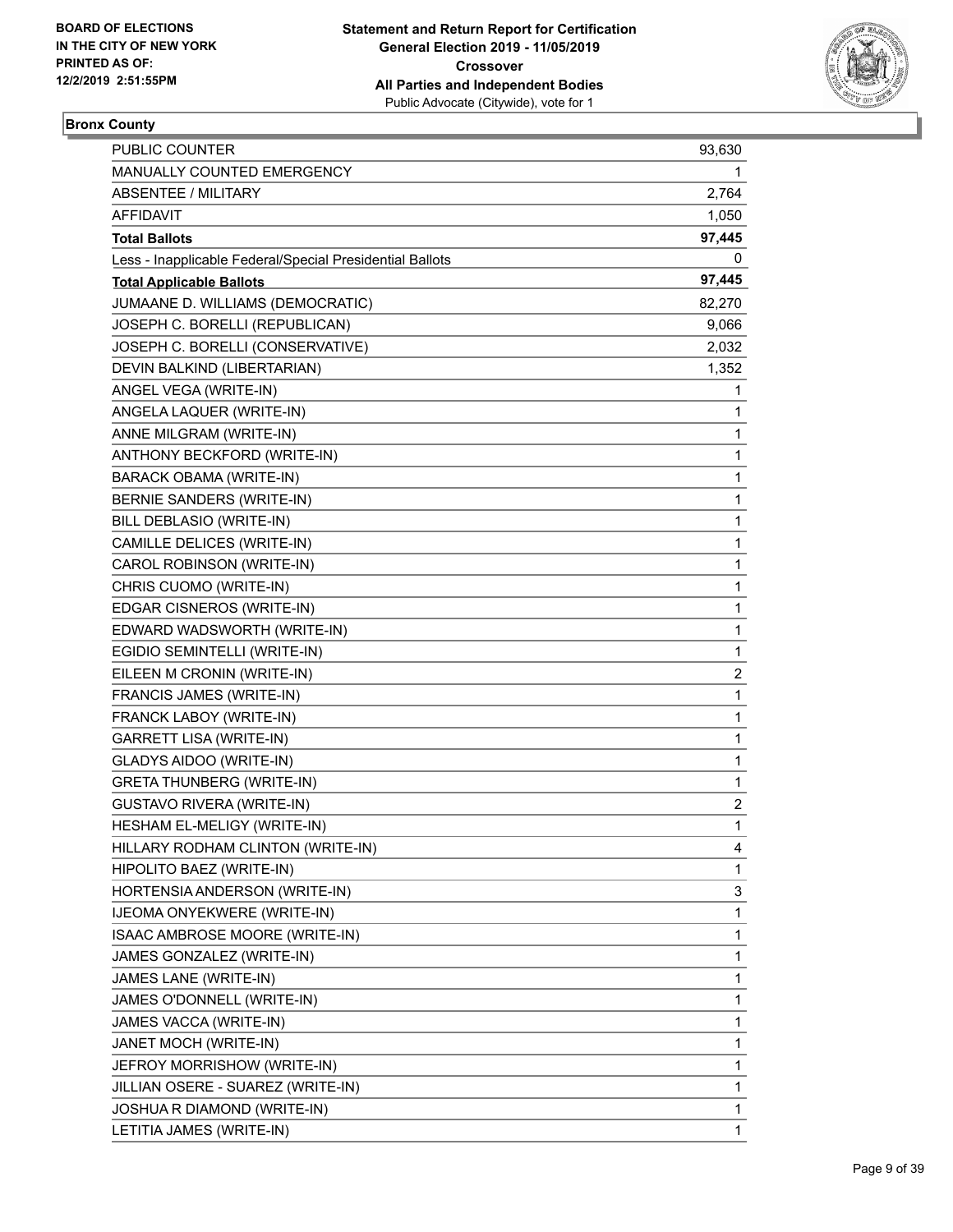**Bronx County**

| | |
|---|---|
| PUBLIC COUNTER | 93,630 |
| MANUALLY COUNTED EMERGENCY | 1 |
| ABSENTEE / MILITARY | 2,764 |
| AFFIDAVIT | 1,050 |
| **Total Ballots** | **97,445** |
| Less - Inapplicable Federal/Special Presidential Ballots | 0 |
| **Total Applicable Ballots** | **97,445** |
| JUMAANE D. WILLIAMS (DEMOCRATIC) | 82,270 |
| JOSEPH C. BORELLI (REPUBLICAN) | 9,066 |
| JOSEPH C. BORELLI (CONSERVATIVE) | 2,032 |
| DEVIN BALKIND (LIBERTARIAN) | 1,352 |
| ANGEL VEGA (WRITE-IN) | 1 |
| ANGELA LAQUER (WRITE-IN) | 1 |
| ANNE MILGRAM (WRITE-IN) | 1 |
| ANTHONY BECKFORD (WRITE-IN) | 1 |
| BARACK OBAMA (WRITE-IN) | 1 |
| BERNIE SANDERS (WRITE-IN) | 1 |
| BILL DEBLASIO (WRITE-IN) | 1 |
| CAMILLE DELICES (WRITE-IN) | 1 |
| CAROL ROBINSON (WRITE-IN) | 1 |
| CHRIS CUOMO (WRITE-IN) | 1 |
| EDGAR CISNEROS (WRITE-IN) | 1 |
| EDWARD WADSWORTH (WRITE-IN) | 1 |
| EGIDIO SEMINTELLI (WRITE-IN) | 1 |
| EILEEN M CRONIN (WRITE-IN) | 2 |
| FRANCIS JAMES (WRITE-IN) | 1 |
| FRANCK LABOY (WRITE-IN) | 1 |
| GARRETT LISA (WRITE-IN) | 1 |
| GLADYS AIDOO (WRITE-IN) | 1 |
| GRETA THUNBERG (WRITE-IN) | 1 |
| GUSTAVO RIVERA (WRITE-IN) | 2 |
| HESHAM EL-MELIGY (WRITE-IN) | 1 |
| HILLARY RODHAM CLINTON (WRITE-IN) | 4 |
| HIPOLITO BAEZ (WRITE-IN) | 1 |
| HORTENSIA ANDERSON (WRITE-IN) | 3 |
| IJEOMA ONYEKWERE (WRITE-IN) | 1 |
| ISAAC AMBROSE MOORE (WRITE-IN) | 1 |
| JAMES GONZALEZ (WRITE-IN) | 1 |
| JAMES LANE (WRITE-IN) | 1 |
| JAMES O'DONNELL (WRITE-IN) | 1 |
| JAMES VACCA (WRITE-IN) | 1 |
| JANET MOCH (WRITE-IN) | 1 |
| JEFROY MORRISHOW (WRITE-IN) | 1 |
| JILLIAN OSERE - SUAREZ (WRITE-IN) | 1 |
| JOSHUA R DIAMOND (WRITE-IN) | 1 |
| LETITIA JAMES (WRITE-IN) | 1 |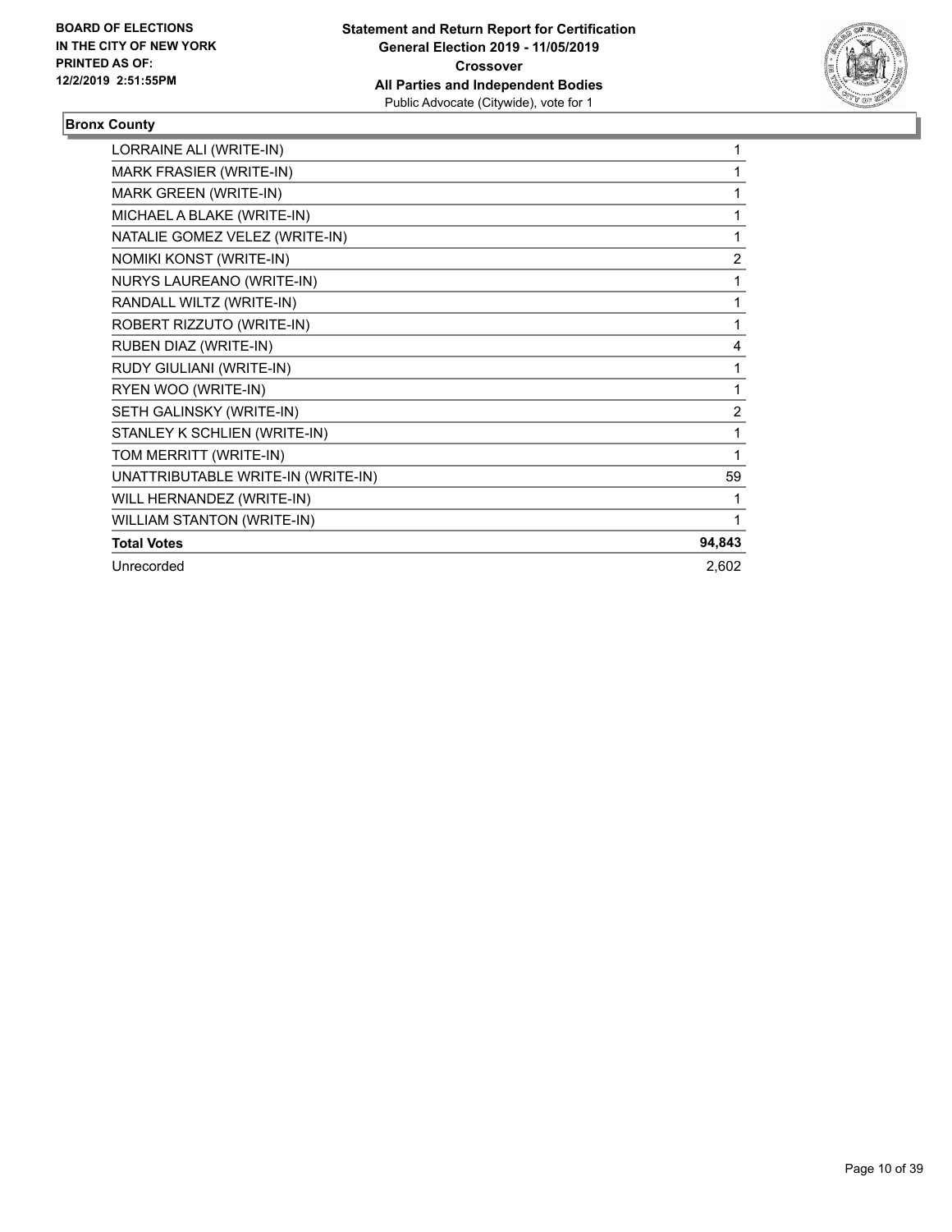**Bronx County**

| | |
|---|---|
| LORRAINE ALI (WRITE-IN) | 1 |
| MARK FRASIER (WRITE-IN) | 1 |
| MARK GREEN (WRITE-IN) | 1 |
| MICHAEL A BLAKE (WRITE-IN) | 1 |
| NATALIE GOMEZ VELEZ (WRITE-IN) | 1 |
| NOMIKI KONST (WRITE-IN) | 2 |
| NURYS LAUREANO (WRITE-IN) | 1 |
| RANDALL WILTZ (WRITE-IN) | 1 |
| ROBERT RIZZUTO (WRITE-IN) | 1 |
| RUBEN DIAZ (WRITE-IN) | 4 |
| RUDY GIULIANI (WRITE-IN) | 1 |
| RYEN WOO (WRITE-IN) | 1 |
| SETH GALINSKY (WRITE-IN) | 2 |
| STANLEY K SCHLIEN (WRITE-IN) | 1 |
| TOM MERRITT (WRITE-IN) | 1 |
| UNATTRIBUTABLE WRITE-IN (WRITE-IN) | 59 |
| WILL HERNANDEZ (WRITE-IN) | 1 |
| WILLIAM STANTON (WRITE-IN) | 1 |
| **Total Votes** | **94,843** |
| Unrecorded | 2,602 |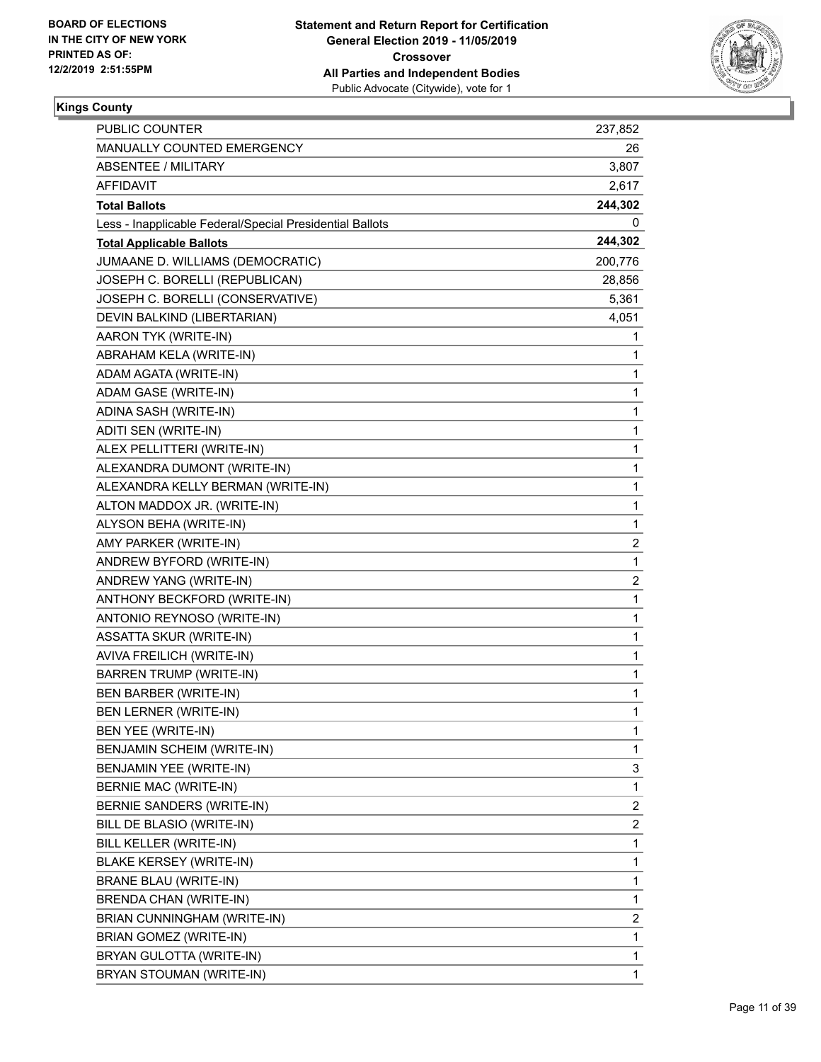BOARD OF ELECTIONS
IN THE CITY OF NEW YORK
PRINTED AS OF:
12/2/2019 2:51:55PM

**Statement and Return Report for Certification**
**General Election 2019 - 11/05/2019**
**Crossover**
**All Parties and Independent Bodies**
Public Advocate (Citywide), vote for 1

### Kings County

| | |
|---|---|
| PUBLIC COUNTER | 237,852 |
| MANUALLY COUNTED EMERGENCY | 26 |
| ABSENTEE / MILITARY | 3,807 |
| AFFIDAVIT | 2,617 |
| **Total Ballots** | **244,302** |
| Less - Inapplicable Federal/Special Presidential Ballots | 0 |
| **Total Applicable Ballots** | **244,302** |
| JUMAANE D. WILLIAMS (DEMOCRATIC) | 200,776 |
| JOSEPH C. BORELLI (REPUBLICAN) | 28,856 |
| JOSEPH C. BORELLI (CONSERVATIVE) | 5,361 |
| DEVIN BALKIND (LIBERTARIAN) | 4,051 |
| AARON TYK (WRITE-IN) | 1 |
| ABRAHAM KELA (WRITE-IN) | 1 |
| ADAM AGATA (WRITE-IN) | 1 |
| ADAM GASE (WRITE-IN) | 1 |
| ADINA SASH (WRITE-IN) | 1 |
| ADITI SEN (WRITE-IN) | 1 |
| ALEX PELLITTERI (WRITE-IN) | 1 |
| ALEXANDRA DUMONT (WRITE-IN) | 1 |
| ALEXANDRA KELLY BERMAN (WRITE-IN) | 1 |
| ALTON MADDOX JR. (WRITE-IN) | 1 |
| ALYSON BEHA (WRITE-IN) | 1 |
| AMY PARKER (WRITE-IN) | 2 |
| ANDREW BYFORD (WRITE-IN) | 1 |
| ANDREW YANG (WRITE-IN) | 2 |
| ANTHONY BECKFORD (WRITE-IN) | 1 |
| ANTONIO REYNOSO (WRITE-IN) | 1 |
| ASSATTA SKUR (WRITE-IN) | 1 |
| AVIVA FREILICH (WRITE-IN) | 1 |
| BARREN TRUMP (WRITE-IN) | 1 |
| BEN BARBER (WRITE-IN) | 1 |
| BEN LERNER (WRITE-IN) | 1 |
| BEN YEE (WRITE-IN) | 1 |
| BENJAMIN SCHEIM (WRITE-IN) | 1 |
| BENJAMIN YEE (WRITE-IN) | 3 |
| BERNIE MAC (WRITE-IN) | 1 |
| BERNIE SANDERS (WRITE-IN) | 2 |
| BILL DE BLASIO (WRITE-IN) | 2 |
| BILL KELLER (WRITE-IN) | 1 |
| BLAKE KERSEY (WRITE-IN) | 1 |
| BRANE BLAU (WRITE-IN) | 1 |
| BRENDA CHAN (WRITE-IN) | 1 |
| BRIAN CUNNINGHAM (WRITE-IN) | 2 |
| BRIAN GOMEZ (WRITE-IN) | 1 |
| BRYAN GULOTTA (WRITE-IN) | 1 |
| BRYAN STOUMAN (WRITE-IN) | 1 |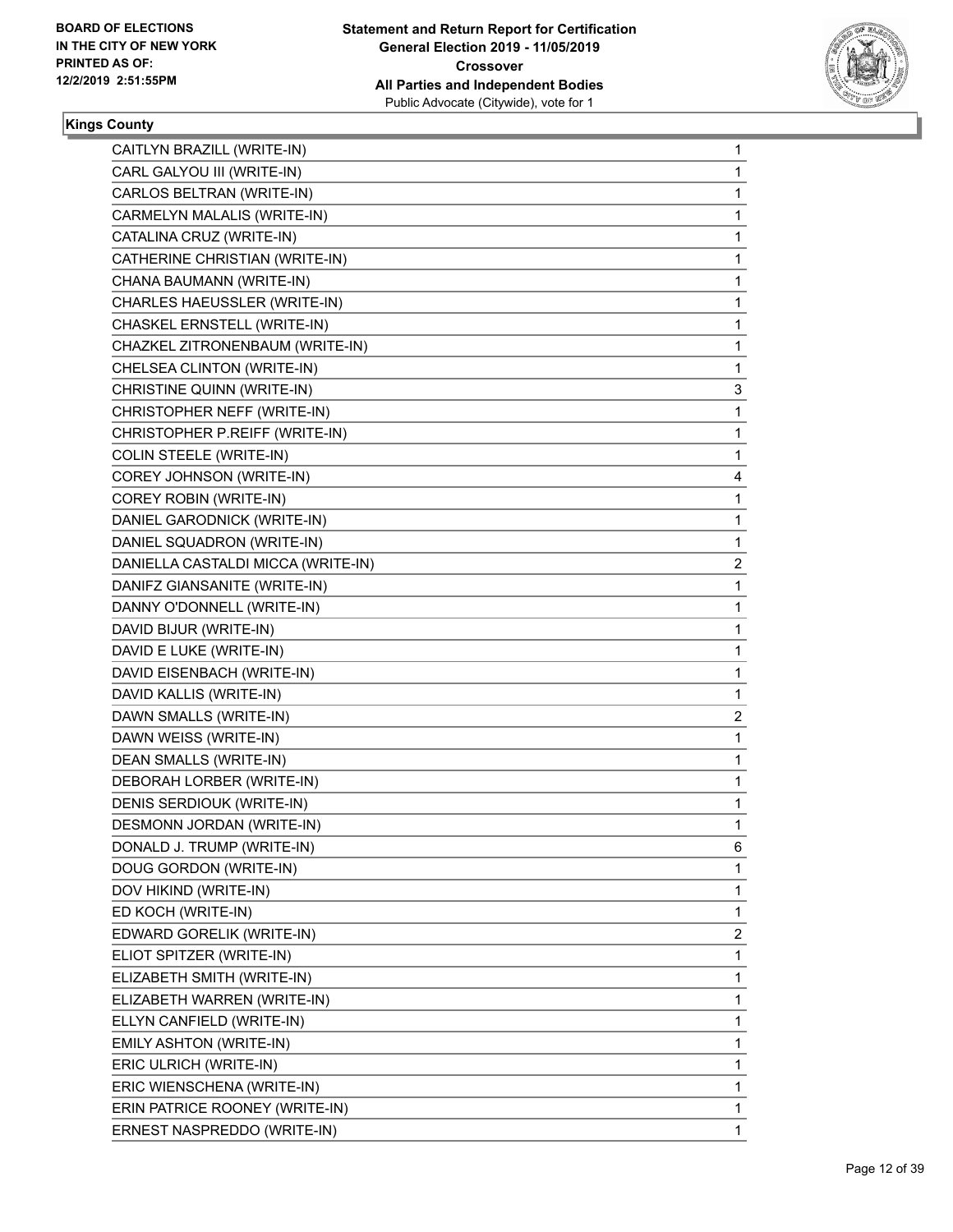**Kings County**

| | |
|---|---|
| CAITLYN BRAZILL (WRITE-IN) | 1 |
| CARL GALYOU III (WRITE-IN) | 1 |
| CARLOS BELTRAN (WRITE-IN) | 1 |
| CARMELYN MALALIS (WRITE-IN) | 1 |
| CATALINA CRUZ (WRITE-IN) | 1 |
| CATHERINE CHRISTIAN (WRITE-IN) | 1 |
| CHANA BAUMANN (WRITE-IN) | 1 |
| CHARLES HAEUSSLER (WRITE-IN) | 1 |
| CHASKEL ERNSTELL (WRITE-IN) | 1 |
| CHAZKEL ZITRONENBAUM (WRITE-IN) | 1 |
| CHELSEA CLINTON (WRITE-IN) | 1 |
| CHRISTINE QUINN (WRITE-IN) | 3 |
| CHRISTOPHER NEFF (WRITE-IN) | 1 |
| CHRISTOPHER P.REIFF (WRITE-IN) | 1 |
| COLIN STEELE (WRITE-IN) | 1 |
| COREY JOHNSON (WRITE-IN) | 4 |
| COREY ROBIN (WRITE-IN) | 1 |
| DANIEL GARODNICK (WRITE-IN) | 1 |
| DANIEL SQUADRON (WRITE-IN) | 1 |
| DANIELLA CASTALDI MICCA (WRITE-IN) | 2 |
| DANIFZ GIANSANITE (WRITE-IN) | 1 |
| DANNY O'DONNELL (WRITE-IN) | 1 |
| DAVID BIJUR (WRITE-IN) | 1 |
| DAVID E LUKE (WRITE-IN) | 1 |
| DAVID EISENBACH (WRITE-IN) | 1 |
| DAVID KALLIS (WRITE-IN) | 1 |
| DAWN SMALLS (WRITE-IN) | 2 |
| DAWN WEISS (WRITE-IN) | 1 |
| DEAN SMALLS (WRITE-IN) | 1 |
| DEBORAH LORBER (WRITE-IN) | 1 |
| DENIS SERDIOUK (WRITE-IN) | 1 |
| DESMONN JORDAN (WRITE-IN) | 1 |
| DONALD J. TRUMP (WRITE-IN) | 6 |
| DOUG GORDON (WRITE-IN) | 1 |
| DOV HIKIND (WRITE-IN) | 1 |
| ED KOCH (WRITE-IN) | 1 |
| EDWARD GORELIK (WRITE-IN) | 2 |
| ELIOT SPITZER (WRITE-IN) | 1 |
| ELIZABETH SMITH (WRITE-IN) | 1 |
| ELIZABETH WARREN (WRITE-IN) | 1 |
| ELLYN CANFIELD (WRITE-IN) | 1 |
| EMILY ASHTON (WRITE-IN) | 1 |
| ERIC ULRICH (WRITE-IN) | 1 |
| ERIC WIENSCHENA (WRITE-IN) | 1 |
| ERIN PATRICE ROONEY (WRITE-IN) | 1 |
| ERNEST NASPREDDO (WRITE-IN) | 1 |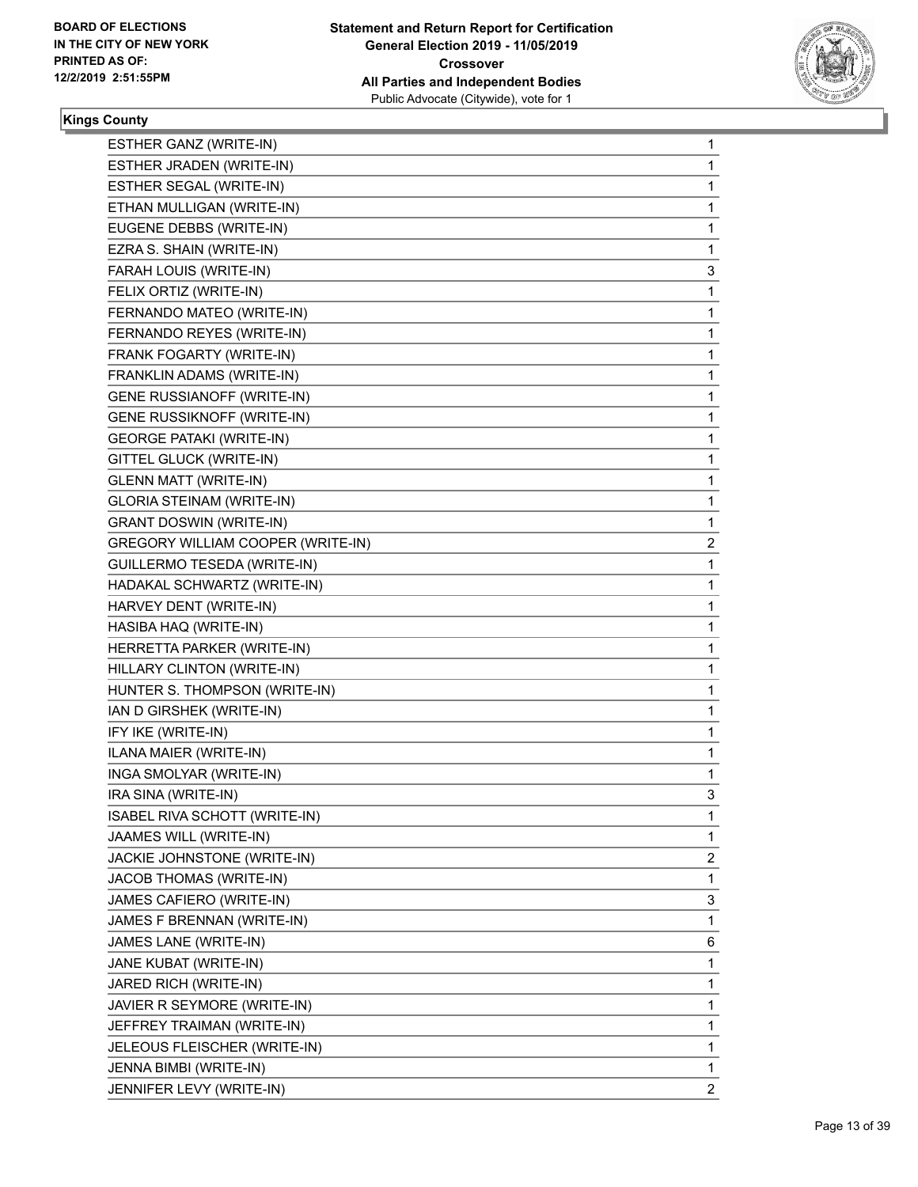**Kings County**

| | |
|---|---|
| ESTHER GANZ (WRITE-IN) | 1 |
| ESTHER JRADEN (WRITE-IN) | 1 |
| ESTHER SEGAL (WRITE-IN) | 1 |
| ETHAN MULLIGAN (WRITE-IN) | 1 |
| EUGENE DEBBS (WRITE-IN) | 1 |
| EZRA S. SHAIN (WRITE-IN) | 1 |
| FARAH LOUIS (WRITE-IN) | 3 |
| FELIX ORTIZ (WRITE-IN) | 1 |
| FERNANDO MATEO (WRITE-IN) | 1 |
| FERNANDO REYES (WRITE-IN) | 1 |
| FRANK FOGARTY (WRITE-IN) | 1 |
| FRANKLIN ADAMS (WRITE-IN) | 1 |
| GENE RUSSIANOFF (WRITE-IN) | 1 |
| GENE RUSSIKNOFF (WRITE-IN) | 1 |
| GEORGE PATAKI (WRITE-IN) | 1 |
| GITTEL GLUCK (WRITE-IN) | 1 |
| GLENN MATT (WRITE-IN) | 1 |
| GLORIA STEINAM (WRITE-IN) | 1 |
| GRANT DOSWIN (WRITE-IN) | 1 |
| GREGORY WILLIAM COOPER (WRITE-IN) | 2 |
| GUILLERMO TESEDA (WRITE-IN) | 1 |
| HADAKAL SCHWARTZ (WRITE-IN) | 1 |
| HARVEY DENT (WRITE-IN) | 1 |
| HASIBA HAQ (WRITE-IN) | 1 |
| HERRETTA PARKER (WRITE-IN) | 1 |
| HILLARY CLINTON (WRITE-IN) | 1 |
| HUNTER S. THOMPSON (WRITE-IN) | 1 |
| IAN D GIRSHEK (WRITE-IN) | 1 |
| IFY IKE (WRITE-IN) | 1 |
| ILANA MAIER (WRITE-IN) | 1 |
| INGA SMOLYAR (WRITE-IN) | 1 |
| IRA SINA (WRITE-IN) | 3 |
| ISABEL RIVA SCHOTT (WRITE-IN) | 1 |
| JAAMES WILL (WRITE-IN) | 1 |
| JACKIE JOHNSTONE (WRITE-IN) | 2 |
| JACOB THOMAS (WRITE-IN) | 1 |
| JAMES CAFIERO (WRITE-IN) | 3 |
| JAMES F BRENNAN (WRITE-IN) | 1 |
| JAMES LANE (WRITE-IN) | 6 |
| JANE KUBAT (WRITE-IN) | 1 |
| JARED RICH (WRITE-IN) | 1 |
| JAVIER R SEYMORE (WRITE-IN) | 1 |
| JEFFREY TRAIMAN (WRITE-IN) | 1 |
| JELEOUS FLEISCHER (WRITE-IN) | 1 |
| JENNA BIMBI (WRITE-IN) | 1 |
| JENNIFER LEVY (WRITE-IN) | 2 |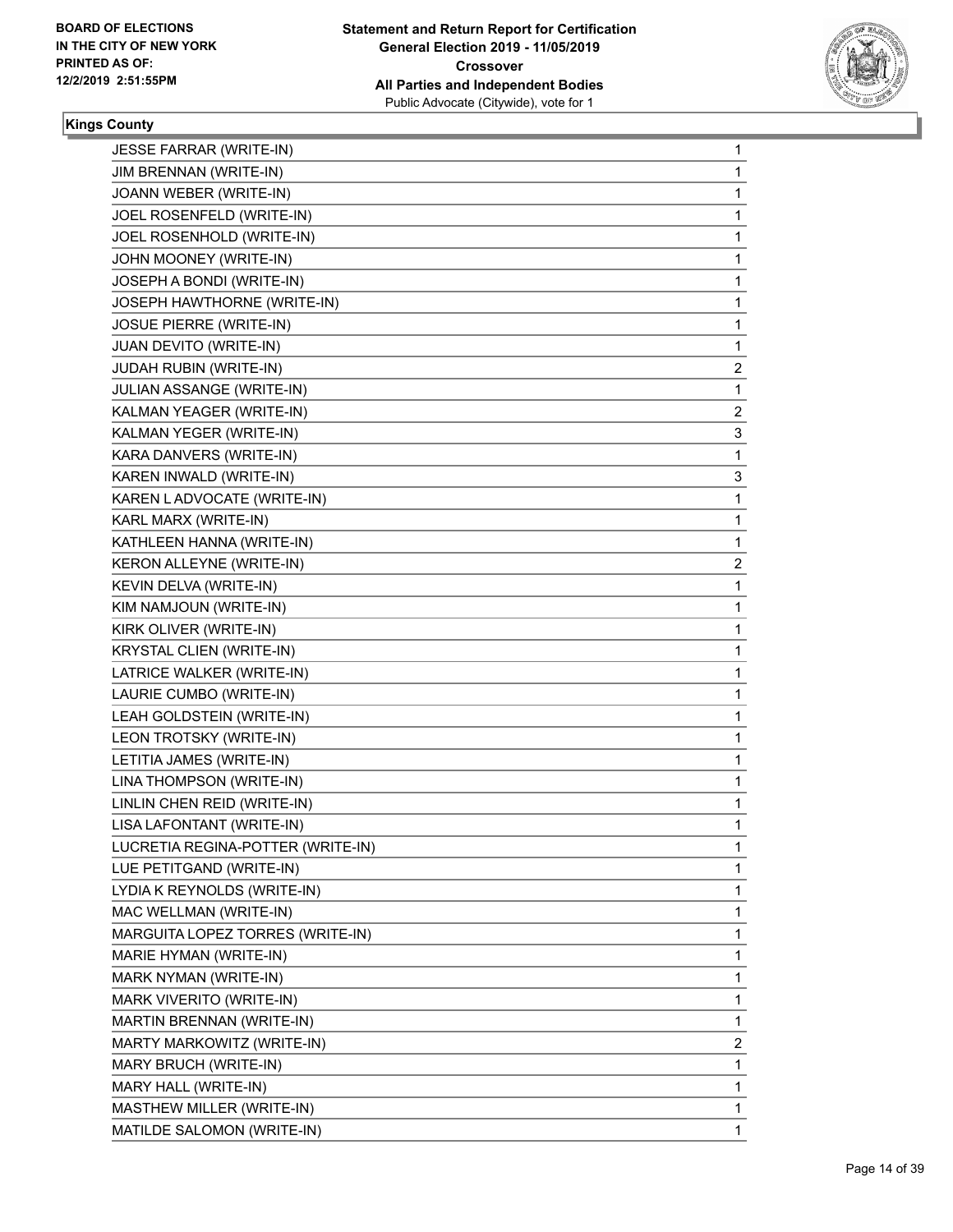**Kings County**

| | |
|---|---|
| JESSE FARRAR (WRITE-IN) | 1 |
| JIM BRENNAN (WRITE-IN) | 1 |
| JOANN WEBER (WRITE-IN) | 1 |
| JOEL ROSENFELD (WRITE-IN) | 1 |
| JOEL ROSENHOLD (WRITE-IN) | 1 |
| JOHN MOONEY (WRITE-IN) | 1 |
| JOSEPH A BONDI (WRITE-IN) | 1 |
| JOSEPH HAWTHORNE (WRITE-IN) | 1 |
| JOSUE PIERRE (WRITE-IN) | 1 |
| JUAN DEVITO (WRITE-IN) | 1 |
| JUDAH RUBIN (WRITE-IN) | 2 |
| JULIAN ASSANGE (WRITE-IN) | 1 |
| KALMAN YEAGER (WRITE-IN) | 2 |
| KALMAN YEGER (WRITE-IN) | 3 |
| KARA DANVERS (WRITE-IN) | 1 |
| KAREN INWALD (WRITE-IN) | 3 |
| KAREN L ADVOCATE (WRITE-IN) | 1 |
| KARL MARX (WRITE-IN) | 1 |
| KATHLEEN HANNA (WRITE-IN) | 1 |
| KERON ALLEYNE (WRITE-IN) | 2 |
| KEVIN DELVA (WRITE-IN) | 1 |
| KIM NAMJOUN (WRITE-IN) | 1 |
| KIRK OLIVER (WRITE-IN) | 1 |
| KRYSTAL CLIEN (WRITE-IN) | 1 |
| LATRICE WALKER (WRITE-IN) | 1 |
| LAURIE CUMBO (WRITE-IN) | 1 |
| LEAH GOLDSTEIN (WRITE-IN) | 1 |
| LEON TROTSKY (WRITE-IN) | 1 |
| LETITIA JAMES (WRITE-IN) | 1 |
| LINA THOMPSON (WRITE-IN) | 1 |
| LINLIN CHEN REID (WRITE-IN) | 1 |
| LISA LAFONTANT (WRITE-IN) | 1 |
| LUCRETIA REGINA-POTTER (WRITE-IN) | 1 |
| LUE PETITGAND (WRITE-IN) | 1 |
| LYDIA K REYNOLDS (WRITE-IN) | 1 |
| MAC WELLMAN (WRITE-IN) | 1 |
| MARGUITA LOPEZ TORRES (WRITE-IN) | 1 |
| MARIE HYMAN (WRITE-IN) | 1 |
| MARK NYMAN (WRITE-IN) | 1 |
| MARK VIVERITO (WRITE-IN) | 1 |
| MARTIN BRENNAN (WRITE-IN) | 1 |
| MARTY MARKOWITZ (WRITE-IN) | 2 |
| MARY BRUCH (WRITE-IN) | 1 |
| MARY HALL (WRITE-IN) | 1 |
| MASTHEW MILLER (WRITE-IN) | 1 |
| MATILDE SALOMON (WRITE-IN) | 1 |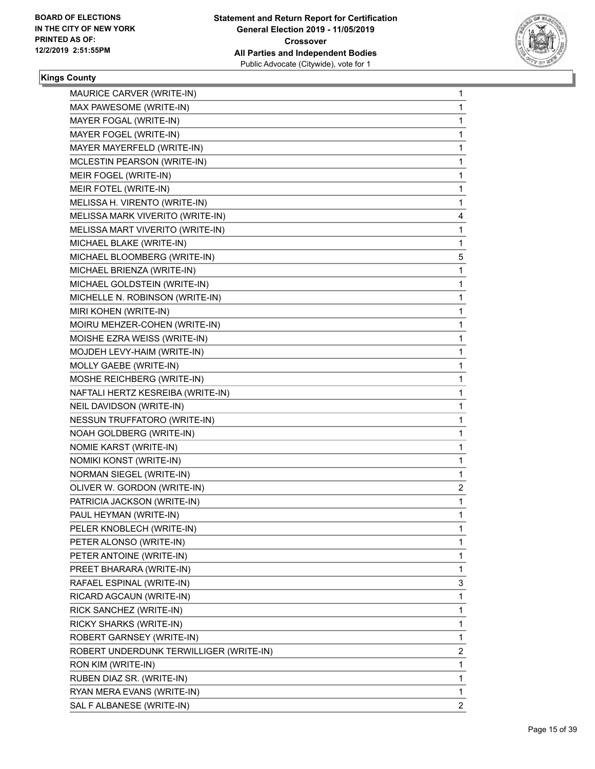**BOARD OF ELECTIONS IN THE CITY OF NEW YORK PRINTED AS OF: 12/2/2019 2:51:55PM**

**Statement and Return Report for Certification General Election 2019 - 11/05/2019 Crossover All Parties and Independent Bodies** Public Advocate (Citywide), vote for 1

**Kings County**

| Candidate | Votes |
|---|---|
| MAURICE CARVER (WRITE-IN) | 1 |
| MAX PAWESOME (WRITE-IN) | 1 |
| MAYER FOGAL (WRITE-IN) | 1 |
| MAYER FOGEL (WRITE-IN) | 1 |
| MAYER MAYERFELD (WRITE-IN) | 1 |
| MCLESTIN PEARSON (WRITE-IN) | 1 |
| MEIR FOGEL (WRITE-IN) | 1 |
| MEIR FOTEL (WRITE-IN) | 1 |
| MELISSA H. VIRENTO (WRITE-IN) | 1 |
| MELISSA MARK VIVERITO (WRITE-IN) | 4 |
| MELISSA MART VIVERITO (WRITE-IN) | 1 |
| MICHAEL BLAKE (WRITE-IN) | 1 |
| MICHAEL BLOOMBERG (WRITE-IN) | 5 |
| MICHAEL BRIENZA (WRITE-IN) | 1 |
| MICHAEL GOLDSTEIN (WRITE-IN) | 1 |
| MICHELLE N. ROBINSON (WRITE-IN) | 1 |
| MIRI KOHEN (WRITE-IN) | 1 |
| MOIRU MEHZER-COHEN (WRITE-IN) | 1 |
| MOISHE EZRA WEISS (WRITE-IN) | 1 |
| MOJDEH LEVY-HAIM (WRITE-IN) | 1 |
| MOLLY GAEBE (WRITE-IN) | 1 |
| MOSHE REICHBERG (WRITE-IN) | 1 |
| NAFTALI HERTZ KESREIBA (WRITE-IN) | 1 |
| NEIL DAVIDSON (WRITE-IN) | 1 |
| NESSUN TRUFFATORO (WRITE-IN) | 1 |
| NOAH GOLDBERG (WRITE-IN) | 1 |
| NOMIE KARST (WRITE-IN) | 1 |
| NOMIKI KONST (WRITE-IN) | 1 |
| NORMAN SIEGEL (WRITE-IN) | 1 |
| OLIVER W. GORDON (WRITE-IN) | 2 |
| PATRICIA JACKSON (WRITE-IN) | 1 |
| PAUL HEYMAN (WRITE-IN) | 1 |
| PELER KNOBLECH (WRITE-IN) | 1 |
| PETER ALONSO (WRITE-IN) | 1 |
| PETER ANTOINE (WRITE-IN) | 1 |
| PREET BHARARA (WRITE-IN) | 1 |
| RAFAEL ESPINAL (WRITE-IN) | 3 |
| RICARD AGCAUN (WRITE-IN) | 1 |
| RICK SANCHEZ (WRITE-IN) | 1 |
| RICKY SHARKS (WRITE-IN) | 1 |
| ROBERT GARNSEY (WRITE-IN) | 1 |
| ROBERT UNDERDUNK TERWILLIGER (WRITE-IN) | 2 |
| RON KIM (WRITE-IN) | 1 |
| RUBEN DIAZ SR. (WRITE-IN) | 1 |
| RYAN MERA EVANS (WRITE-IN) | 1 |
| SAL F ALBANESE (WRITE-IN) | 2 |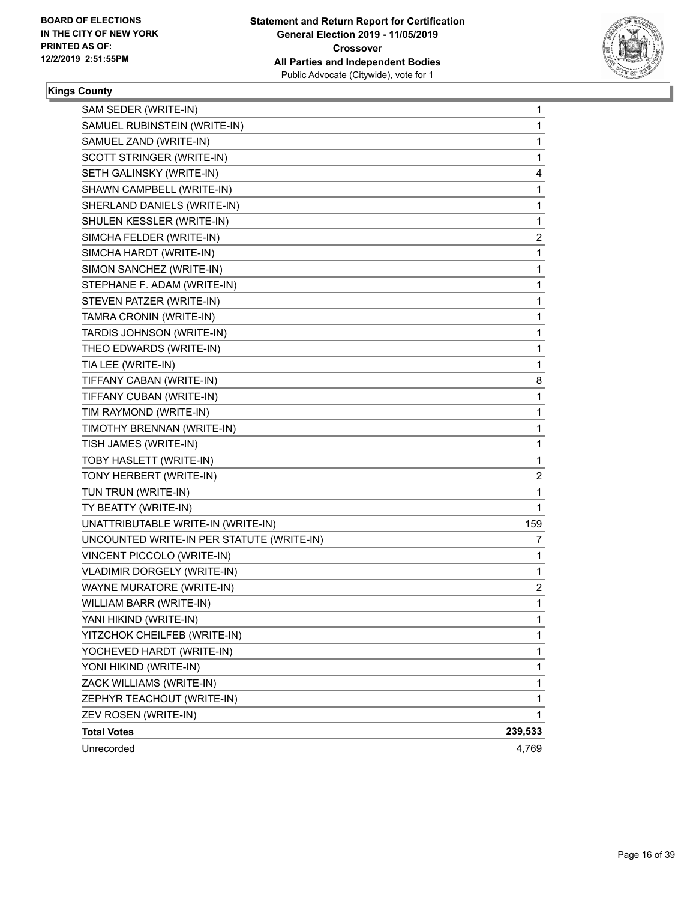**Kings County**

| | |
|---|---|
| SAM SEDER (WRITE-IN) | 1 |
| SAMUEL RUBINSTEIN (WRITE-IN) | 1 |
| SAMUEL ZAND (WRITE-IN) | 1 |
| SCOTT STRINGER (WRITE-IN) | 1 |
| SETH GALINSKY (WRITE-IN) | 4 |
| SHAWN CAMPBELL (WRITE-IN) | 1 |
| SHERLAND DANIELS (WRITE-IN) | 1 |
| SHULEN KESSLER (WRITE-IN) | 1 |
| SIMCHA FELDER (WRITE-IN) | 2 |
| SIMCHA HARDT (WRITE-IN) | 1 |
| SIMON SANCHEZ (WRITE-IN) | 1 |
| STEPHANE F. ADAM (WRITE-IN) | 1 |
| STEVEN PATZER (WRITE-IN) | 1 |
| TAMRA CRONIN (WRITE-IN) | 1 |
| TARDIS JOHNSON (WRITE-IN) | 1 |
| THEO EDWARDS (WRITE-IN) | 1 |
| TIA LEE (WRITE-IN) | 1 |
| TIFFANY CABAN (WRITE-IN) | 8 |
| TIFFANY CUBAN (WRITE-IN) | 1 |
| TIM RAYMOND (WRITE-IN) | 1 |
| TIMOTHY BRENNAN (WRITE-IN) | 1 |
| TISH JAMES (WRITE-IN) | 1 |
| TOBY HASLETT (WRITE-IN) | 1 |
| TONY HERBERT (WRITE-IN) | 2 |
| TUN TRUN (WRITE-IN) | 1 |
| TY BEATTY (WRITE-IN) | 1 |
| UNATTRIBUTABLE WRITE-IN (WRITE-IN) | 159 |
| UNCOUNTED WRITE-IN PER STATUTE (WRITE-IN) | 7 |
| VINCENT PICCOLO (WRITE-IN) | 1 |
| VLADIMIR DORGELY (WRITE-IN) | 1 |
| WAYNE MURATORE (WRITE-IN) | 2 |
| WILLIAM BARR (WRITE-IN) | 1 |
| YANI HIKIND (WRITE-IN) | 1 |
| YITZCHOK CHEILFEB (WRITE-IN) | 1 |
| YOCHEVED HARDT (WRITE-IN) | 1 |
| YONI HIKIND (WRITE-IN) | 1 |
| ZACK WILLIAMS (WRITE-IN) | 1 |
| ZEPHYR TEACHOUT (WRITE-IN) | 1 |
| ZEV ROSEN (WRITE-IN) | 1 |
| **Total Votes** | **239,533** |
| Unrecorded | 4,769 |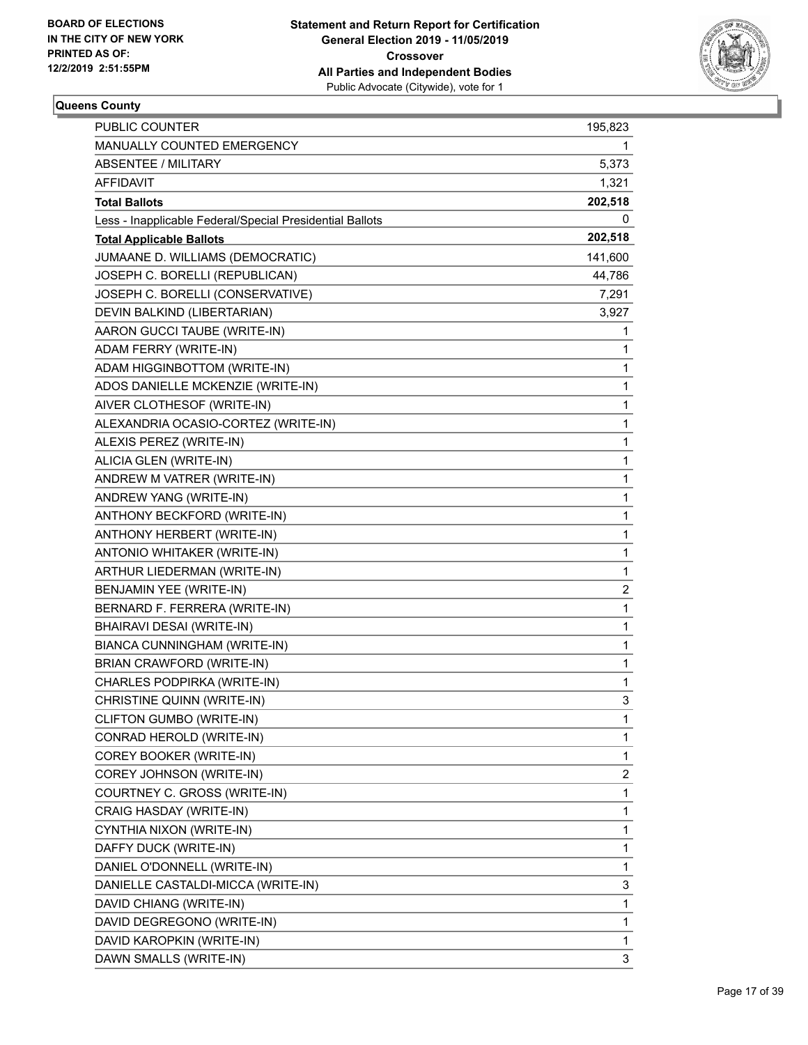**Queens County**

| | |
|---|---|
| PUBLIC COUNTER | 195,823 |
| MANUALLY COUNTED EMERGENCY | 1 |
| ABSENTEE / MILITARY | 5,373 |
| AFFIDAVIT | 1,321 |
| **Total Ballots** | **202,518** |
| Less - Inapplicable Federal/Special Presidential Ballots | 0 |
| **Total Applicable Ballots** | **202,518** |
| JUMAANE D. WILLIAMS (DEMOCRATIC) | 141,600 |
| JOSEPH C. BORELLI (REPUBLICAN) | 44,786 |
| JOSEPH C. BORELLI (CONSERVATIVE) | 7,291 |
| DEVIN BALKIND (LIBERTARIAN) | 3,927 |
| AARON GUCCI TAUBE (WRITE-IN) | 1 |
| ADAM FERRY (WRITE-IN) | 1 |
| ADAM HIGGINBOTTOM (WRITE-IN) | 1 |
| ADOS DANIELLE MCKENZIE (WRITE-IN) | 1 |
| AIVER CLOTHESOF (WRITE-IN) | 1 |
| ALEXANDRIA OCASIO-CORTEZ (WRITE-IN) | 1 |
| ALEXIS PEREZ (WRITE-IN) | 1 |
| ALICIA GLEN (WRITE-IN) | 1 |
| ANDREW M VATRER (WRITE-IN) | 1 |
| ANDREW YANG (WRITE-IN) | 1 |
| ANTHONY BECKFORD (WRITE-IN) | 1 |
| ANTHONY HERBERT (WRITE-IN) | 1 |
| ANTONIO WHITAKER (WRITE-IN) | 1 |
| ARTHUR LIEDERMAN (WRITE-IN) | 1 |
| BENJAMIN YEE (WRITE-IN) | 2 |
| BERNARD F. FERRERA (WRITE-IN) | 1 |
| BHAIRAVI DESAI (WRITE-IN) | 1 |
| BIANCA CUNNINGHAM (WRITE-IN) | 1 |
| BRIAN CRAWFORD (WRITE-IN) | 1 |
| CHARLES PODPIRKA (WRITE-IN) | 1 |
| CHRISTINE QUINN (WRITE-IN) | 3 |
| CLIFTON GUMBO (WRITE-IN) | 1 |
| CONRAD HEROLD (WRITE-IN) | 1 |
| COREY BOOKER (WRITE-IN) | 1 |
| COREY JOHNSON (WRITE-IN) | 2 |
| COURTNEY C. GROSS (WRITE-IN) | 1 |
| CRAIG HASDAY (WRITE-IN) | 1 |
| CYNTHIA NIXON (WRITE-IN) | 1 |
| DAFFY DUCK (WRITE-IN) | 1 |
| DANIEL O'DONNELL (WRITE-IN) | 1 |
| DANIELLE CASTALDI-MICCA (WRITE-IN) | 3 |
| DAVID CHIANG (WRITE-IN) | 1 |
| DAVID DEGREGONO (WRITE-IN) | 1 |
| DAVID KAROPKIN (WRITE-IN) | 1 |
| DAWN SMALLS (WRITE-IN) | 3 |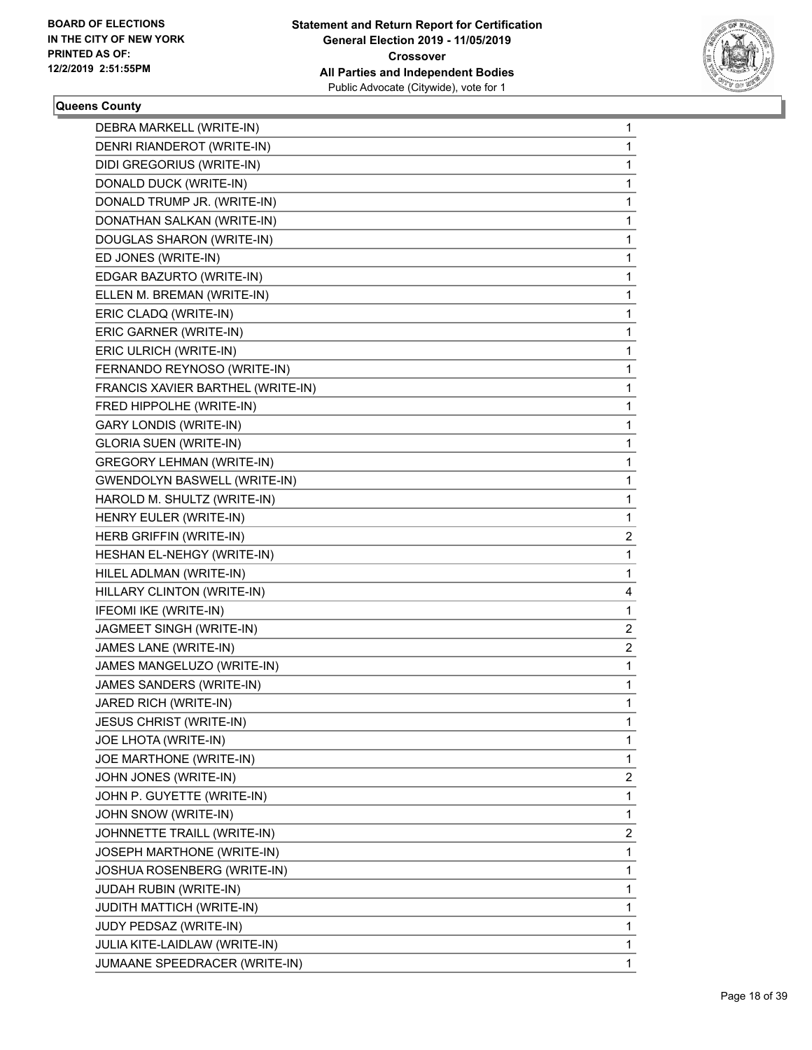**BOARD OF ELECTIONS IN THE CITY OF NEW YORK PRINTED AS OF: 12/2/2019 2:51:55PM**

**Statement and Return Report for Certification General Election 2019 - 11/05/2019 Crossover All Parties and Independent Bodies**
Public Advocate (Citywide), vote for 1

**Queens County**

| | |
|---|---|
| DEBRA MARKELL (WRITE-IN) | 1 |
| DENRI RIANDEROT (WRITE-IN) | 1 |
| DIDI GREGORIUS (WRITE-IN) | 1 |
| DONALD DUCK (WRITE-IN) | 1 |
| DONALD TRUMP JR. (WRITE-IN) | 1 |
| DONATHAN SALKAN (WRITE-IN) | 1 |
| DOUGLAS SHARON (WRITE-IN) | 1 |
| ED JONES (WRITE-IN) | 1 |
| EDGAR BAZURTO (WRITE-IN) | 1 |
| ELLEN M. BREMAN (WRITE-IN) | 1 |
| ERIC CLADQ (WRITE-IN) | 1 |
| ERIC GARNER (WRITE-IN) | 1 |
| ERIC ULRICH (WRITE-IN) | 1 |
| FERNANDO REYNOSO (WRITE-IN) | 1 |
| FRANCIS XAVIER BARTHEL (WRITE-IN) | 1 |
| FRED HIPPOLHE (WRITE-IN) | 1 |
| GARY LONDIS (WRITE-IN) | 1 |
| GLORIA SUEN (WRITE-IN) | 1 |
| GREGORY LEHMAN (WRITE-IN) | 1 |
| GWENDOLYN BASWELL (WRITE-IN) | 1 |
| HAROLD M. SHULTZ (WRITE-IN) | 1 |
| HENRY EULER (WRITE-IN) | 1 |
| HERB GRIFFIN (WRITE-IN) | 2 |
| HESHAN EL-NEHGY (WRITE-IN) | 1 |
| HILEL ADLMAN (WRITE-IN) | 1 |
| HILLARY CLINTON (WRITE-IN) | 4 |
| IFEOMI IKE (WRITE-IN) | 1 |
| JAGMEET SINGH (WRITE-IN) | 2 |
| JAMES LANE (WRITE-IN) | 2 |
| JAMES MANGELUZO (WRITE-IN) | 1 |
| JAMES SANDERS (WRITE-IN) | 1 |
| JARED RICH (WRITE-IN) | 1 |
| JESUS CHRIST (WRITE-IN) | 1 |
| JOE LHOTA (WRITE-IN) | 1 |
| JOE MARTHONE (WRITE-IN) | 1 |
| JOHN JONES (WRITE-IN) | 2 |
| JOHN P. GUYETTE (WRITE-IN) | 1 |
| JOHN SNOW (WRITE-IN) | 1 |
| JOHNNETTE TRAILL (WRITE-IN) | 2 |
| JOSEPH MARTHONE (WRITE-IN) | 1 |
| JOSHUA ROSENBERG (WRITE-IN) | 1 |
| JUDAH RUBIN (WRITE-IN) | 1 |
| JUDITH MATTICH (WRITE-IN) | 1 |
| JUDY PEDSAZ (WRITE-IN) | 1 |
| JULIA KITE-LAIDLAW (WRITE-IN) | 1 |
| JUMAANE SPEEDRACER (WRITE-IN) | 1 |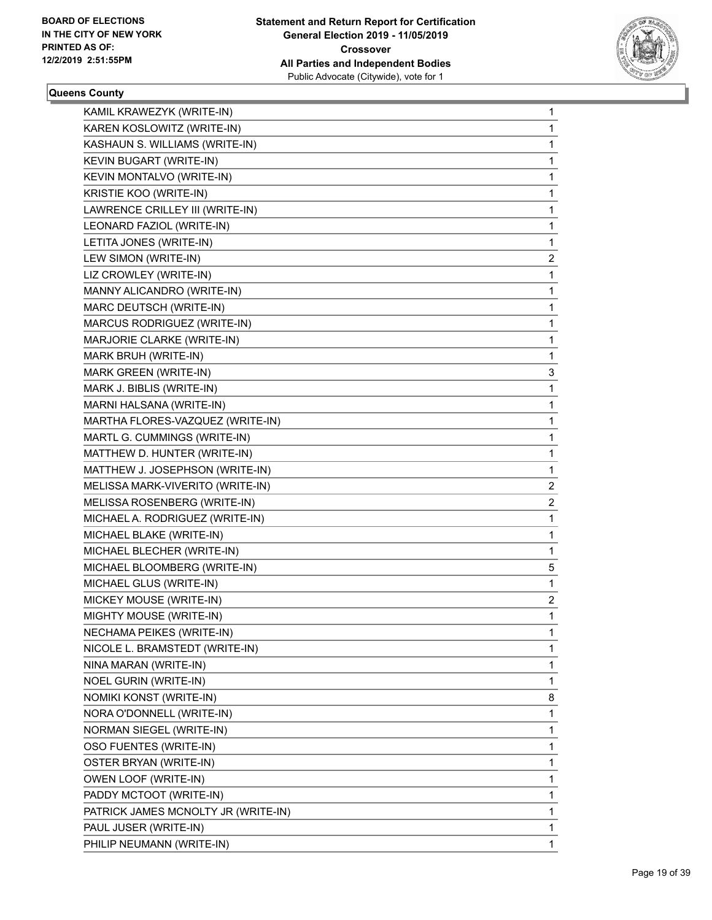**BOARD OF ELECTIONS IN THE CITY OF NEW YORK PRINTED AS OF: 12/2/2019 2:51:55PM**

**Statement and Return Report for Certification General Election 2019 - 11/05/2019 Crossover All Parties and Independent Bodies**
Public Advocate (Citywide), vote for 1

### Queens County

| | |
|---|---|
| KAMIL KRAWEZYK (WRITE-IN) | 1 |
| KAREN KOSLOWITZ (WRITE-IN) | 1 |
| KASHAUN S. WILLIAMS (WRITE-IN) | 1 |
| KEVIN BUGART (WRITE-IN) | 1 |
| KEVIN MONTALVO (WRITE-IN) | 1 |
| KRISTIE KOO (WRITE-IN) | 1 |
| LAWRENCE CRILLEY III (WRITE-IN) | 1 |
| LEONARD FAZIOL (WRITE-IN) | 1 |
| LETITA JONES (WRITE-IN) | 1 |
| LEW SIMON (WRITE-IN) | 2 |
| LIZ CROWLEY (WRITE-IN) | 1 |
| MANNY ALICANDRO (WRITE-IN) | 1 |
| MARC DEUTSCH (WRITE-IN) | 1 |
| MARCUS RODRIGUEZ (WRITE-IN) | 1 |
| MARJORIE CLARKE (WRITE-IN) | 1 |
| MARK BRUH (WRITE-IN) | 1 |
| MARK GREEN (WRITE-IN) | 3 |
| MARK J. BIBLIS (WRITE-IN) | 1 |
| MARNI HALSANA (WRITE-IN) | 1 |
| MARTHA FLORES-VAZQUEZ (WRITE-IN) | 1 |
| MARTL G. CUMMINGS (WRITE-IN) | 1 |
| MATTHEW D. HUNTER (WRITE-IN) | 1 |
| MATTHEW J. JOSEPHSON (WRITE-IN) | 1 |
| MELISSA MARK-VIVERITO (WRITE-IN) | 2 |
| MELISSA ROSENBERG (WRITE-IN) | 2 |
| MICHAEL A. RODRIGUEZ (WRITE-IN) | 1 |
| MICHAEL BLAKE (WRITE-IN) | 1 |
| MICHAEL BLECHER (WRITE-IN) | 1 |
| MICHAEL BLOOMBERG (WRITE-IN) | 5 |
| MICHAEL GLUS (WRITE-IN) | 1 |
| MICKEY MOUSE (WRITE-IN) | 2 |
| MIGHTY MOUSE (WRITE-IN) | 1 |
| NECHAMA PEIKES (WRITE-IN) | 1 |
| NICOLE L. BRAMSTEDT (WRITE-IN) | 1 |
| NINA MARAN (WRITE-IN) | 1 |
| NOEL GURIN (WRITE-IN) | 1 |
| NOMIKI KONST (WRITE-IN) | 8 |
| NORA O'DONNELL (WRITE-IN) | 1 |
| NORMAN SIEGEL (WRITE-IN) | 1 |
| OSO FUENTES (WRITE-IN) | 1 |
| OSTER BRYAN (WRITE-IN) | 1 |
| OWEN LOOF (WRITE-IN) | 1 |
| PADDY MCTOOT (WRITE-IN) | 1 |
| PATRICK JAMES MCNOLTY JR (WRITE-IN) | 1 |
| PAUL JUSER (WRITE-IN) | 1 |
| PHILIP NEUMANN (WRITE-IN) | 1 |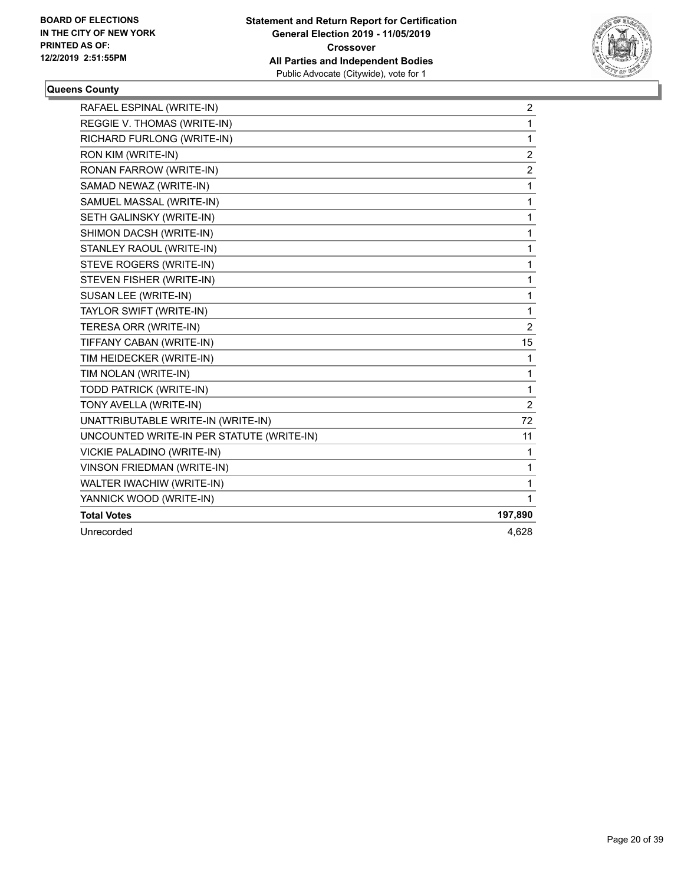**Queens County**

| | |
|---|---|
| RAFAEL ESPINAL (WRITE-IN) | 2 |
| REGGIE V. THOMAS (WRITE-IN) | 1 |
| RICHARD FURLONG (WRITE-IN) | 1 |
| RON KIM (WRITE-IN) | 2 |
| RONAN FARROW (WRITE-IN) | 2 |
| SAMAD NEWAZ (WRITE-IN) | 1 |
| SAMUEL MASSAL (WRITE-IN) | 1 |
| SETH GALINSKY (WRITE-IN) | 1 |
| SHIMON DACSH (WRITE-IN) | 1 |
| STANLEY RAOUL (WRITE-IN) | 1 |
| STEVE ROGERS (WRITE-IN) | 1 |
| STEVEN FISHER (WRITE-IN) | 1 |
| SUSAN LEE (WRITE-IN) | 1 |
| TAYLOR SWIFT (WRITE-IN) | 1 |
| TERESA ORR (WRITE-IN) | 2 |
| TIFFANY CABAN (WRITE-IN) | 15 |
| TIM HEIDECKER (WRITE-IN) | 1 |
| TIM NOLAN (WRITE-IN) | 1 |
| TODD PATRICK (WRITE-IN) | 1 |
| TONY AVELLA (WRITE-IN) | 2 |
| UNATTRIBUTABLE WRITE-IN (WRITE-IN) | 72 |
| UNCOUNTED WRITE-IN PER STATUTE (WRITE-IN) | 11 |
| VICKIE PALADINO (WRITE-IN) | 1 |
| VINSON FRIEDMAN (WRITE-IN) | 1 |
| WALTER IWACHIW (WRITE-IN) | 1 |
| YANNICK WOOD (WRITE-IN) | 1 |
| **Total Votes** | **197,890** |
| Unrecorded | 4,628 |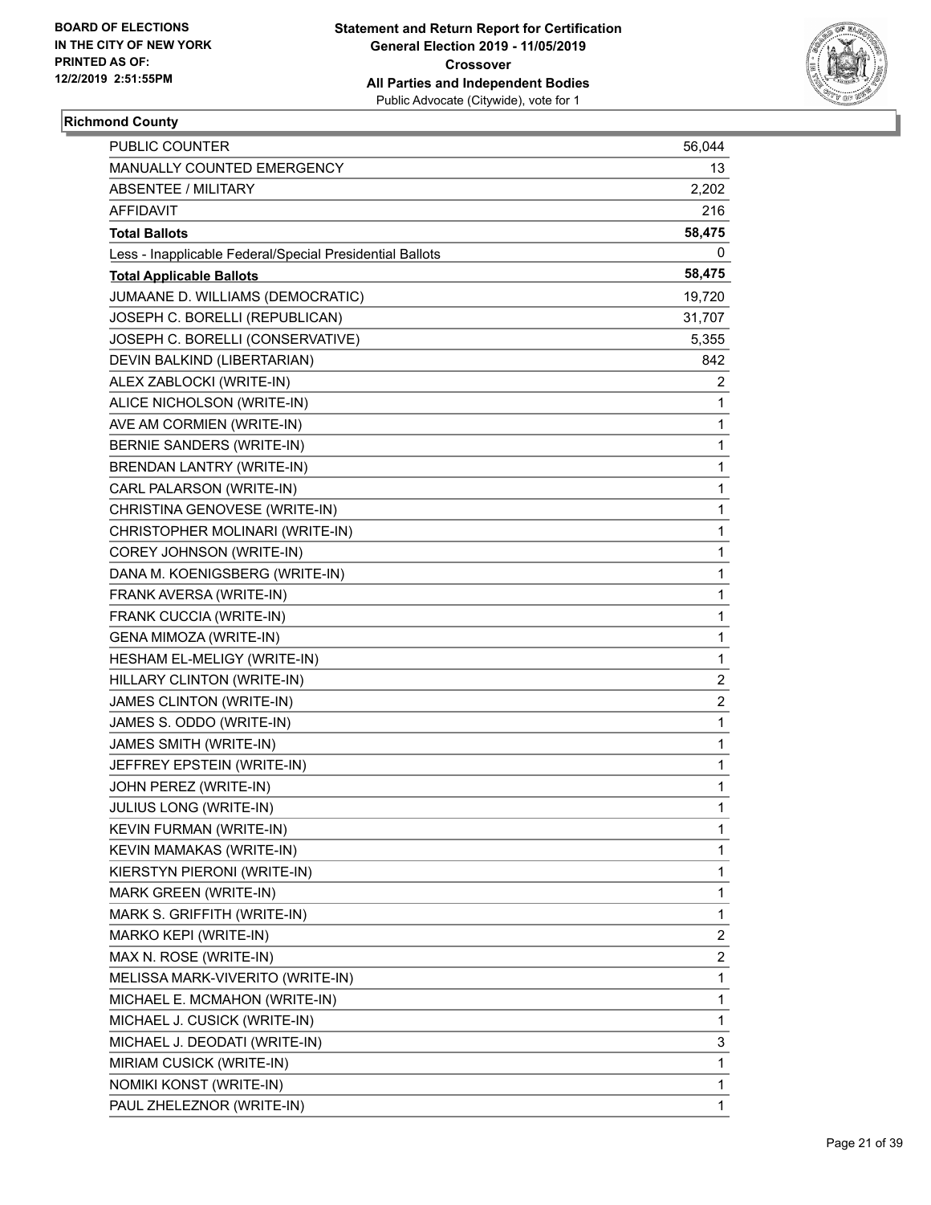**Statement and Return Report for Certification**
**General Election 2019 - 11/05/2019**
**Crossover**
**All Parties and Independent Bodies**
Public Advocate (Citywide), vote for 1

BOARD OF ELECTIONS
IN THE CITY OF NEW YORK
PRINTED AS OF:
12/2/2019 2:51:55PM

## Richmond County

| | |
|---|---|
| PUBLIC COUNTER | 56,044 |
| MANUALLY COUNTED EMERGENCY | 13 |
| ABSENTEE / MILITARY | 2,202 |
| AFFIDAVIT | 216 |
| **Total Ballots** | **58,475** |
| Less - Inapplicable Federal/Special Presidential Ballots | 0 |
| **Total Applicable Ballots** | **58,475** |
| JUMAANE D. WILLIAMS (DEMOCRATIC) | 19,720 |
| JOSEPH C. BORELLI (REPUBLICAN) | 31,707 |
| JOSEPH C. BORELLI (CONSERVATIVE) | 5,355 |
| DEVIN BALKIND (LIBERTARIAN) | 842 |
| ALEX ZABLOCKI (WRITE-IN) | 2 |
| ALICE NICHOLSON (WRITE-IN) | 1 |
| AVE AM CORMIEN (WRITE-IN) | 1 |
| BERNIE SANDERS (WRITE-IN) | 1 |
| BRENDAN LANTRY (WRITE-IN) | 1 |
| CARL PALARSON (WRITE-IN) | 1 |
| CHRISTINA GENOVESE (WRITE-IN) | 1 |
| CHRISTOPHER MOLINARI (WRITE-IN) | 1 |
| COREY JOHNSON (WRITE-IN) | 1 |
| DANA M. KOENIGSBERG (WRITE-IN) | 1 |
| FRANK AVERSA (WRITE-IN) | 1 |
| FRANK CUCCIA (WRITE-IN) | 1 |
| GENA MIMOZA (WRITE-IN) | 1 |
| HESHAM EL-MELIGY (WRITE-IN) | 1 |
| HILLARY CLINTON (WRITE-IN) | 2 |
| JAMES CLINTON (WRITE-IN) | 2 |
| JAMES S. ODDO (WRITE-IN) | 1 |
| JAMES SMITH (WRITE-IN) | 1 |
| JEFFREY EPSTEIN (WRITE-IN) | 1 |
| JOHN PEREZ (WRITE-IN) | 1 |
| JULIUS LONG (WRITE-IN) | 1 |
| KEVIN FURMAN (WRITE-IN) | 1 |
| KEVIN MAMAKAS (WRITE-IN) | 1 |
| KIERSTYN PIERONI (WRITE-IN) | 1 |
| MARK GREEN (WRITE-IN) | 1 |
| MARK S. GRIFFITH (WRITE-IN) | 1 |
| MARKO KEPI (WRITE-IN) | 2 |
| MAX N. ROSE (WRITE-IN) | 2 |
| MELISSA MARK-VIVERITO (WRITE-IN) | 1 |
| MICHAEL E. MCMAHON (WRITE-IN) | 1 |
| MICHAEL J. CUSICK (WRITE-IN) | 1 |
| MICHAEL J. DEODATI (WRITE-IN) | 3 |
| MIRIAM CUSICK (WRITE-IN) | 1 |
| NOMIKI KONST (WRITE-IN) | 1 |
| PAUL ZHELEZNOR (WRITE-IN) | 1 |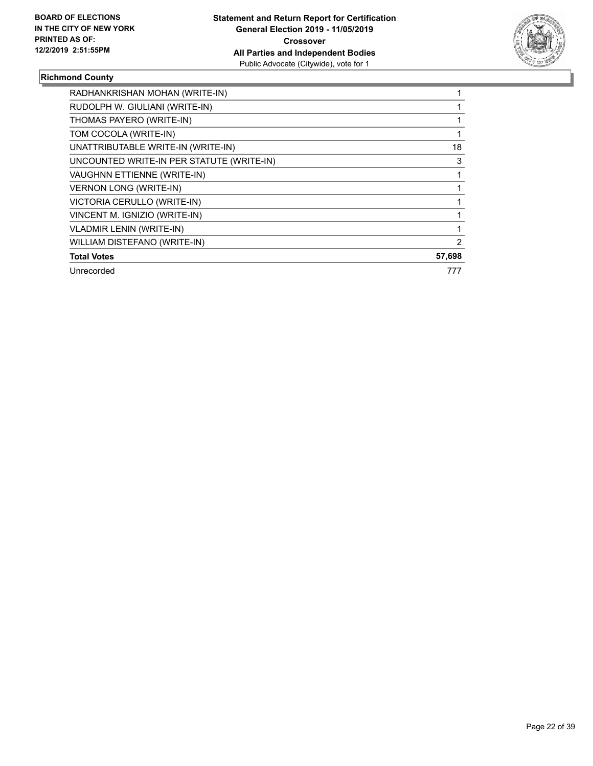**BOARD OF ELECTIONS IN THE CITY OF NEW YORK PRINTED AS OF: 12/2/2019 2:51:55PM**

**Statement and Return Report for Certification General Election 2019 - 11/05/2019 Crossover All Parties and Independent Bodies**
Public Advocate (Citywide), vote for 1

**Richmond County**

| | |
|---|---|
| RADHANKRISHAN MOHAN (WRITE-IN) | 1 |
| RUDOLPH W. GIULIANI (WRITE-IN) | 1 |
| THOMAS PAYERO (WRITE-IN) | 1 |
| TOM COCOLA (WRITE-IN) | 1 |
| UNATTRIBUTABLE WRITE-IN (WRITE-IN) | 18 |
| UNCOUNTED WRITE-IN PER STATUTE (WRITE-IN) | 3 |
| VAUGHNN ETTIENNE (WRITE-IN) | 1 |
| VERNON LONG (WRITE-IN) | 1 |
| VICTORIA CERULLO (WRITE-IN) | 1 |
| VINCENT M. IGNIZIO (WRITE-IN) | 1 |
| VLADMIR LENIN (WRITE-IN) | 1 |
| WILLIAM DISTEFANO (WRITE-IN) | 2 |
| **Total Votes** | **57,698** |
| Unrecorded | 777 |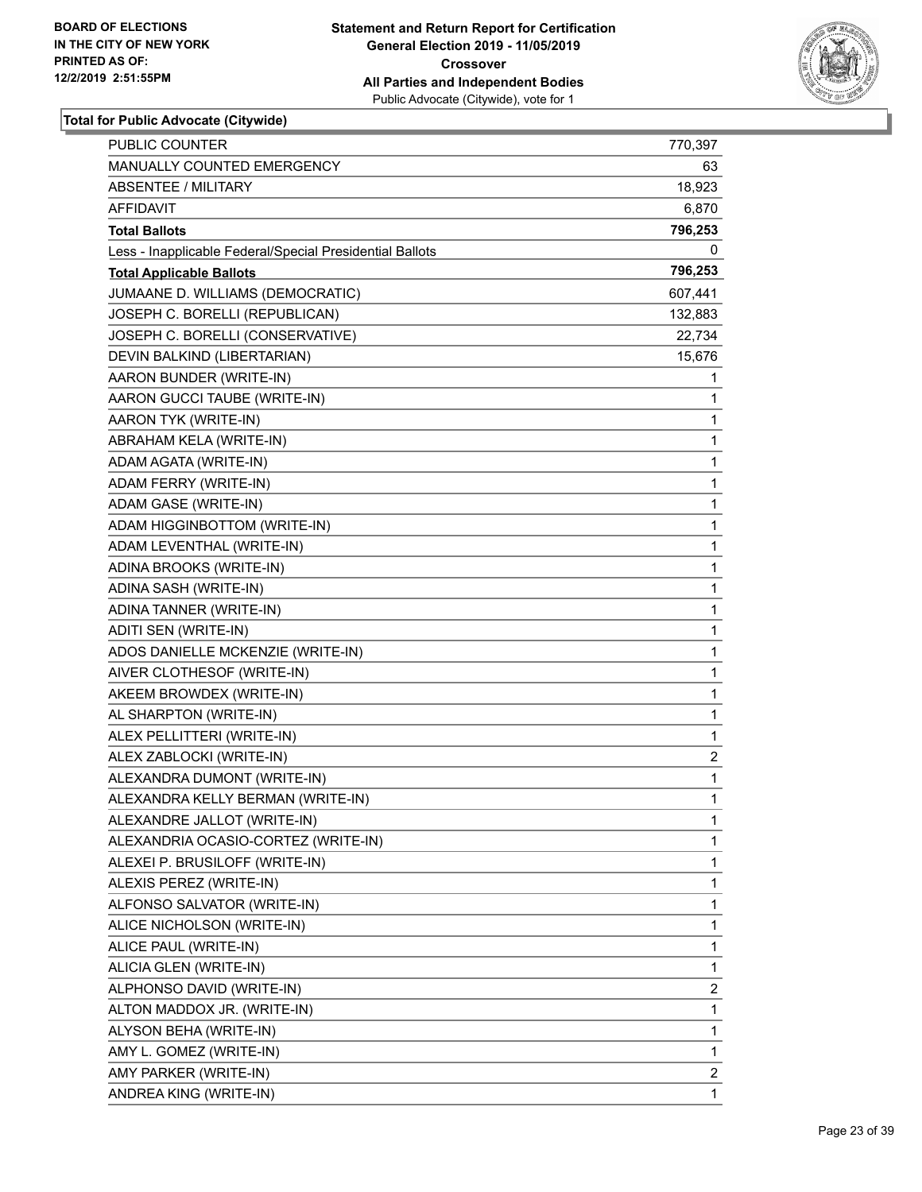BOARD OF ELECTIONS
IN THE CITY OF NEW YORK
PRINTED AS OF:
12/2/2019 2:51:55PM

**Statement and Return Report for Certification**
**General Election 2019 - 11/05/2019**
**Crossover**
**All Parties and Independent Bodies**
Public Advocate (Citywide), vote for 1

### Total for Public Advocate (Citywide)

| | |
|---|---|
| PUBLIC COUNTER | 770,397 |
| MANUALLY COUNTED EMERGENCY | 63 |
| ABSENTEE / MILITARY | 18,923 |
| AFFIDAVIT | 6,870 |
| **Total Ballots** | **796,253** |
| Less - Inapplicable Federal/Special Presidential Ballots | 0 |
| **Total Applicable Ballots** | **796,253** |
| JUMAANE D. WILLIAMS (DEMOCRATIC) | 607,441 |
| JOSEPH C. BORELLI (REPUBLICAN) | 132,883 |
| JOSEPH C. BORELLI (CONSERVATIVE) | 22,734 |
| DEVIN BALKIND (LIBERTARIAN) | 15,676 |
| AARON BUNDER (WRITE-IN) | 1 |
| AARON GUCCI TAUBE (WRITE-IN) | 1 |
| AARON TYK (WRITE-IN) | 1 |
| ABRAHAM KELA (WRITE-IN) | 1 |
| ADAM AGATA (WRITE-IN) | 1 |
| ADAM FERRY (WRITE-IN) | 1 |
| ADAM GASE (WRITE-IN) | 1 |
| ADAM HIGGINBOTTOM (WRITE-IN) | 1 |
| ADAM LEVENTHAL (WRITE-IN) | 1 |
| ADINA BROOKS (WRITE-IN) | 1 |
| ADINA SASH (WRITE-IN) | 1 |
| ADINA TANNER (WRITE-IN) | 1 |
| ADITI SEN (WRITE-IN) | 1 |
| ADOS DANIELLE MCKENZIE (WRITE-IN) | 1 |
| AIVER CLOTHESOF (WRITE-IN) | 1 |
| AKEEM BROWDEX (WRITE-IN) | 1 |
| AL SHARPTON (WRITE-IN) | 1 |
| ALEX PELLITTERI (WRITE-IN) | 1 |
| ALEX ZABLOCKI (WRITE-IN) | 2 |
| ALEXANDRA DUMONT (WRITE-IN) | 1 |
| ALEXANDRA KELLY BERMAN (WRITE-IN) | 1 |
| ALEXANDRE JALLOT (WRITE-IN) | 1 |
| ALEXANDRIA OCASIO-CORTEZ (WRITE-IN) | 1 |
| ALEXEI P. BRUSILOFF (WRITE-IN) | 1 |
| ALEXIS PEREZ (WRITE-IN) | 1 |
| ALFONSO SALVATOR (WRITE-IN) | 1 |
| ALICE NICHOLSON (WRITE-IN) | 1 |
| ALICE PAUL (WRITE-IN) | 1 |
| ALICIA GLEN (WRITE-IN) | 1 |
| ALPHONSO DAVID (WRITE-IN) | 2 |
| ALTON MADDOX JR. (WRITE-IN) | 1 |
| ALYSON BEHA (WRITE-IN) | 1 |
| AMY L. GOMEZ (WRITE-IN) | 1 |
| AMY PARKER (WRITE-IN) | 2 |
| ANDREA KING (WRITE-IN) | 1 |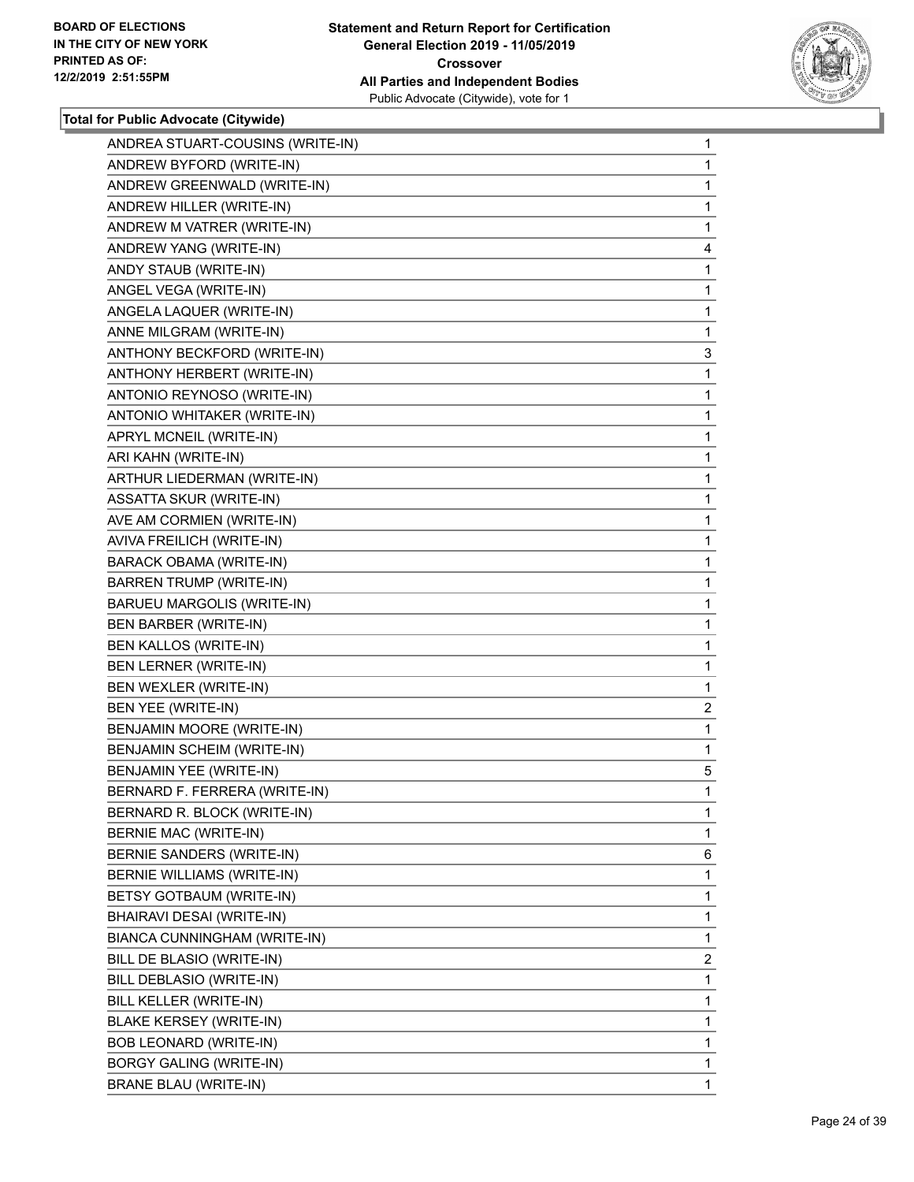**Total for Public Advocate (Citywide)**

| | |
|---|---|
| ANDREA STUART-COUSINS (WRITE-IN) | 1 |
| ANDREW BYFORD (WRITE-IN) | 1 |
| ANDREW GREENWALD (WRITE-IN) | 1 |
| ANDREW HILLER (WRITE-IN) | 1 |
| ANDREW M VATRER (WRITE-IN) | 1 |
| ANDREW YANG (WRITE-IN) | 4 |
| ANDY STAUB (WRITE-IN) | 1 |
| ANGEL VEGA (WRITE-IN) | 1 |
| ANGELA LAQUER (WRITE-IN) | 1 |
| ANNE MILGRAM (WRITE-IN) | 1 |
| ANTHONY BECKFORD (WRITE-IN) | 3 |
| ANTHONY HERBERT (WRITE-IN) | 1 |
| ANTONIO REYNOSO (WRITE-IN) | 1 |
| ANTONIO WHITAKER (WRITE-IN) | 1 |
| APRYL MCNEIL (WRITE-IN) | 1 |
| ARI KAHN (WRITE-IN) | 1 |
| ARTHUR LIEDERMAN (WRITE-IN) | 1 |
| ASSATTA SKUR (WRITE-IN) | 1 |
| AVE AM CORMIEN (WRITE-IN) | 1 |
| AVIVA FREILICH (WRITE-IN) | 1 |
| BARACK OBAMA (WRITE-IN) | 1 |
| BARREN TRUMP (WRITE-IN) | 1 |
| BARUEU MARGOLIS (WRITE-IN) | 1 |
| BEN BARBER (WRITE-IN) | 1 |
| BEN KALLOS (WRITE-IN) | 1 |
| BEN LERNER (WRITE-IN) | 1 |
| BEN WEXLER (WRITE-IN) | 1 |
| BEN YEE (WRITE-IN) | 2 |
| BENJAMIN MOORE (WRITE-IN) | 1 |
| BENJAMIN SCHEIM (WRITE-IN) | 1 |
| BENJAMIN YEE (WRITE-IN) | 5 |
| BERNARD F. FERRERA (WRITE-IN) | 1 |
| BERNARD R. BLOCK (WRITE-IN) | 1 |
| BERNIE MAC (WRITE-IN) | 1 |
| BERNIE SANDERS (WRITE-IN) | 6 |
| BERNIE WILLIAMS (WRITE-IN) | 1 |
| BETSY GOTBAUM (WRITE-IN) | 1 |
| BHAIRAVI DESAI (WRITE-IN) | 1 |
| BIANCA CUNNINGHAM (WRITE-IN) | 1 |
| BILL DE BLASIO (WRITE-IN) | 2 |
| BILL DEBLASIO (WRITE-IN) | 1 |
| BILL KELLER (WRITE-IN) | 1 |
| BLAKE KERSEY (WRITE-IN) | 1 |
| BOB LEONARD (WRITE-IN) | 1 |
| BORGY GALING (WRITE-IN) | 1 |
| BRANE BLAU (WRITE-IN) | 1 |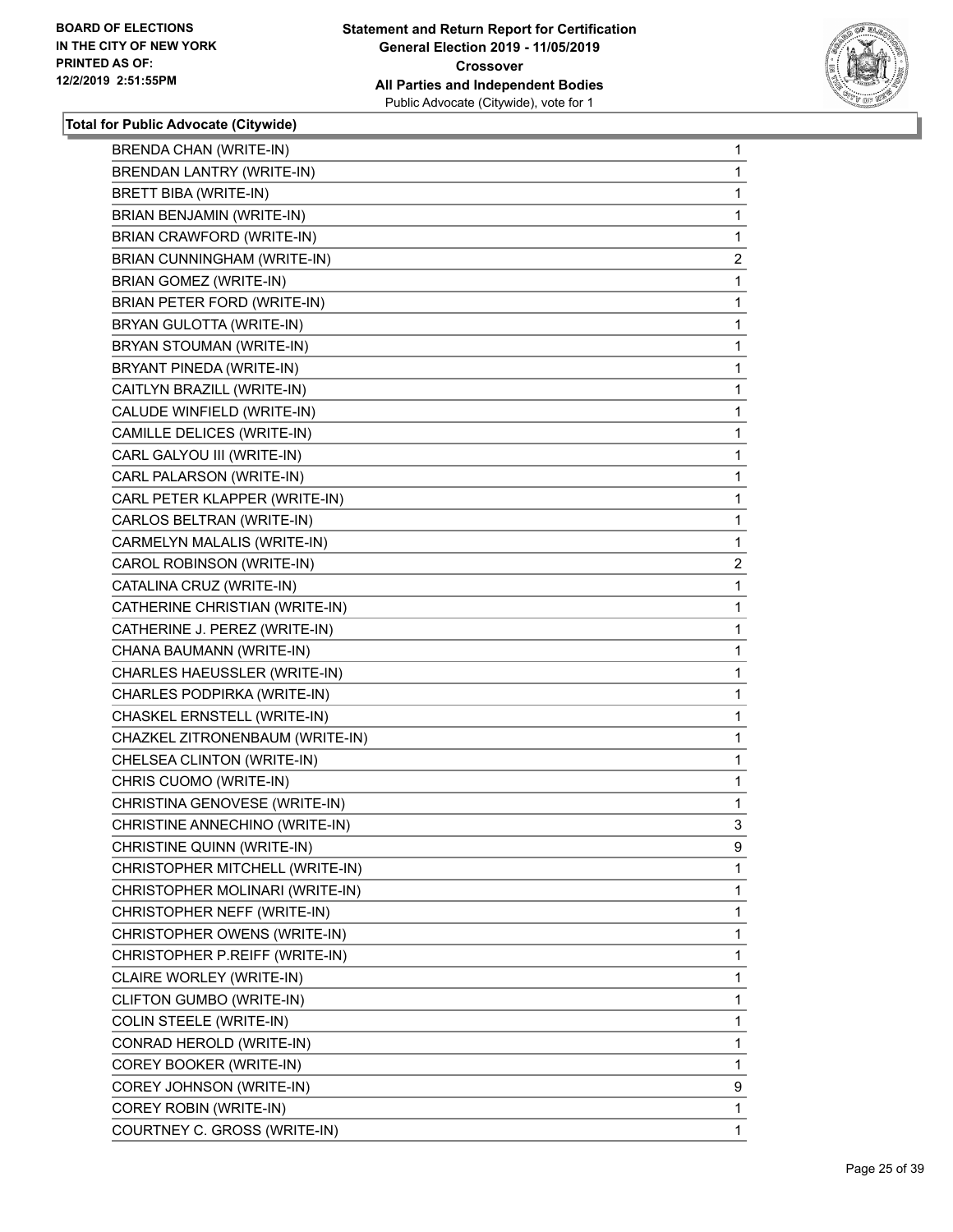**Total for Public Advocate (Citywide)**

| | |
|---|---|
| BRENDA CHAN (WRITE-IN) | 1 |
| BRENDAN LANTRY (WRITE-IN) | 1 |
| BRETT BIBA (WRITE-IN) | 1 |
| BRIAN BENJAMIN (WRITE-IN) | 1 |
| BRIAN CRAWFORD (WRITE-IN) | 1 |
| BRIAN CUNNINGHAM (WRITE-IN) | 2 |
| BRIAN GOMEZ (WRITE-IN) | 1 |
| BRIAN PETER FORD (WRITE-IN) | 1 |
| BRYAN GULOTTA (WRITE-IN) | 1 |
| BRYAN STOUMAN (WRITE-IN) | 1 |
| BRYANT PINEDA (WRITE-IN) | 1 |
| CAITLYN BRAZILL (WRITE-IN) | 1 |
| CALUDE WINFIELD (WRITE-IN) | 1 |
| CAMILLE DELICES (WRITE-IN) | 1 |
| CARL GALYOU III (WRITE-IN) | 1 |
| CARL PALARSON (WRITE-IN) | 1 |
| CARL PETER KLAPPER (WRITE-IN) | 1 |
| CARLOS BELTRAN (WRITE-IN) | 1 |
| CARMELYN MALALIS (WRITE-IN) | 1 |
| CAROL ROBINSON (WRITE-IN) | 2 |
| CATALINA CRUZ (WRITE-IN) | 1 |
| CATHERINE CHRISTIAN (WRITE-IN) | 1 |
| CATHERINE J. PEREZ (WRITE-IN) | 1 |
| CHANA BAUMANN (WRITE-IN) | 1 |
| CHARLES HAEUSSLER (WRITE-IN) | 1 |
| CHARLES PODPIRKA (WRITE-IN) | 1 |
| CHASKEL ERNSTELL (WRITE-IN) | 1 |
| CHAZKEL ZITRONENBAUM (WRITE-IN) | 1 |
| CHELSEA CLINTON (WRITE-IN) | 1 |
| CHRIS CUOMO (WRITE-IN) | 1 |
| CHRISTINA GENOVESE (WRITE-IN) | 1 |
| CHRISTINE ANNECHINO (WRITE-IN) | 3 |
| CHRISTINE QUINN (WRITE-IN) | 9 |
| CHRISTOPHER MITCHELL (WRITE-IN) | 1 |
| CHRISTOPHER MOLINARI (WRITE-IN) | 1 |
| CHRISTOPHER NEFF (WRITE-IN) | 1 |
| CHRISTOPHER OWENS (WRITE-IN) | 1 |
| CHRISTOPHER P.REIFF (WRITE-IN) | 1 |
| CLAIRE WORLEY (WRITE-IN) | 1 |
| CLIFTON GUMBO (WRITE-IN) | 1 |
| COLIN STEELE (WRITE-IN) | 1 |
| CONRAD HEROLD (WRITE-IN) | 1 |
| COREY BOOKER (WRITE-IN) | 1 |
| COREY JOHNSON (WRITE-IN) | 9 |
| COREY ROBIN (WRITE-IN) | 1 |
| COURTNEY C. GROSS (WRITE-IN) | 1 |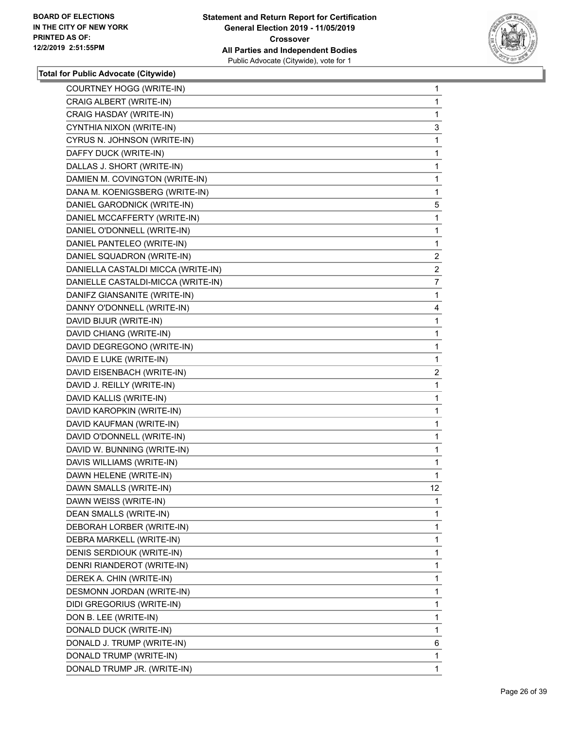**Total for Public Advocate (Citywide)**

| | |
|---|---|
| COURTNEY HOGG (WRITE-IN) | 1 |
| CRAIG ALBERT (WRITE-IN) | 1 |
| CRAIG HASDAY (WRITE-IN) | 1 |
| CYNTHIA NIXON (WRITE-IN) | 3 |
| CYRUS N. JOHNSON (WRITE-IN) | 1 |
| DAFFY DUCK (WRITE-IN) | 1 |
| DALLAS J. SHORT (WRITE-IN) | 1 |
| DAMIEN M. COVINGTON (WRITE-IN) | 1 |
| DANA M. KOENIGSBERG (WRITE-IN) | 1 |
| DANIEL GARODNICK (WRITE-IN) | 5 |
| DANIEL MCCAFFERTY (WRITE-IN) | 1 |
| DANIEL O'DONNELL (WRITE-IN) | 1 |
| DANIEL PANTELEO (WRITE-IN) | 1 |
| DANIEL SQUADRON (WRITE-IN) | 2 |
| DANIELLA CASTALDI MICCA (WRITE-IN) | 2 |
| DANIELLE CASTALDI-MICCA (WRITE-IN) | 7 |
| DANIFZ GIANSANITE (WRITE-IN) | 1 |
| DANNY O'DONNELL (WRITE-IN) | 4 |
| DAVID BIJUR (WRITE-IN) | 1 |
| DAVID CHIANG (WRITE-IN) | 1 |
| DAVID DEGREGONO (WRITE-IN) | 1 |
| DAVID E LUKE (WRITE-IN) | 1 |
| DAVID EISENBACH (WRITE-IN) | 2 |
| DAVID J. REILLY (WRITE-IN) | 1 |
| DAVID KALLIS (WRITE-IN) | 1 |
| DAVID KAROPKIN (WRITE-IN) | 1 |
| DAVID KAUFMAN (WRITE-IN) | 1 |
| DAVID O'DONNELL (WRITE-IN) | 1 |
| DAVID W. BUNNING (WRITE-IN) | 1 |
| DAVIS WILLIAMS (WRITE-IN) | 1 |
| DAWN HELENE (WRITE-IN) | 1 |
| DAWN SMALLS (WRITE-IN) | 12 |
| DAWN WEISS (WRITE-IN) | 1 |
| DEAN SMALLS (WRITE-IN) | 1 |
| DEBORAH LORBER (WRITE-IN) | 1 |
| DEBRA MARKELL (WRITE-IN) | 1 |
| DENIS SERDIOUK (WRITE-IN) | 1 |
| DENRI RIANDEROT (WRITE-IN) | 1 |
| DEREK A. CHIN (WRITE-IN) | 1 |
| DESMONN JORDAN (WRITE-IN) | 1 |
| DIDI GREGORIUS (WRITE-IN) | 1 |
| DON B. LEE (WRITE-IN) | 1 |
| DONALD DUCK (WRITE-IN) | 1 |
| DONALD J. TRUMP (WRITE-IN) | 6 |
| DONALD TRUMP (WRITE-IN) | 1 |
| DONALD TRUMP JR. (WRITE-IN) | 1 |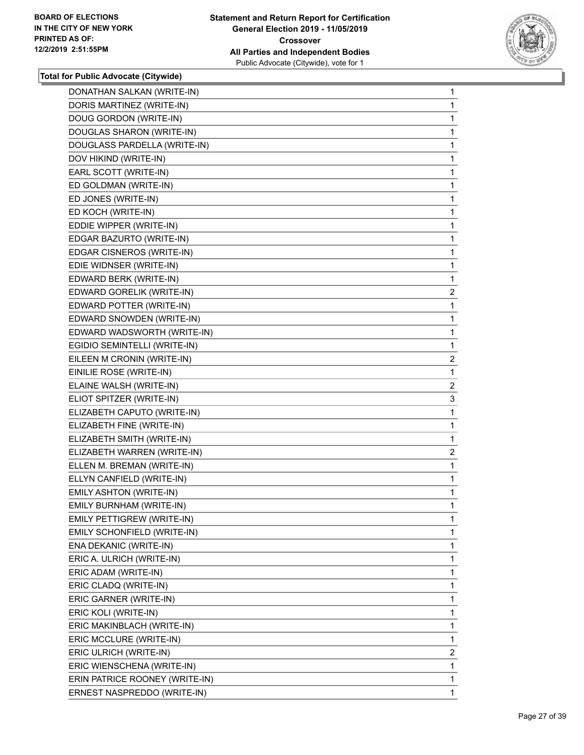**Total for Public Advocate (Citywide)**

| | |
|---|---|
| DONATHAN SALKAN (WRITE-IN) | 1 |
| DORIS MARTINEZ (WRITE-IN) | 1 |
| DOUG GORDON (WRITE-IN) | 1 |
| DOUGLAS SHARON (WRITE-IN) | 1 |
| DOUGLASS PARDELLA (WRITE-IN) | 1 |
| DOV HIKIND (WRITE-IN) | 1 |
| EARL SCOTT (WRITE-IN) | 1 |
| ED GOLDMAN (WRITE-IN) | 1 |
| ED JONES (WRITE-IN) | 1 |
| ED KOCH (WRITE-IN) | 1 |
| EDDIE WIPPER (WRITE-IN) | 1 |
| EDGAR BAZURTO (WRITE-IN) | 1 |
| EDGAR CISNEROS (WRITE-IN) | 1 |
| EDIE WIDNSER (WRITE-IN) | 1 |
| EDWARD BERK (WRITE-IN) | 1 |
| EDWARD GORELIK (WRITE-IN) | 2 |
| EDWARD POTTER (WRITE-IN) | 1 |
| EDWARD SNOWDEN (WRITE-IN) | 1 |
| EDWARD WADSWORTH (WRITE-IN) | 1 |
| EGIDIO SEMINTELLI (WRITE-IN) | 1 |
| EILEEN M CRONIN (WRITE-IN) | 2 |
| EINILIE ROSE (WRITE-IN) | 1 |
| ELAINE WALSH (WRITE-IN) | 2 |
| ELIOT SPITZER (WRITE-IN) | 3 |
| ELIZABETH CAPUTO (WRITE-IN) | 1 |
| ELIZABETH FINE (WRITE-IN) | 1 |
| ELIZABETH SMITH (WRITE-IN) | 1 |
| ELIZABETH WARREN (WRITE-IN) | 2 |
| ELLEN M. BREMAN (WRITE-IN) | 1 |
| ELLYN CANFIELD (WRITE-IN) | 1 |
| EMILY ASHTON (WRITE-IN) | 1 |
| EMILY BURNHAM (WRITE-IN) | 1 |
| EMILY PETTIGREW (WRITE-IN) | 1 |
| EMILY SCHONFIELD (WRITE-IN) | 1 |
| ENA DEKANIC (WRITE-IN) | 1 |
| ERIC A. ULRICH (WRITE-IN) | 1 |
| ERIC ADAM (WRITE-IN) | 1 |
| ERIC CLADQ (WRITE-IN) | 1 |
| ERIC GARNER (WRITE-IN) | 1 |
| ERIC KOLI (WRITE-IN) | 1 |
| ERIC MAKINBLACH (WRITE-IN) | 1 |
| ERIC MCCLURE (WRITE-IN) | 1 |
| ERIC ULRICH (WRITE-IN) | 2 |
| ERIC WIENSCHENA (WRITE-IN) | 1 |
| ERIN PATRICE ROONEY (WRITE-IN) | 1 |
| ERNEST NASPREDDO (WRITE-IN) | 1 |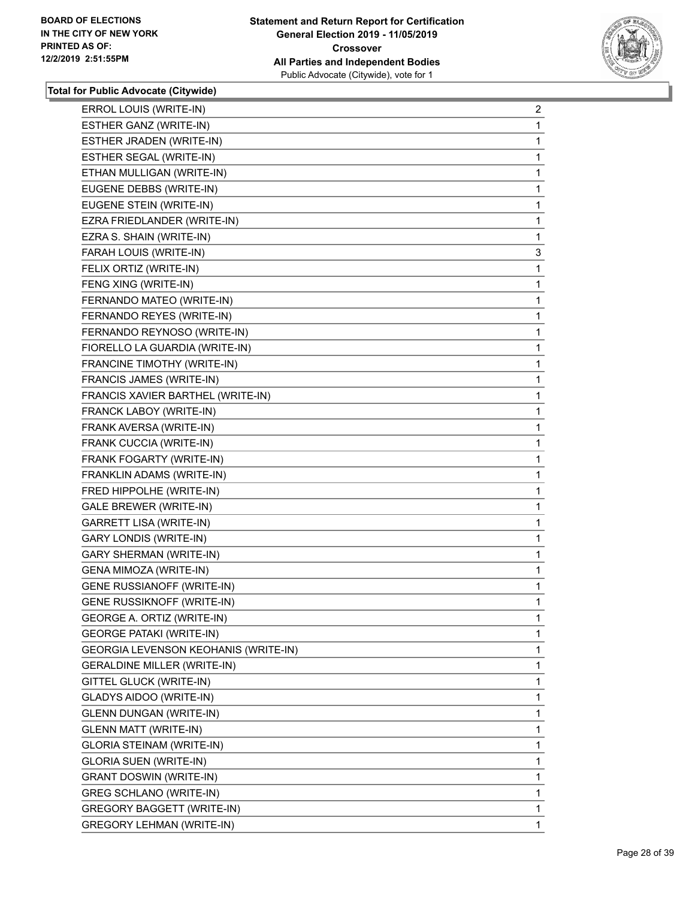**Total for Public Advocate (Citywide)**

| | |
|---|---|
| ERROL LOUIS (WRITE-IN) | 2 |
| ESTHER GANZ (WRITE-IN) | 1 |
| ESTHER JRADEN (WRITE-IN) | 1 |
| ESTHER SEGAL (WRITE-IN) | 1 |
| ETHAN MULLIGAN (WRITE-IN) | 1 |
| EUGENE DEBBS (WRITE-IN) | 1 |
| EUGENE STEIN (WRITE-IN) | 1 |
| EZRA FRIEDLANDER (WRITE-IN) | 1 |
| EZRA S. SHAIN (WRITE-IN) | 1 |
| FARAH LOUIS (WRITE-IN) | 3 |
| FELIX ORTIZ (WRITE-IN) | 1 |
| FENG XING (WRITE-IN) | 1 |
| FERNANDO MATEO (WRITE-IN) | 1 |
| FERNANDO REYES (WRITE-IN) | 1 |
| FERNANDO REYNOSO (WRITE-IN) | 1 |
| FIORELLO LA GUARDIA (WRITE-IN) | 1 |
| FRANCINE TIMOTHY (WRITE-IN) | 1 |
| FRANCIS JAMES (WRITE-IN) | 1 |
| FRANCIS XAVIER BARTHEL (WRITE-IN) | 1 |
| FRANCK LABOY (WRITE-IN) | 1 |
| FRANK AVERSA (WRITE-IN) | 1 |
| FRANK CUCCIA (WRITE-IN) | 1 |
| FRANK FOGARTY (WRITE-IN) | 1 |
| FRANKLIN ADAMS (WRITE-IN) | 1 |
| FRED HIPPOLHE (WRITE-IN) | 1 |
| GALE BREWER (WRITE-IN) | 1 |
| GARRETT LISA (WRITE-IN) | 1 |
| GARY LONDIS (WRITE-IN) | 1 |
| GARY SHERMAN (WRITE-IN) | 1 |
| GENA MIMOZA (WRITE-IN) | 1 |
| GENE RUSSIANOFF (WRITE-IN) | 1 |
| GENE RUSSIKNOFF (WRITE-IN) | 1 |
| GEORGE A. ORTIZ (WRITE-IN) | 1 |
| GEORGE PATAKI (WRITE-IN) | 1 |
| GEORGIA LEVENSON KEOHANIS (WRITE-IN) | 1 |
| GERALDINE MILLER (WRITE-IN) | 1 |
| GITTEL GLUCK (WRITE-IN) | 1 |
| GLADYS AIDOO (WRITE-IN) | 1 |
| GLENN DUNGAN (WRITE-IN) | 1 |
| GLENN MATT (WRITE-IN) | 1 |
| GLORIA STEINAM (WRITE-IN) | 1 |
| GLORIA SUEN (WRITE-IN) | 1 |
| GRANT DOSWIN (WRITE-IN) | 1 |
| GREG SCHLANO (WRITE-IN) | 1 |
| GREGORY BAGGETT (WRITE-IN) | 1 |
| GREGORY LEHMAN (WRITE-IN) | 1 |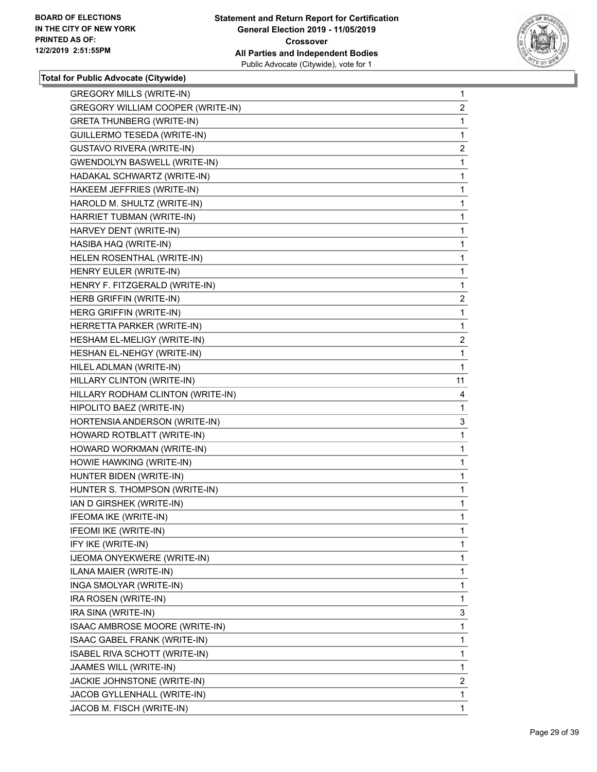**Total for Public Advocate (Citywide)**

| | |
|---|---|
| GREGORY MILLS (WRITE-IN) | 1 |
| GREGORY WILLIAM COOPER (WRITE-IN) | 2 |
| GRETA THUNBERG (WRITE-IN) | 1 |
| GUILLERMO TESEDA (WRITE-IN) | 1 |
| GUSTAVO RIVERA (WRITE-IN) | 2 |
| GWENDOLYN BASWELL (WRITE-IN) | 1 |
| HADAKAL SCHWARTZ (WRITE-IN) | 1 |
| HAKEEM JEFFRIES (WRITE-IN) | 1 |
| HAROLD M. SHULTZ (WRITE-IN) | 1 |
| HARRIET TUBMAN (WRITE-IN) | 1 |
| HARVEY DENT (WRITE-IN) | 1 |
| HASIBA HAQ (WRITE-IN) | 1 |
| HELEN ROSENTHAL (WRITE-IN) | 1 |
| HENRY EULER (WRITE-IN) | 1 |
| HENRY F. FITZGERALD (WRITE-IN) | 1 |
| HERB GRIFFIN (WRITE-IN) | 2 |
| HERG GRIFFIN (WRITE-IN) | 1 |
| HERRETTA PARKER (WRITE-IN) | 1 |
| HESHAM EL-MELIGY (WRITE-IN) | 2 |
| HESHAN EL-NEHGY (WRITE-IN) | 1 |
| HILEL ADLMAN (WRITE-IN) | 1 |
| HILLARY CLINTON (WRITE-IN) | 11 |
| HILLARY RODHAM CLINTON (WRITE-IN) | 4 |
| HIPOLITO BAEZ (WRITE-IN) | 1 |
| HORTENSIA ANDERSON (WRITE-IN) | 3 |
| HOWARD ROTBLATT (WRITE-IN) | 1 |
| HOWARD WORKMAN (WRITE-IN) | 1 |
| HOWIE HAWKING (WRITE-IN) | 1 |
| HUNTER BIDEN (WRITE-IN) | 1 |
| HUNTER S. THOMPSON (WRITE-IN) | 1 |
| IAN D GIRSHEK (WRITE-IN) | 1 |
| IFEOMA IKE (WRITE-IN) | 1 |
| IFEOMI IKE (WRITE-IN) | 1 |
| IFY IKE (WRITE-IN) | 1 |
| IJEOMA ONYEKWERE (WRITE-IN) | 1 |
| ILANA MAIER (WRITE-IN) | 1 |
| INGA SMOLYAR (WRITE-IN) | 1 |
| IRA ROSEN (WRITE-IN) | 1 |
| IRA SINA (WRITE-IN) | 3 |
| ISAAC AMBROSE MOORE (WRITE-IN) | 1 |
| ISAAC GABEL FRANK (WRITE-IN) | 1 |
| ISABEL RIVA SCHOTT (WRITE-IN) | 1 |
| JAAMES WILL (WRITE-IN) | 1 |
| JACKIE JOHNSTONE (WRITE-IN) | 2 |
| JACOB GYLLENHALL (WRITE-IN) | 1 |
| JACOB M. FISCH (WRITE-IN) | 1 |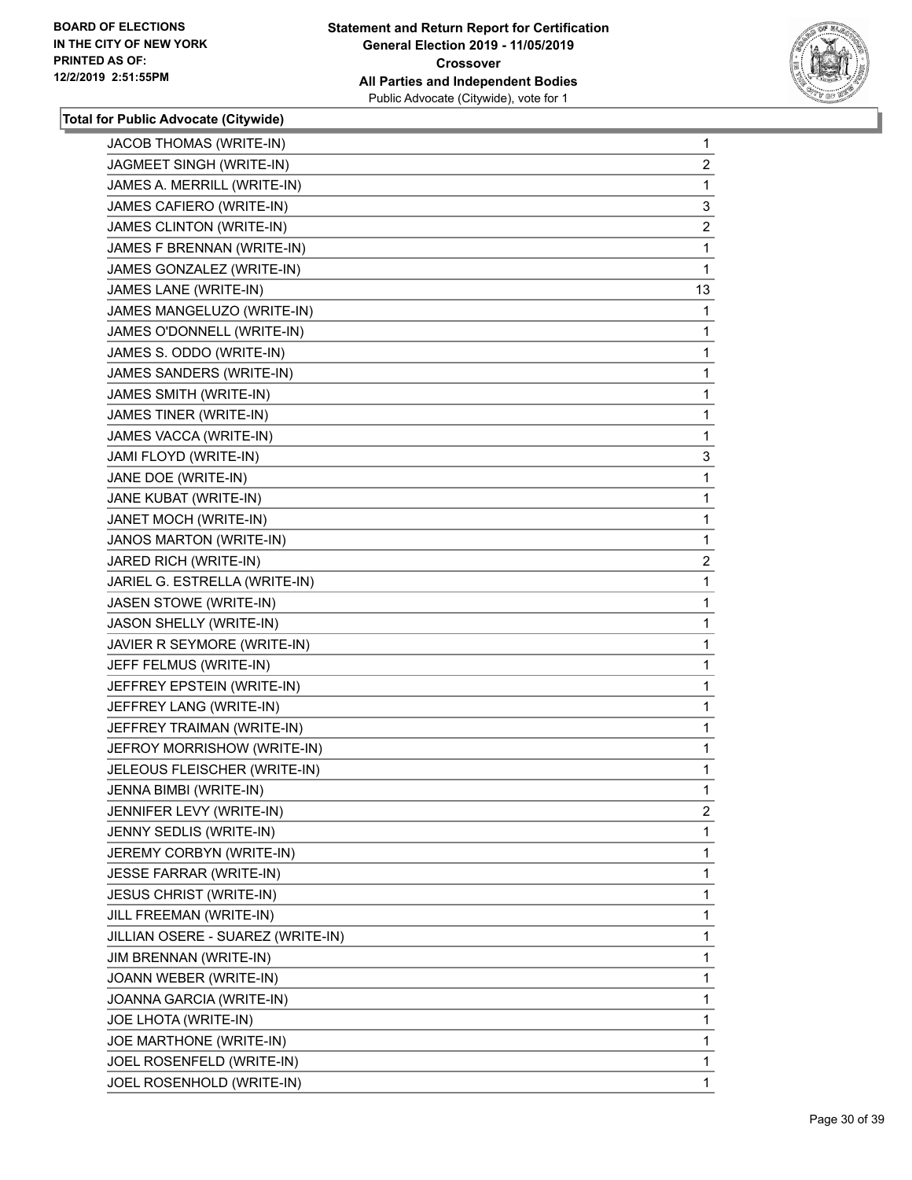**Total for Public Advocate (Citywide)**

| | |
|---|---|
| JACOB THOMAS (WRITE-IN) | 1 |
| JAGMEET SINGH (WRITE-IN) | 2 |
| JAMES A. MERRILL (WRITE-IN) | 1 |
| JAMES CAFIERO (WRITE-IN) | 3 |
| JAMES CLINTON (WRITE-IN) | 2 |
| JAMES F BRENNAN (WRITE-IN) | 1 |
| JAMES GONZALEZ (WRITE-IN) | 1 |
| JAMES LANE (WRITE-IN) | 13 |
| JAMES MANGELUZO (WRITE-IN) | 1 |
| JAMES O'DONNELL (WRITE-IN) | 1 |
| JAMES S. ODDO (WRITE-IN) | 1 |
| JAMES SANDERS (WRITE-IN) | 1 |
| JAMES SMITH (WRITE-IN) | 1 |
| JAMES TINER (WRITE-IN) | 1 |
| JAMES VACCA (WRITE-IN) | 1 |
| JAMI FLOYD (WRITE-IN) | 3 |
| JANE DOE (WRITE-IN) | 1 |
| JANE KUBAT (WRITE-IN) | 1 |
| JANET MOCH (WRITE-IN) | 1 |
| JANOS MARTON (WRITE-IN) | 1 |
| JARED RICH (WRITE-IN) | 2 |
| JARIEL G. ESTRELLA (WRITE-IN) | 1 |
| JASEN STOWE (WRITE-IN) | 1 |
| JASON SHELLY (WRITE-IN) | 1 |
| JAVIER R SEYMORE (WRITE-IN) | 1 |
| JEFF FELMUS (WRITE-IN) | 1 |
| JEFFREY EPSTEIN (WRITE-IN) | 1 |
| JEFFREY LANG (WRITE-IN) | 1 |
| JEFFREY TRAIMAN (WRITE-IN) | 1 |
| JEFROY MORRISHOW (WRITE-IN) | 1 |
| JELEOUS FLEISCHER (WRITE-IN) | 1 |
| JENNA BIMBI (WRITE-IN) | 1 |
| JENNIFER LEVY (WRITE-IN) | 2 |
| JENNY SEDLIS (WRITE-IN) | 1 |
| JEREMY CORBYN (WRITE-IN) | 1 |
| JESSE FARRAR (WRITE-IN) | 1 |
| JESUS CHRIST (WRITE-IN) | 1 |
| JILL FREEMAN (WRITE-IN) | 1 |
| JILLIAN OSERE - SUAREZ (WRITE-IN) | 1 |
| JIM BRENNAN (WRITE-IN) | 1 |
| JOANN WEBER (WRITE-IN) | 1 |
| JOANNA GARCIA (WRITE-IN) | 1 |
| JOE LHOTA (WRITE-IN) | 1 |
| JOE MARTHONE (WRITE-IN) | 1 |
| JOEL ROSENFELD (WRITE-IN) | 1 |
| JOEL ROSENHOLD (WRITE-IN) | 1 |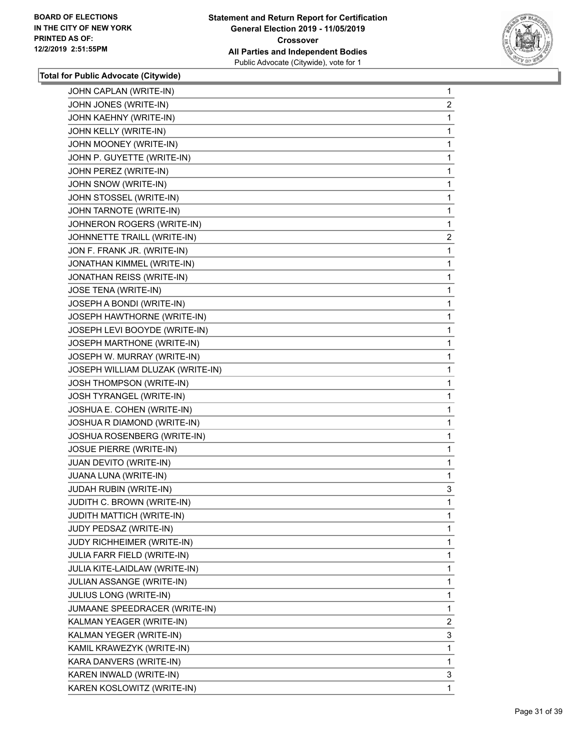**Total for Public Advocate (Citywide)**

| | |
|---|---|
| JOHN CAPLAN (WRITE-IN) | 1 |
| JOHN JONES (WRITE-IN) | 2 |
| JOHN KAEHNY (WRITE-IN) | 1 |
| JOHN KELLY (WRITE-IN) | 1 |
| JOHN MOONEY (WRITE-IN) | 1 |
| JOHN P. GUYETTE (WRITE-IN) | 1 |
| JOHN PEREZ (WRITE-IN) | 1 |
| JOHN SNOW (WRITE-IN) | 1 |
| JOHN STOSSEL (WRITE-IN) | 1 |
| JOHN TARNOTE (WRITE-IN) | 1 |
| JOHNERON ROGERS (WRITE-IN) | 1 |
| JOHNNETTE TRAILL (WRITE-IN) | 2 |
| JON F. FRANK JR. (WRITE-IN) | 1 |
| JONATHAN KIMMEL (WRITE-IN) | 1 |
| JONATHAN REISS (WRITE-IN) | 1 |
| JOSE TENA (WRITE-IN) | 1 |
| JOSEPH A BONDI (WRITE-IN) | 1 |
| JOSEPH HAWTHORNE (WRITE-IN) | 1 |
| JOSEPH LEVI BOOYDE (WRITE-IN) | 1 |
| JOSEPH MARTHONE (WRITE-IN) | 1 |
| JOSEPH W. MURRAY (WRITE-IN) | 1 |
| JOSEPH WILLIAM DLUZAK (WRITE-IN) | 1 |
| JOSH THOMPSON (WRITE-IN) | 1 |
| JOSH TYRANGEL (WRITE-IN) | 1 |
| JOSHUA E. COHEN (WRITE-IN) | 1 |
| JOSHUA R DIAMOND (WRITE-IN) | 1 |
| JOSHUA ROSENBERG (WRITE-IN) | 1 |
| JOSUE PIERRE (WRITE-IN) | 1 |
| JUAN DEVITO (WRITE-IN) | 1 |
| JUANA LUNA (WRITE-IN) | 1 |
| JUDAH RUBIN (WRITE-IN) | 3 |
| JUDITH C. BROWN (WRITE-IN) | 1 |
| JUDITH MATTICH (WRITE-IN) | 1 |
| JUDY PEDSAZ (WRITE-IN) | 1 |
| JUDY RICHHEIMER (WRITE-IN) | 1 |
| JULIA FARR FIELD (WRITE-IN) | 1 |
| JULIA KITE-LAIDLAW (WRITE-IN) | 1 |
| JULIAN ASSANGE (WRITE-IN) | 1 |
| JULIUS LONG (WRITE-IN) | 1 |
| JUMAANE SPEEDRACER (WRITE-IN) | 1 |
| KALMAN YEAGER (WRITE-IN) | 2 |
| KALMAN YEGER (WRITE-IN) | 3 |
| KAMIL KRAWEZYK (WRITE-IN) | 1 |
| KARA DANVERS (WRITE-IN) | 1 |
| KAREN INWALD (WRITE-IN) | 3 |
| KAREN KOSLOWITZ (WRITE-IN) | 1 |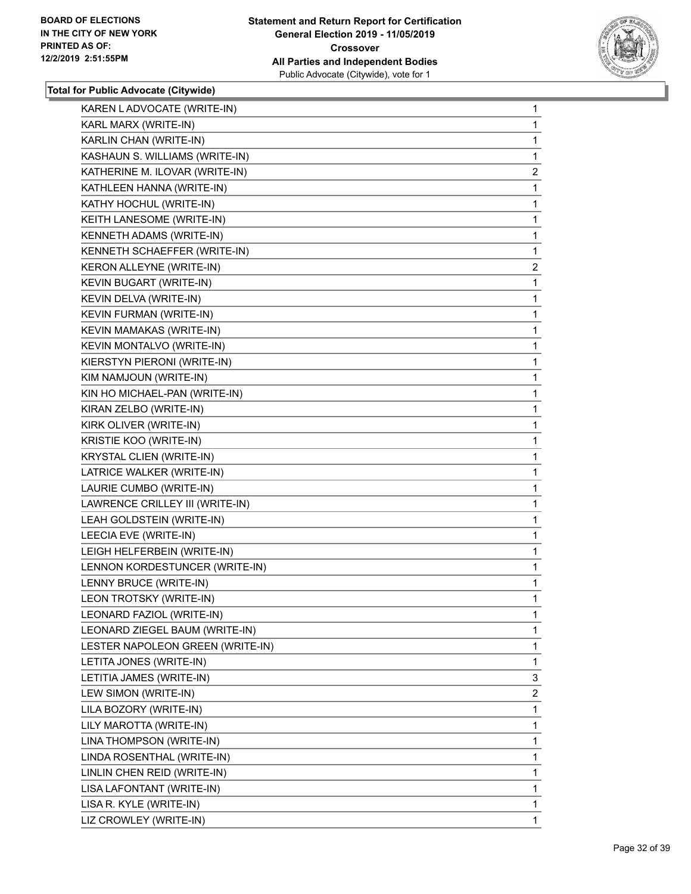**Total for Public Advocate (Citywide)**

| Candidate | Votes |
|---|---|
| KAREN L ADVOCATE (WRITE-IN) | 1 |
| KARL MARX (WRITE-IN) | 1 |
| KARLIN CHAN (WRITE-IN) | 1 |
| KASHAUN S. WILLIAMS (WRITE-IN) | 1 |
| KATHERINE M. ILOVAR (WRITE-IN) | 2 |
| KATHLEEN HANNA (WRITE-IN) | 1 |
| KATHY HOCHUL (WRITE-IN) | 1 |
| KEITH LANESOME (WRITE-IN) | 1 |
| KENNETH ADAMS (WRITE-IN) | 1 |
| KENNETH SCHAEFFER (WRITE-IN) | 1 |
| KERON ALLEYNE (WRITE-IN) | 2 |
| KEVIN BUGART (WRITE-IN) | 1 |
| KEVIN DELVA (WRITE-IN) | 1 |
| KEVIN FURMAN (WRITE-IN) | 1 |
| KEVIN MAMAKAS (WRITE-IN) | 1 |
| KEVIN MONTALVO (WRITE-IN) | 1 |
| KIERSTYN PIERONI (WRITE-IN) | 1 |
| KIM NAMJOUN (WRITE-IN) | 1 |
| KIN HO MICHAEL-PAN (WRITE-IN) | 1 |
| KIRAN ZELBO (WRITE-IN) | 1 |
| KIRK OLIVER (WRITE-IN) | 1 |
| KRISTIE KOO (WRITE-IN) | 1 |
| KRYSTAL CLIEN (WRITE-IN) | 1 |
| LATRICE WALKER (WRITE-IN) | 1 |
| LAURIE CUMBO (WRITE-IN) | 1 |
| LAWRENCE CRILLEY III (WRITE-IN) | 1 |
| LEAH GOLDSTEIN (WRITE-IN) | 1 |
| LEECIA EVE (WRITE-IN) | 1 |
| LEIGH HELFERBEIN (WRITE-IN) | 1 |
| LENNON KORDESTUNCER (WRITE-IN) | 1 |
| LENNY BRUCE (WRITE-IN) | 1 |
| LEON TROTSKY (WRITE-IN) | 1 |
| LEONARD FAZIOL (WRITE-IN) | 1 |
| LEONARD ZIEGEL BAUM (WRITE-IN) | 1 |
| LESTER NAPOLEON GREEN (WRITE-IN) | 1 |
| LETITA JONES (WRITE-IN) | 1 |
| LETITIA JAMES (WRITE-IN) | 3 |
| LEW SIMON (WRITE-IN) | 2 |
| LILA BOZORY (WRITE-IN) | 1 |
| LILY MAROTTA (WRITE-IN) | 1 |
| LINA THOMPSON (WRITE-IN) | 1 |
| LINDA ROSENTHAL (WRITE-IN) | 1 |
| LINLIN CHEN REID (WRITE-IN) | 1 |
| LISA LAFONTANT (WRITE-IN) | 1 |
| LISA R. KYLE (WRITE-IN) | 1 |
| LIZ CROWLEY (WRITE-IN) | 1 |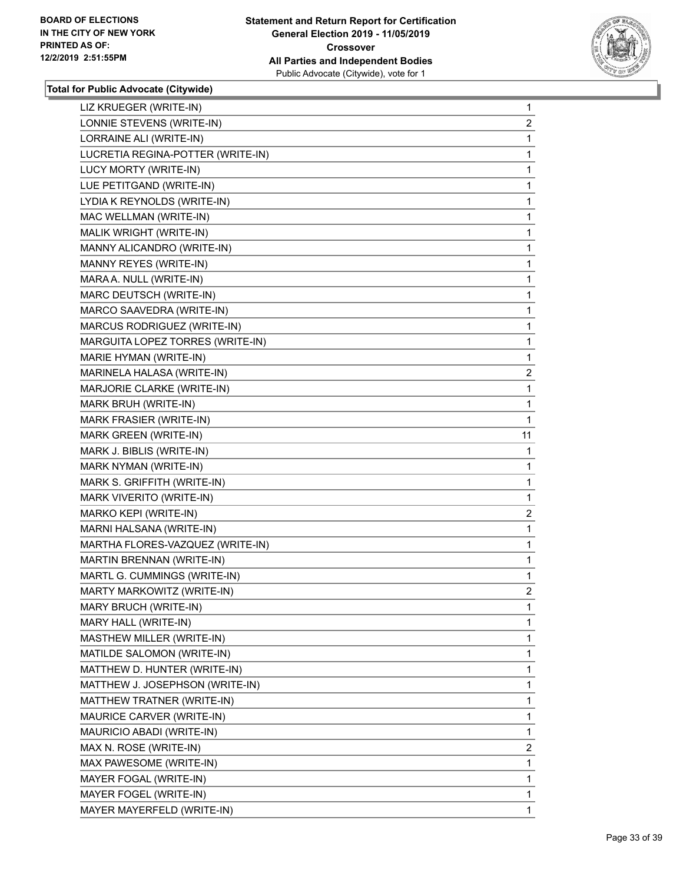**Total for Public Advocate (Citywide)**

| | |
|---|---|
| LIZ KRUEGER (WRITE-IN) | 1 |
| LONNIE STEVENS (WRITE-IN) | 2 |
| LORRAINE ALI (WRITE-IN) | 1 |
| LUCRETIA REGINA-POTTER (WRITE-IN) | 1 |
| LUCY MORTY (WRITE-IN) | 1 |
| LUE PETITGAND (WRITE-IN) | 1 |
| LYDIA K REYNOLDS (WRITE-IN) | 1 |
| MAC WELLMAN (WRITE-IN) | 1 |
| MALIK WRIGHT (WRITE-IN) | 1 |
| MANNY ALICANDRO (WRITE-IN) | 1 |
| MANNY REYES (WRITE-IN) | 1 |
| MARA A. NULL (WRITE-IN) | 1 |
| MARC DEUTSCH (WRITE-IN) | 1 |
| MARCO SAAVEDRA (WRITE-IN) | 1 |
| MARCUS RODRIGUEZ (WRITE-IN) | 1 |
| MARGUITA LOPEZ TORRES (WRITE-IN) | 1 |
| MARIE HYMAN (WRITE-IN) | 1 |
| MARINELA HALASA (WRITE-IN) | 2 |
| MARJORIE CLARKE (WRITE-IN) | 1 |
| MARK BRUH (WRITE-IN) | 1 |
| MARK FRASIER (WRITE-IN) | 1 |
| MARK GREEN (WRITE-IN) | 11 |
| MARK J. BIBLIS (WRITE-IN) | 1 |
| MARK NYMAN (WRITE-IN) | 1 |
| MARK S. GRIFFITH (WRITE-IN) | 1 |
| MARK VIVERITO (WRITE-IN) | 1 |
| MARKO KEPI (WRITE-IN) | 2 |
| MARNI HALSANA (WRITE-IN) | 1 |
| MARTHA FLORES-VAZQUEZ (WRITE-IN) | 1 |
| MARTIN BRENNAN (WRITE-IN) | 1 |
| MARTL G. CUMMINGS (WRITE-IN) | 1 |
| MARTY MARKOWITZ (WRITE-IN) | 2 |
| MARY BRUCH (WRITE-IN) | 1 |
| MARY HALL (WRITE-IN) | 1 |
| MASTHEW MILLER (WRITE-IN) | 1 |
| MATILDE SALOMON (WRITE-IN) | 1 |
| MATTHEW D. HUNTER (WRITE-IN) | 1 |
| MATTHEW J. JOSEPHSON (WRITE-IN) | 1 |
| MATTHEW TRATNER (WRITE-IN) | 1 |
| MAURICE CARVER (WRITE-IN) | 1 |
| MAURICIO ABADI (WRITE-IN) | 1 |
| MAX N. ROSE (WRITE-IN) | 2 |
| MAX PAWESOME (WRITE-IN) | 1 |
| MAYER FOGAL (WRITE-IN) | 1 |
| MAYER FOGEL (WRITE-IN) | 1 |
| MAYER MAYERFELD (WRITE-IN) | 1 |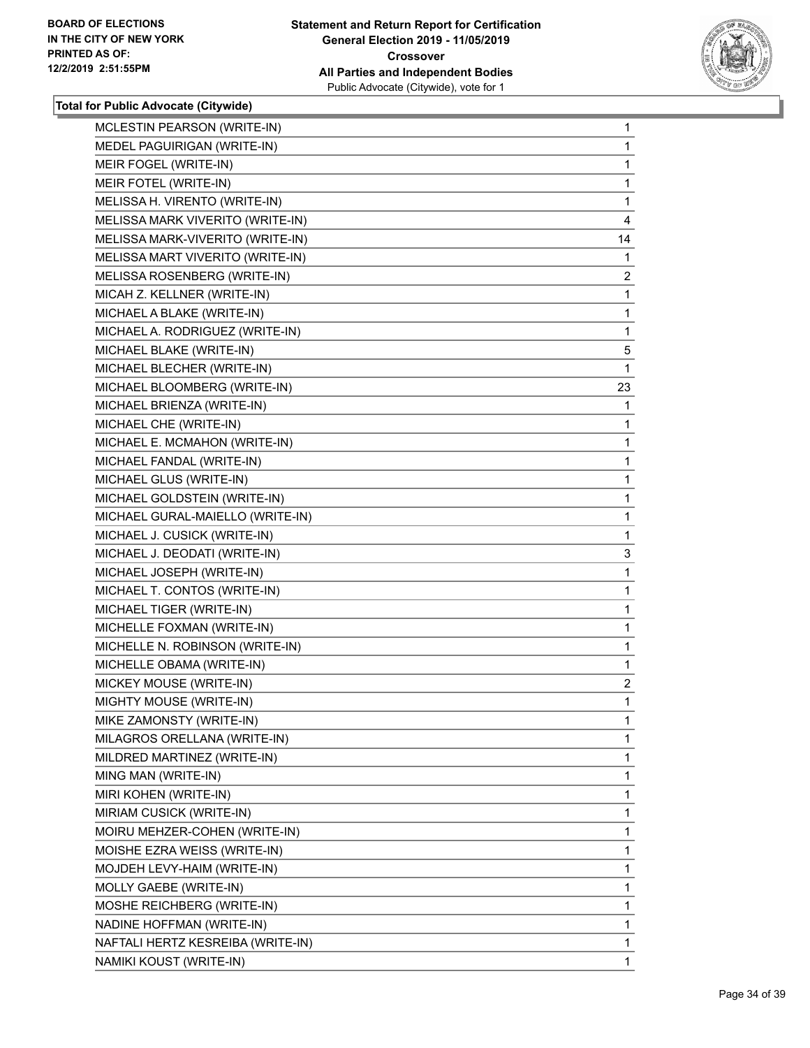BOARD OF ELECTIONS
IN THE CITY OF NEW YORK
PRINTED AS OF:
12/2/2019 2:51:55PM

**Statement and Return Report for Certification**
**General Election 2019 - 11/05/2019**
**Crossover**
**All Parties and Independent Bodies**
Public Advocate (Citywide), vote for 1

### Total for Public Advocate (Citywide)

| | |
|---|---|
| MCLESTIN PEARSON (WRITE-IN) | 1 |
| MEDEL PAGUIRIGAN (WRITE-IN) | 1 |
| MEIR FOGEL (WRITE-IN) | 1 |
| MEIR FOTEL (WRITE-IN) | 1 |
| MELISSA H. VIRENTO (WRITE-IN) | 1 |
| MELISSA MARK VIVERITO (WRITE-IN) | 4 |
| MELISSA MARK-VIVERITO (WRITE-IN) | 14 |
| MELISSA MART VIVERITO (WRITE-IN) | 1 |
| MELISSA ROSENBERG (WRITE-IN) | 2 |
| MICAH Z. KELLNER (WRITE-IN) | 1 |
| MICHAEL A BLAKE (WRITE-IN) | 1 |
| MICHAEL A. RODRIGUEZ (WRITE-IN) | 1 |
| MICHAEL BLAKE (WRITE-IN) | 5 |
| MICHAEL BLECHER (WRITE-IN) | 1 |
| MICHAEL BLOOMBERG (WRITE-IN) | 23 |
| MICHAEL BRIENZA (WRITE-IN) | 1 |
| MICHAEL CHE (WRITE-IN) | 1 |
| MICHAEL E. MCMAHON (WRITE-IN) | 1 |
| MICHAEL FANDAL (WRITE-IN) | 1 |
| MICHAEL GLUS (WRITE-IN) | 1 |
| MICHAEL GOLDSTEIN (WRITE-IN) | 1 |
| MICHAEL GURAL-MAIELLO (WRITE-IN) | 1 |
| MICHAEL J. CUSICK (WRITE-IN) | 1 |
| MICHAEL J. DEODATI (WRITE-IN) | 3 |
| MICHAEL JOSEPH (WRITE-IN) | 1 |
| MICHAEL T. CONTOS (WRITE-IN) | 1 |
| MICHAEL TIGER (WRITE-IN) | 1 |
| MICHELLE FOXMAN (WRITE-IN) | 1 |
| MICHELLE N. ROBINSON (WRITE-IN) | 1 |
| MICHELLE OBAMA (WRITE-IN) | 1 |
| MICKEY MOUSE (WRITE-IN) | 2 |
| MIGHTY MOUSE (WRITE-IN) | 1 |
| MIKE ZAMONSTY (WRITE-IN) | 1 |
| MILAGROS ORELLANA (WRITE-IN) | 1 |
| MILDRED MARTINEZ (WRITE-IN) | 1 |
| MING MAN (WRITE-IN) | 1 |
| MIRI KOHEN (WRITE-IN) | 1 |
| MIRIAM CUSICK (WRITE-IN) | 1 |
| MOIRU MEHZER-COHEN (WRITE-IN) | 1 |
| MOISHE EZRA WEISS (WRITE-IN) | 1 |
| MOJDEH LEVY-HAIM (WRITE-IN) | 1 |
| MOLLY GAEBE (WRITE-IN) | 1 |
| MOSHE REICHBERG (WRITE-IN) | 1 |
| NADINE HOFFMAN (WRITE-IN) | 1 |
| NAFTALI HERTZ KESREIBA (WRITE-IN) | 1 |
| NAMIKI KOUST (WRITE-IN) | 1 |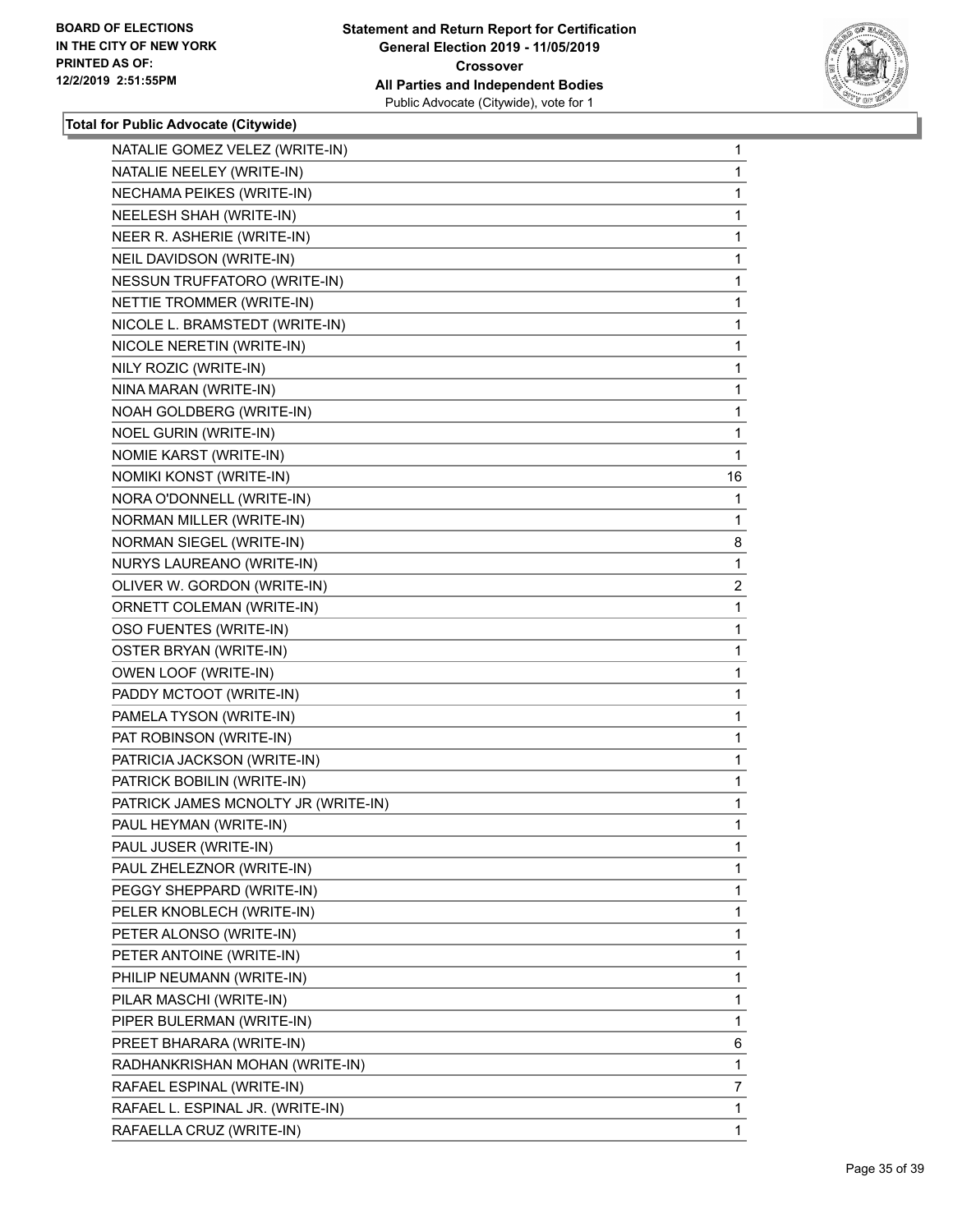### Total for Public Advocate (Citywide)

| Candidate | Votes |
|---|---|
| NATALIE GOMEZ VELEZ (WRITE-IN) | 1 |
| NATALIE NEELEY (WRITE-IN) | 1 |
| NECHAMA PEIKES (WRITE-IN) | 1 |
| NEELESH SHAH (WRITE-IN) | 1 |
| NEER R. ASHERIE (WRITE-IN) | 1 |
| NEIL DAVIDSON (WRITE-IN) | 1 |
| NESSUN TRUFFATORO (WRITE-IN) | 1 |
| NETTIE TROMMER (WRITE-IN) | 1 |
| NICOLE L. BRAMSTEDT (WRITE-IN) | 1 |
| NICOLE NERETIN (WRITE-IN) | 1 |
| NILY ROZIC (WRITE-IN) | 1 |
| NINA MARAN (WRITE-IN) | 1 |
| NOAH GOLDBERG (WRITE-IN) | 1 |
| NOEL GURIN (WRITE-IN) | 1 |
| NOMIE KARST (WRITE-IN) | 1 |
| NOMIKI KONST (WRITE-IN) | 16 |
| NORA O'DONNELL (WRITE-IN) | 1 |
| NORMAN MILLER (WRITE-IN) | 1 |
| NORMAN SIEGEL (WRITE-IN) | 8 |
| NURYS LAUREANO (WRITE-IN) | 1 |
| OLIVER W. GORDON (WRITE-IN) | 2 |
| ORNETT COLEMAN (WRITE-IN) | 1 |
| OSO FUENTES (WRITE-IN) | 1 |
| OSTER BRYAN (WRITE-IN) | 1 |
| OWEN LOOF (WRITE-IN) | 1 |
| PADDY MCTOOT (WRITE-IN) | 1 |
| PAMELA TYSON (WRITE-IN) | 1 |
| PAT ROBINSON (WRITE-IN) | 1 |
| PATRICIA JACKSON (WRITE-IN) | 1 |
| PATRICK BOBILIN (WRITE-IN) | 1 |
| PATRICK JAMES MCNOLTY JR (WRITE-IN) | 1 |
| PAUL HEYMAN (WRITE-IN) | 1 |
| PAUL JUSER (WRITE-IN) | 1 |
| PAUL ZHELEZNOR (WRITE-IN) | 1 |
| PEGGY SHEPPARD (WRITE-IN) | 1 |
| PELER KNOBLECH (WRITE-IN) | 1 |
| PETER ALONSO (WRITE-IN) | 1 |
| PETER ANTOINE (WRITE-IN) | 1 |
| PHILIP NEUMANN (WRITE-IN) | 1 |
| PILAR MASCHI (WRITE-IN) | 1 |
| PIPER BULERMAN (WRITE-IN) | 1 |
| PREET BHARARA (WRITE-IN) | 6 |
| RADHANKRISHAN MOHAN (WRITE-IN) | 1 |
| RAFAEL ESPINAL (WRITE-IN) | 7 |
| RAFAEL L. ESPINAL JR. (WRITE-IN) | 1 |
| RAFAELLA CRUZ (WRITE-IN) | 1 |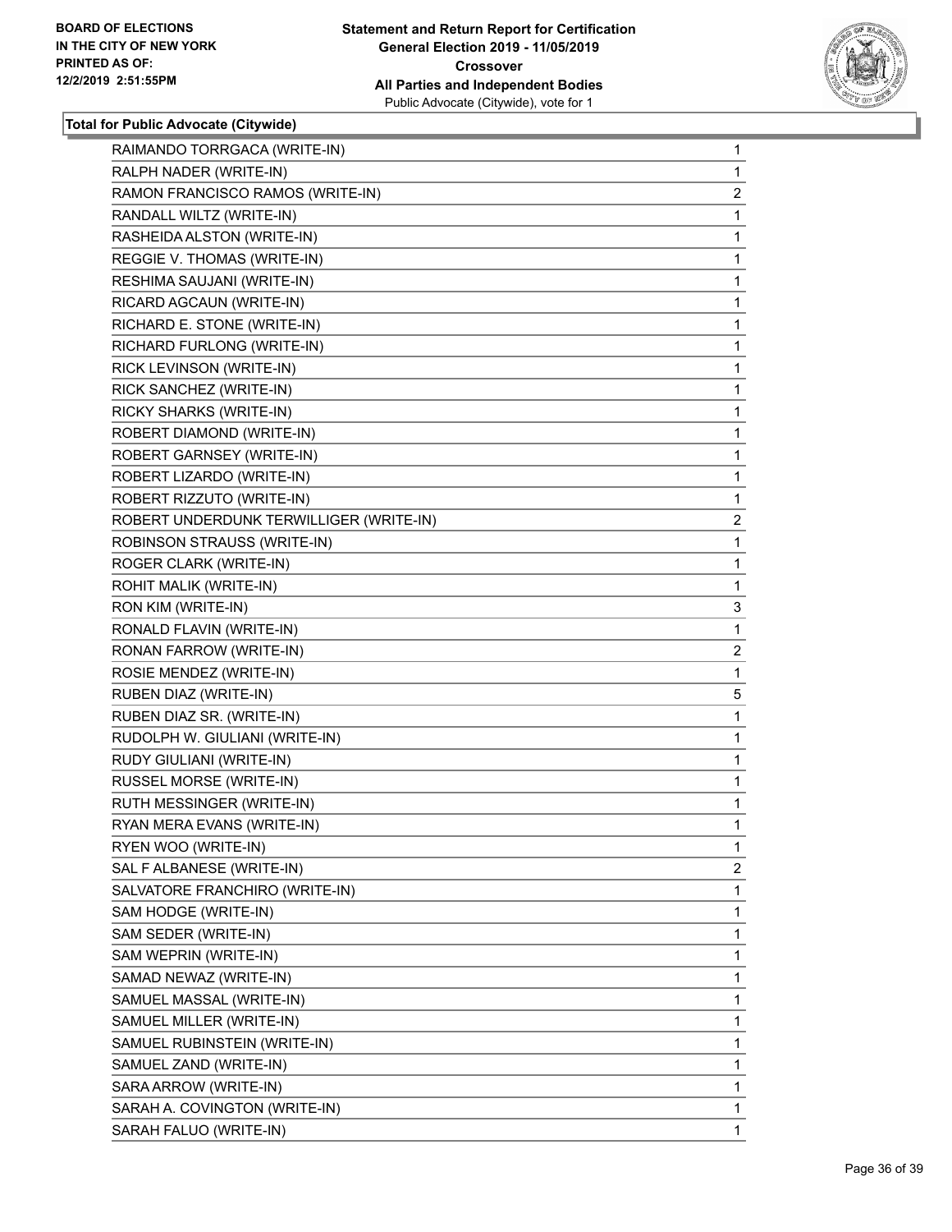**Total for Public Advocate (Citywide)**

| | |
|---|---|
| RAIMANDO TORRGACA (WRITE-IN) | 1 |
| RALPH NADER (WRITE-IN) | 1 |
| RAMON FRANCISCO RAMOS (WRITE-IN) | 2 |
| RANDALL WILTZ (WRITE-IN) | 1 |
| RASHEIDA ALSTON (WRITE-IN) | 1 |
| REGGIE V. THOMAS (WRITE-IN) | 1 |
| RESHIMA SAUJANI (WRITE-IN) | 1 |
| RICARD AGCAUN (WRITE-IN) | 1 |
| RICHARD E. STONE (WRITE-IN) | 1 |
| RICHARD FURLONG (WRITE-IN) | 1 |
| RICK LEVINSON (WRITE-IN) | 1 |
| RICK SANCHEZ (WRITE-IN) | 1 |
| RICKY SHARKS (WRITE-IN) | 1 |
| ROBERT DIAMOND (WRITE-IN) | 1 |
| ROBERT GARNSEY (WRITE-IN) | 1 |
| ROBERT LIZARDO (WRITE-IN) | 1 |
| ROBERT RIZZUTO (WRITE-IN) | 1 |
| ROBERT UNDERDUNK TERWILLIGER (WRITE-IN) | 2 |
| ROBINSON STRAUSS (WRITE-IN) | 1 |
| ROGER CLARK (WRITE-IN) | 1 |
| ROHIT MALIK (WRITE-IN) | 1 |
| RON KIM (WRITE-IN) | 3 |
| RONALD FLAVIN (WRITE-IN) | 1 |
| RONAN FARROW (WRITE-IN) | 2 |
| ROSIE MENDEZ (WRITE-IN) | 1 |
| RUBEN DIAZ (WRITE-IN) | 5 |
| RUBEN DIAZ SR. (WRITE-IN) | 1 |
| RUDOLPH W. GIULIANI (WRITE-IN) | 1 |
| RUDY GIULIANI (WRITE-IN) | 1 |
| RUSSEL MORSE (WRITE-IN) | 1 |
| RUTH MESSINGER (WRITE-IN) | 1 |
| RYAN MERA EVANS (WRITE-IN) | 1 |
| RYEN WOO (WRITE-IN) | 1 |
| SAL F ALBANESE (WRITE-IN) | 2 |
| SALVATORE FRANCHIRO (WRITE-IN) | 1 |
| SAM HODGE (WRITE-IN) | 1 |
| SAM SEDER (WRITE-IN) | 1 |
| SAM WEPRIN (WRITE-IN) | 1 |
| SAMAD NEWAZ (WRITE-IN) | 1 |
| SAMUEL MASSAL (WRITE-IN) | 1 |
| SAMUEL MILLER (WRITE-IN) | 1 |
| SAMUEL RUBINSTEIN (WRITE-IN) | 1 |
| SAMUEL ZAND (WRITE-IN) | 1 |
| SARA ARROW (WRITE-IN) | 1 |
| SARAH A. COVINGTON (WRITE-IN) | 1 |
| SARAH FALUO (WRITE-IN) | 1 |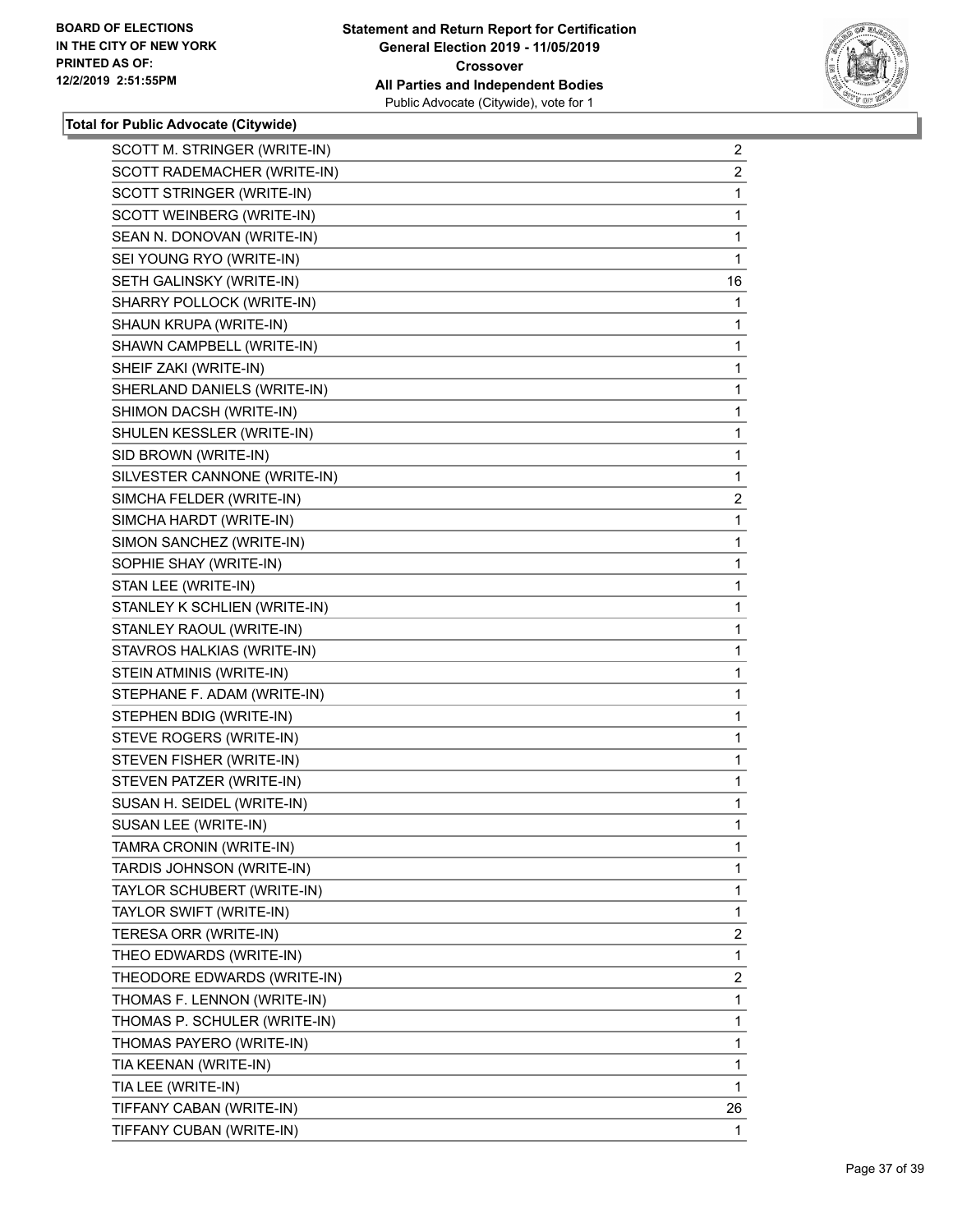**Total for Public Advocate (Citywide)**

| | |
|---|---|
| SCOTT M. STRINGER (WRITE-IN) | 2 |
| SCOTT RADEMACHER (WRITE-IN) | 2 |
| SCOTT STRINGER (WRITE-IN) | 1 |
| SCOTT WEINBERG (WRITE-IN) | 1 |
| SEAN N. DONOVAN (WRITE-IN) | 1 |
| SEI YOUNG RYO (WRITE-IN) | 1 |
| SETH GALINSKY (WRITE-IN) | 16 |
| SHARRY POLLOCK (WRITE-IN) | 1 |
| SHAUN KRUPA (WRITE-IN) | 1 |
| SHAWN CAMPBELL (WRITE-IN) | 1 |
| SHEIF ZAKI (WRITE-IN) | 1 |
| SHERLAND DANIELS (WRITE-IN) | 1 |
| SHIMON DACSH (WRITE-IN) | 1 |
| SHULEN KESSLER (WRITE-IN) | 1 |
| SID BROWN (WRITE-IN) | 1 |
| SILVESTER CANNONE (WRITE-IN) | 1 |
| SIMCHA FELDER (WRITE-IN) | 2 |
| SIMCHA HARDT (WRITE-IN) | 1 |
| SIMON SANCHEZ (WRITE-IN) | 1 |
| SOPHIE SHAY (WRITE-IN) | 1 |
| STAN LEE (WRITE-IN) | 1 |
| STANLEY K SCHLIEN (WRITE-IN) | 1 |
| STANLEY RAOUL (WRITE-IN) | 1 |
| STAVROS HALKIAS (WRITE-IN) | 1 |
| STEIN ATMINIS (WRITE-IN) | 1 |
| STEPHANE F. ADAM (WRITE-IN) | 1 |
| STEPHEN BDIG (WRITE-IN) | 1 |
| STEVE ROGERS (WRITE-IN) | 1 |
| STEVEN FISHER (WRITE-IN) | 1 |
| STEVEN PATZER (WRITE-IN) | 1 |
| SUSAN H. SEIDEL (WRITE-IN) | 1 |
| SUSAN LEE (WRITE-IN) | 1 |
| TAMRA CRONIN (WRITE-IN) | 1 |
| TARDIS JOHNSON (WRITE-IN) | 1 |
| TAYLOR SCHUBERT (WRITE-IN) | 1 |
| TAYLOR SWIFT (WRITE-IN) | 1 |
| TERESA ORR (WRITE-IN) | 2 |
| THEO EDWARDS (WRITE-IN) | 1 |
| THEODORE EDWARDS (WRITE-IN) | 2 |
| THOMAS F. LENNON (WRITE-IN) | 1 |
| THOMAS P. SCHULER (WRITE-IN) | 1 |
| THOMAS PAYERO (WRITE-IN) | 1 |
| TIA KEENAN (WRITE-IN) | 1 |
| TIA LEE (WRITE-IN) | 1 |
| TIFFANY CABAN (WRITE-IN) | 26 |
| TIFFANY CUBAN (WRITE-IN) | 1 |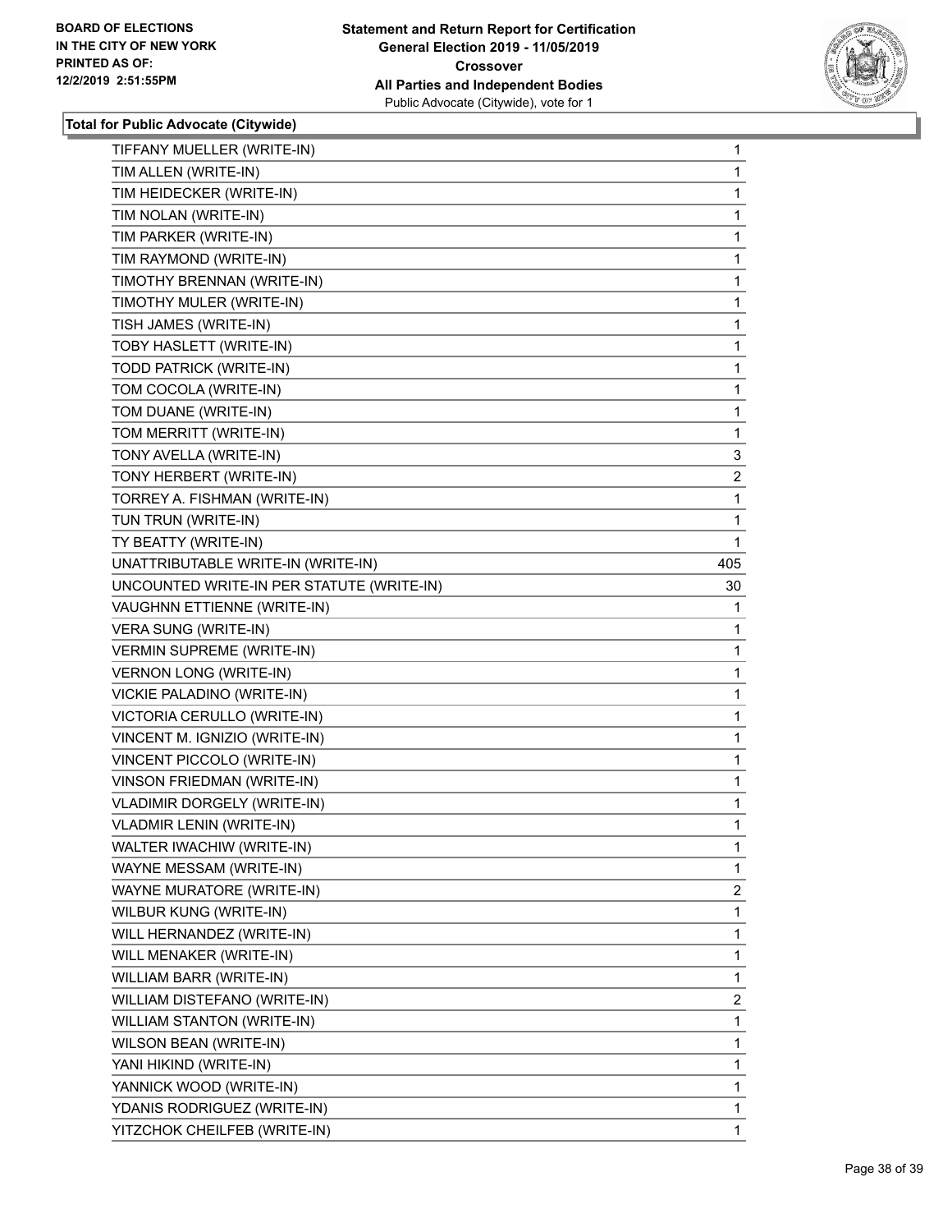**Total for Public Advocate (Citywide)**

| | |
|---|---|
| TIFFANY MUELLER (WRITE-IN) | 1 |
| TIM ALLEN (WRITE-IN) | 1 |
| TIM HEIDECKER (WRITE-IN) | 1 |
| TIM NOLAN (WRITE-IN) | 1 |
| TIM PARKER (WRITE-IN) | 1 |
| TIM RAYMOND (WRITE-IN) | 1 |
| TIMOTHY BRENNAN (WRITE-IN) | 1 |
| TIMOTHY MULER (WRITE-IN) | 1 |
| TISH JAMES (WRITE-IN) | 1 |
| TOBY HASLETT (WRITE-IN) | 1 |
| TODD PATRICK (WRITE-IN) | 1 |
| TOM COCOLA (WRITE-IN) | 1 |
| TOM DUANE (WRITE-IN) | 1 |
| TOM MERRITT (WRITE-IN) | 1 |
| TONY AVELLA (WRITE-IN) | 3 |
| TONY HERBERT (WRITE-IN) | 2 |
| TORREY A. FISHMAN (WRITE-IN) | 1 |
| TUN TRUN (WRITE-IN) | 1 |
| TY BEATTY (WRITE-IN) | 1 |
| UNATTRIBUTABLE WRITE-IN (WRITE-IN) | 405 |
| UNCOUNTED WRITE-IN PER STATUTE (WRITE-IN) | 30 |
| VAUGHNN ETTIENNE (WRITE-IN) | 1 |
| VERA SUNG (WRITE-IN) | 1 |
| VERMIN SUPREME (WRITE-IN) | 1 |
| VERNON LONG (WRITE-IN) | 1 |
| VICKIE PALADINO (WRITE-IN) | 1 |
| VICTORIA CERULLO (WRITE-IN) | 1 |
| VINCENT M. IGNIZIO (WRITE-IN) | 1 |
| VINCENT PICCOLO (WRITE-IN) | 1 |
| VINSON FRIEDMAN (WRITE-IN) | 1 |
| VLADIMIR DORGELY (WRITE-IN) | 1 |
| VLADMIR LENIN (WRITE-IN) | 1 |
| WALTER IWACHIW (WRITE-IN) | 1 |
| WAYNE MESSAM (WRITE-IN) | 1 |
| WAYNE MURATORE (WRITE-IN) | 2 |
| WILBUR KUNG (WRITE-IN) | 1 |
| WILL HERNANDEZ (WRITE-IN) | 1 |
| WILL MENAKER (WRITE-IN) | 1 |
| WILLIAM BARR (WRITE-IN) | 1 |
| WILLIAM DISTEFANO (WRITE-IN) | 2 |
| WILLIAM STANTON (WRITE-IN) | 1 |
| WILSON BEAN (WRITE-IN) | 1 |
| YANI HIKIND (WRITE-IN) | 1 |
| YANNICK WOOD (WRITE-IN) | 1 |
| YDANIS RODRIGUEZ (WRITE-IN) | 1 |
| YITZCHOK CHEILFEB (WRITE-IN) | 1 |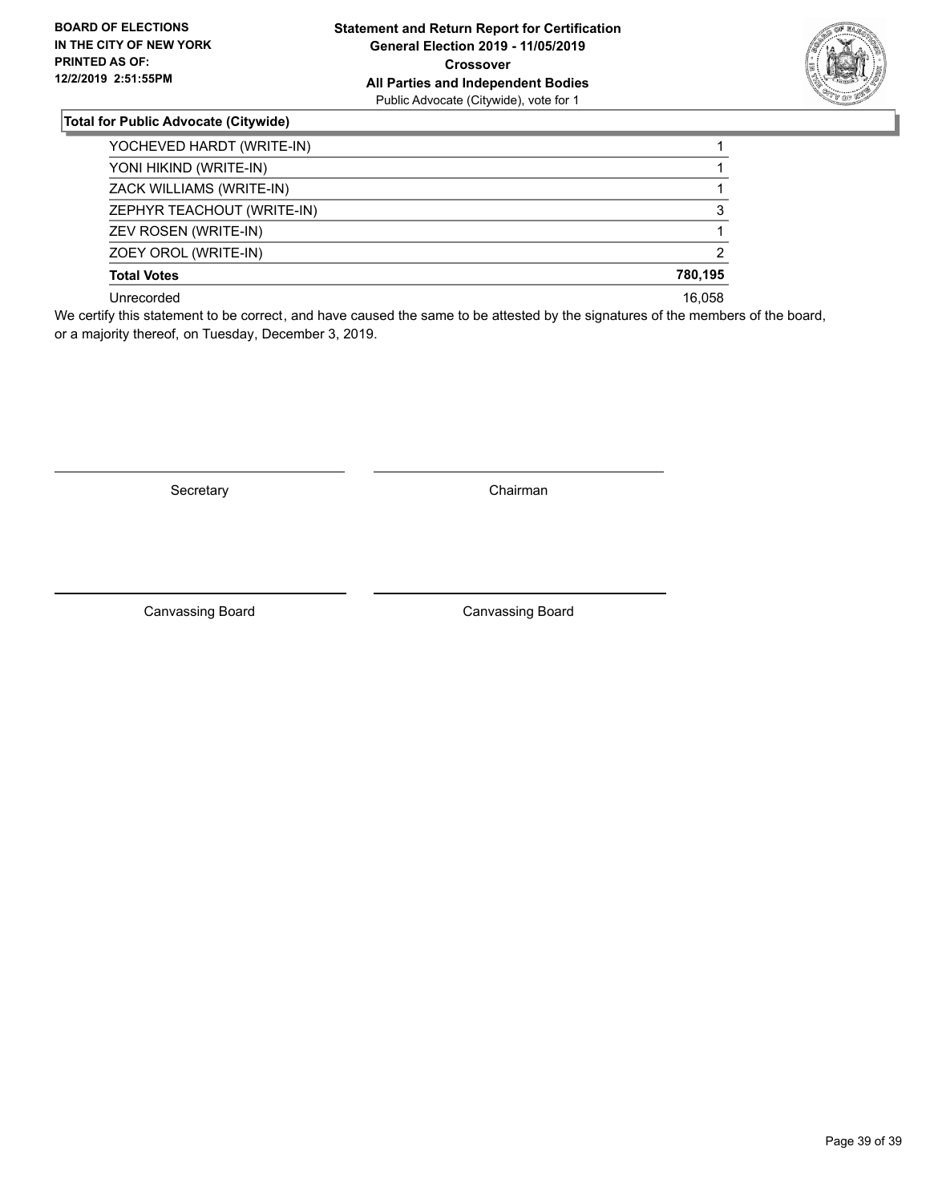**BOARD OF ELECTIONS IN THE CITY OF NEW YORK PRINTED AS OF: 12/2/2019 2:51:55PM**

**Statement and Return Report for Certification General Election 2019 - 11/05/2019 Crossover All Parties and Independent Bodies**
Public Advocate (Citywide), vote for 1

### Total for Public Advocate (Citywide)

| | |
|---|---|
| YOCHEVED HARDT (WRITE-IN) | 1 |
| YONI HIKIND (WRITE-IN) | 1 |
| ZACK WILLIAMS (WRITE-IN) | 1 |
| ZEPHYR TEACHOUT (WRITE-IN) | 3 |
| ZEV ROSEN (WRITE-IN) | 1 |
| ZOEY OROL (WRITE-IN) | 2 |
| **Total Votes** | **780,195** |
| Unrecorded | 16,058 |

We certify this statement to be correct, and have caused the same to be attested by the signatures of the members of the board, or a majority thereof, on Tuesday, December 3, 2019.

Secretary

Chairman

Canvassing Board

Canvassing Board